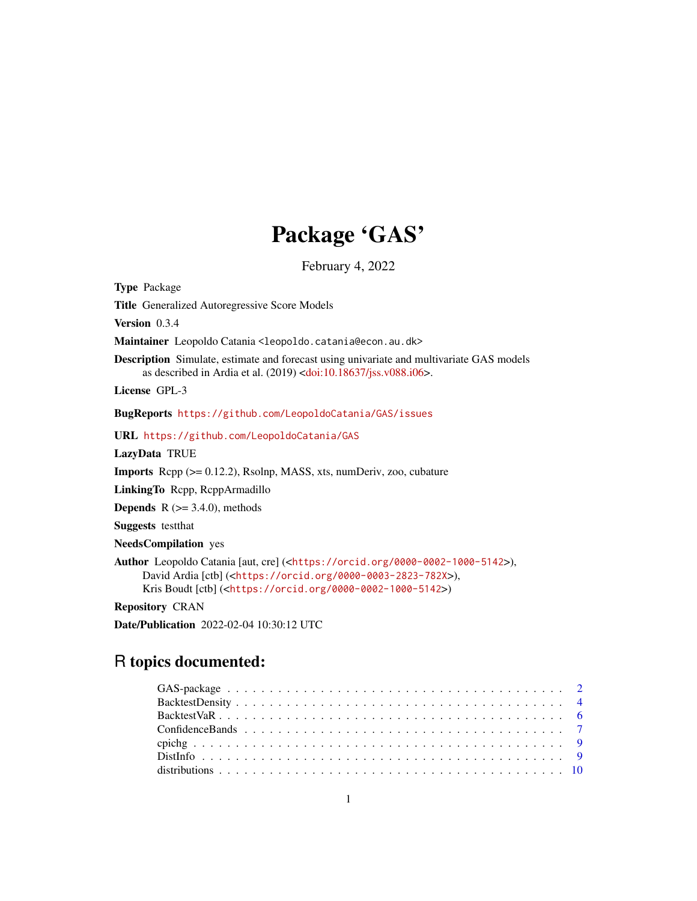# Package 'GAS'

February 4, 2022

**Type** Package

**Title** Generalized Autoregressive Score Models

**Version** 0.3.4

**Maintainer** Leopoldo Catania <leopoldo.catania@econ.au.dk>

**Description** Simulate, estimate and forecast using univariate and multivariate GAS models as described in Ardia et al. (2019) <doi:10.18637/jss.v088.i06>.

**License** GPL-3

**BugReports** https://github.com/LeopoldoCatania/GAS/issues

**URL** https://github.com/LeopoldoCatania/GAS

**LazyData** TRUE

**Imports** Rcpp (>= 0.12.2), Rsolnp, MASS, xts, numDeriv, zoo, cubature

**LinkingTo** Rcpp, RcppArmadillo

**Depends** R (>= 3.4.0), methods

**Suggests** testthat

**NeedsCompilation** yes

**Author** Leopoldo Catania [aut, cre] (<https://orcid.org/0000-0002-1000-5142>), David Ardia [ctb] (<https://orcid.org/0000-0003-2823-782X>), Kris Boudt [ctb] (<https://orcid.org/0000-0002-1000-5142>)

**Repository** CRAN

**Date/Publication** 2022-02-04 10:30:12 UTC

## R topics documented:

GAS-package . . . . . . . . . . . . . . . . . . . . . . . . . . . . . . . . . . . . . . . 2
BacktestDensity . . . . . . . . . . . . . . . . . . . . . . . . . . . . . . . . . . . . . . 4
BacktestVaR . . . . . . . . . . . . . . . . . . . . . . . . . . . . . . . . . . . . . . . . 6
ConfidenceBands . . . . . . . . . . . . . . . . . . . . . . . . . . . . . . . . . . . . . 7
cpichg . . . . . . . . . . . . . . . . . . . . . . . . . . . . . . . . . . . . . . . . . . . . 9
DistInfo . . . . . . . . . . . . . . . . . . . . . . . . . . . . . . . . . . . . . . . . . . . 9
distributions . . . . . . . . . . . . . . . . . . . . . . . . . . . . . . . . . . . . . . . . 10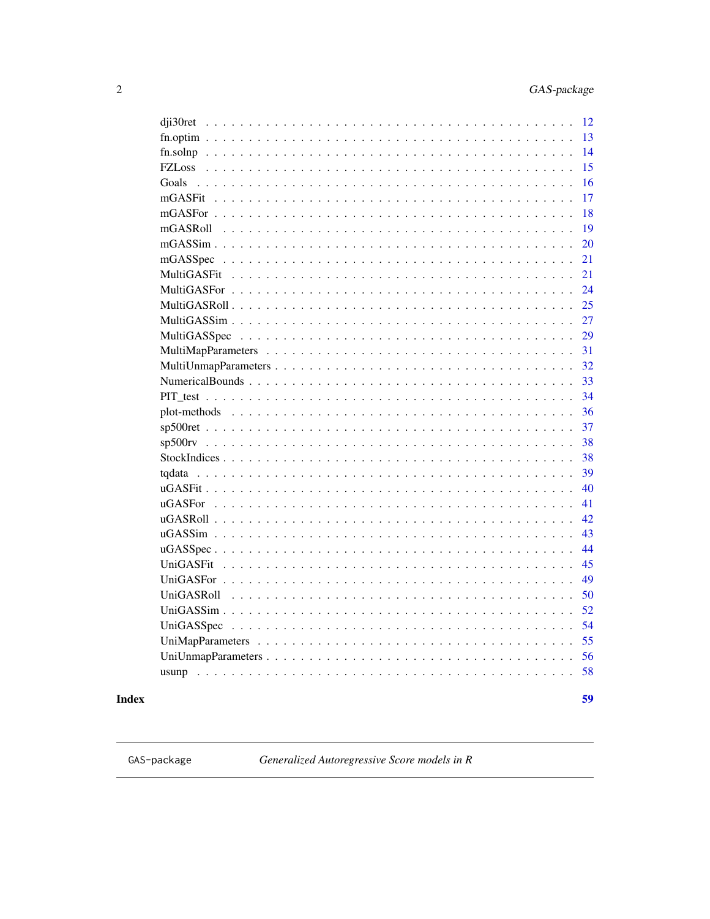dji30ret . . . . . . . . . . . . . . . . . . . . . . . . . . . . . . . . . . . . . . . . 12
fn.optim . . . . . . . . . . . . . . . . . . . . . . . . . . . . . . . . . . . . . . . . 13
fn.solnp . . . . . . . . . . . . . . . . . . . . . . . . . . . . . . . . . . . . . . . . 14
FZLoss . . . . . . . . . . . . . . . . . . . . . . . . . . . . . . . . . . . . . . . . 15
Goals . . . . . . . . . . . . . . . . . . . . . . . . . . . . . . . . . . . . . . . . 16
mGASFit . . . . . . . . . . . . . . . . . . . . . . . . . . . . . . . . . . . . . . . . 17
mGASFor . . . . . . . . . . . . . . . . . . . . . . . . . . . . . . . . . . . . . . . . 18
mGASRoll . . . . . . . . . . . . . . . . . . . . . . . . . . . . . . . . . . . . . . . . 19
mGASSim . . . . . . . . . . . . . . . . . . . . . . . . . . . . . . . . . . . . . . . . 20
mGASSpec . . . . . . . . . . . . . . . . . . . . . . . . . . . . . . . . . . . . . . . . 21
MultiGASFit . . . . . . . . . . . . . . . . . . . . . . . . . . . . . . . . . . . . . . . . 21
MultiGASFor . . . . . . . . . . . . . . . . . . . . . . . . . . . . . . . . . . . . . . . . 24
MultiGASRoll . . . . . . . . . . . . . . . . . . . . . . . . . . . . . . . . . . . . . . . . 25
MultiGASSim . . . . . . . . . . . . . . . . . . . . . . . . . . . . . . . . . . . . . . . . 27
MultiGASSpec . . . . . . . . . . . . . . . . . . . . . . . . . . . . . . . . . . . . . . . . 29
MultiMapParameters . . . . . . . . . . . . . . . . . . . . . . . . . . . . . . . . . . . . . . . . 31
MultiUnmapParameters . . . . . . . . . . . . . . . . . . . . . . . . . . . . . . . . . . . . . . . . 32
NumericalBounds . . . . . . . . . . . . . . . . . . . . . . . . . . . . . . . . . . . . . . . . 33
PIT_test . . . . . . . . . . . . . . . . . . . . . . . . . . . . . . . . . . . . . . . . 34
plot-methods . . . . . . . . . . . . . . . . . . . . . . . . . . . . . . . . . . . . . . . . 36
sp500ret . . . . . . . . . . . . . . . . . . . . . . . . . . . . . . . . . . . . . . . . 37
sp500rv . . . . . . . . . . . . . . . . . . . . . . . . . . . . . . . . . . . . . . . . 38
StockIndices . . . . . . . . . . . . . . . . . . . . . . . . . . . . . . . . . . . . . . . . 38
tqdata . . . . . . . . . . . . . . . . . . . . . . . . . . . . . . . . . . . . . . . . 39
uGASFit . . . . . . . . . . . . . . . . . . . . . . . . . . . . . . . . . . . . . . . . 40
uGASFor . . . . . . . . . . . . . . . . . . . . . . . . . . . . . . . . . . . . . . . . 41
uGASRoll . . . . . . . . . . . . . . . . . . . . . . . . . . . . . . . . . . . . . . . . 42
uGASSim . . . . . . . . . . . . . . . . . . . . . . . . . . . . . . . . . . . . . . . . 43
uGASSpec . . . . . . . . . . . . . . . . . . . . . . . . . . . . . . . . . . . . . . . . 44
UniGASFit . . . . . . . . . . . . . . . . . . . . . . . . . . . . . . . . . . . . . . . . 45
UniGASFor . . . . . . . . . . . . . . . . . . . . . . . . . . . . . . . . . . . . . . . . 49
UniGASRoll . . . . . . . . . . . . . . . . . . . . . . . . . . . . . . . . . . . . . . . . 50
UniGASSim . . . . . . . . . . . . . . . . . . . . . . . . . . . . . . . . . . . . . . . . 52
UniGASSpec . . . . . . . . . . . . . . . . . . . . . . . . . . . . . . . . . . . . . . . . 54
UniMapParameters . . . . . . . . . . . . . . . . . . . . . . . . . . . . . . . . . . . . . . . . 55
UniUnmapParameters . . . . . . . . . . . . . . . . . . . . . . . . . . . . . . . . . . . . . . . . 56
usunp . . . . . . . . . . . . . . . . . . . . . . . . . . . . . . . . . . . . . . . . 58

**Index** **59**

---

`GAS-package` *Generalized Autoregressive Score models in R*

---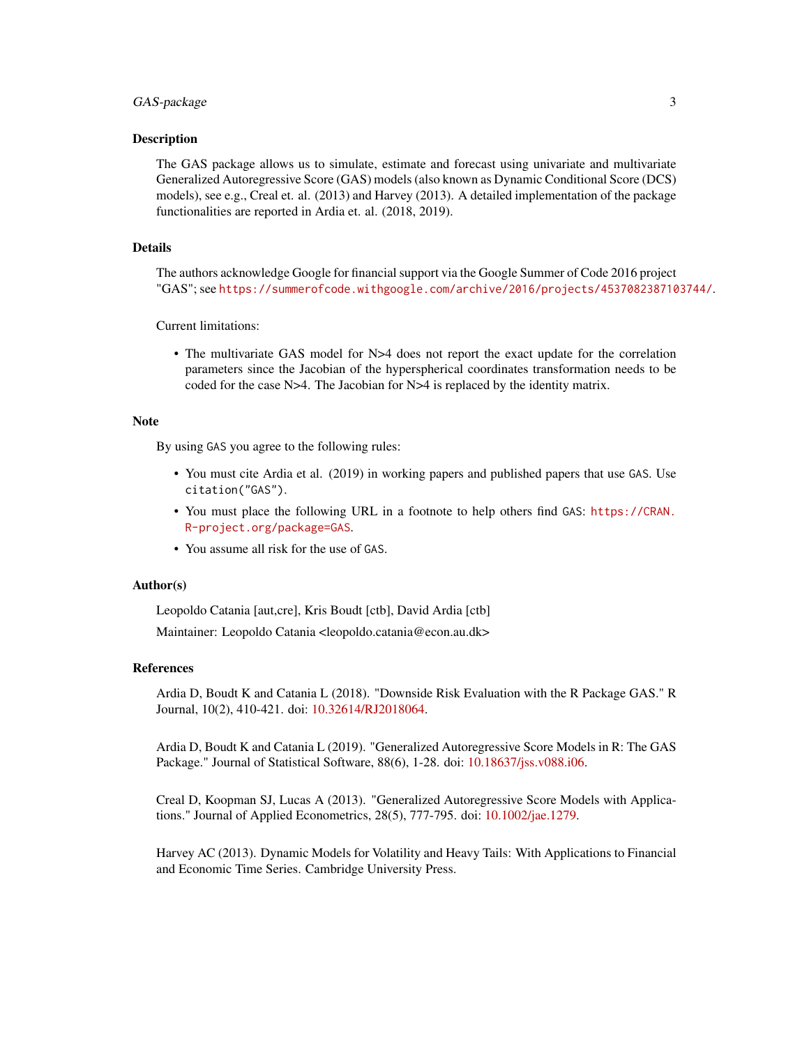## Description

The GAS package allows us to simulate, estimate and forecast using univariate and multivariate Generalized Autoregressive Score (GAS) models (also known as Dynamic Conditional Score (DCS) models), see e.g., Creal et. al. (2013) and Harvey (2013). A detailed implementation of the package functionalities are reported in Ardia et. al. (2018, 2019).

## Details

The authors acknowledge Google for financial support via the Google Summer of Code 2016 project "GAS"; see `https://summerofcode.withgoogle.com/archive/2016/projects/4537082387103744/`.

Current limitations:

- The multivariate GAS model for N>4 does not report the exact update for the correlation parameters since the Jacobian of the hyperspherical coordinates transformation needs to be coded for the case N>4. The Jacobian for N>4 is replaced by the identity matrix.

## Note

By using `GAS` you agree to the following rules:

- You must cite Ardia et al. (2019) in working papers and published papers that use `GAS`. Use `citation("GAS")`.
- You must place the following URL in a footnote to help others find `GAS`: `https://CRAN.R-project.org/package=GAS`.
- You assume all risk for the use of `GAS`.

## Author(s)

Leopoldo Catania [aut,cre], Kris Boudt [ctb], David Ardia [ctb]

Maintainer: Leopoldo Catania <leopoldo.catania@econ.au.dk>

## References

Ardia D, Boudt K and Catania L (2018). "Downside Risk Evaluation with the R Package GAS." R Journal, 10(2), 410-421. doi: 10.32614/RJ2018064.

Ardia D, Boudt K and Catania L (2019). "Generalized Autoregressive Score Models in R: The GAS Package." Journal of Statistical Software, 88(6), 1-28. doi: 10.18637/jss.v088.i06.

Creal D, Koopman SJ, Lucas A (2013). "Generalized Autoregressive Score Models with Applications." Journal of Applied Econometrics, 28(5), 777-795. doi: 10.1002/jae.1279.

Harvey AC (2013). Dynamic Models for Volatility and Heavy Tails: With Applications to Financial and Economic Time Series. Cambridge University Press.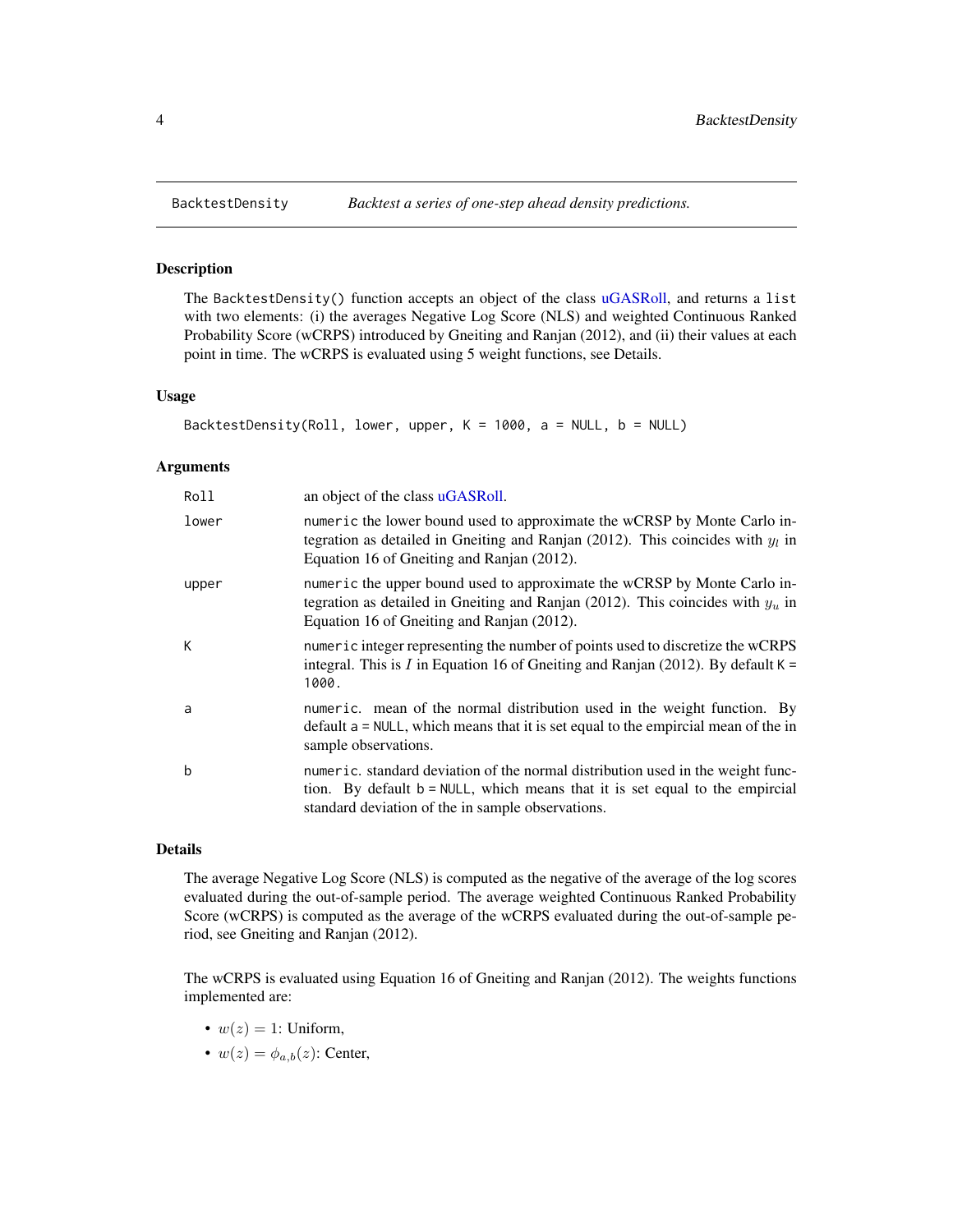BacktestDensity *Backtest a series of one-step ahead density predictions.*

## Description

The `BacktestDensity()` function accepts an object of the class uGASRoll, and returns a `list` with two elements: (i) the averages Negative Log Score (NLS) and weighted Continuous Ranked Probability Score (wCRPS) introduced by Gneiting and Ranjan (2012), and (ii) their values at each point in time. The wCRPS is evaluated using 5 weight functions, see Details.

## Usage

```
BacktestDensity(Roll, lower, upper, K = 1000, a = NULL, b = NULL)
```

## Arguments

- `Roll` — an object of the class uGASRoll.
- `lower` — `numeric` the lower bound used to approximate the wCRSP by Monte Carlo integration as detailed in Gneiting and Ranjan (2012). This coincides with $y_l$ in Equation 16 of Gneiting and Ranjan (2012).
- `upper` — `numeric` the upper bound used to approximate the wCRSP by Monte Carlo integration as detailed in Gneiting and Ranjan (2012). This coincides with $y_u$ in Equation 16 of Gneiting and Ranjan (2012).
- `K` — `numeric` integer representing the number of points used to discretize the wCRPS integral. This is $I$ in Equation 16 of Gneiting and Ranjan (2012). By default `K = 1000`.
- `a` — `numeric`. mean of the normal distribution used in the weight function. By default `a = NULL`, which means that it is set equal to the empircial mean of the in sample observations.
- `b` — `numeric`. standard deviation of the normal distribution used in the weight function. By default `b = NULL`, which means that it is set equal to the empircial standard deviation of the in sample observations.

## Details

The average Negative Log Score (NLS) is computed as the negative of the average of the log scores evaluated during the out-of-sample period. The average weighted Continuous Ranked Probability Score (wCRPS) is computed as the average of the wCRPS evaluated during the out-of-sample period, see Gneiting and Ranjan (2012).

The wCRPS is evaluated using Equation 16 of Gneiting and Ranjan (2012). The weights functions implemented are:

- $w(z) = 1$: Uniform,
- $w(z) = \phi_{a,b}(z)$: Center,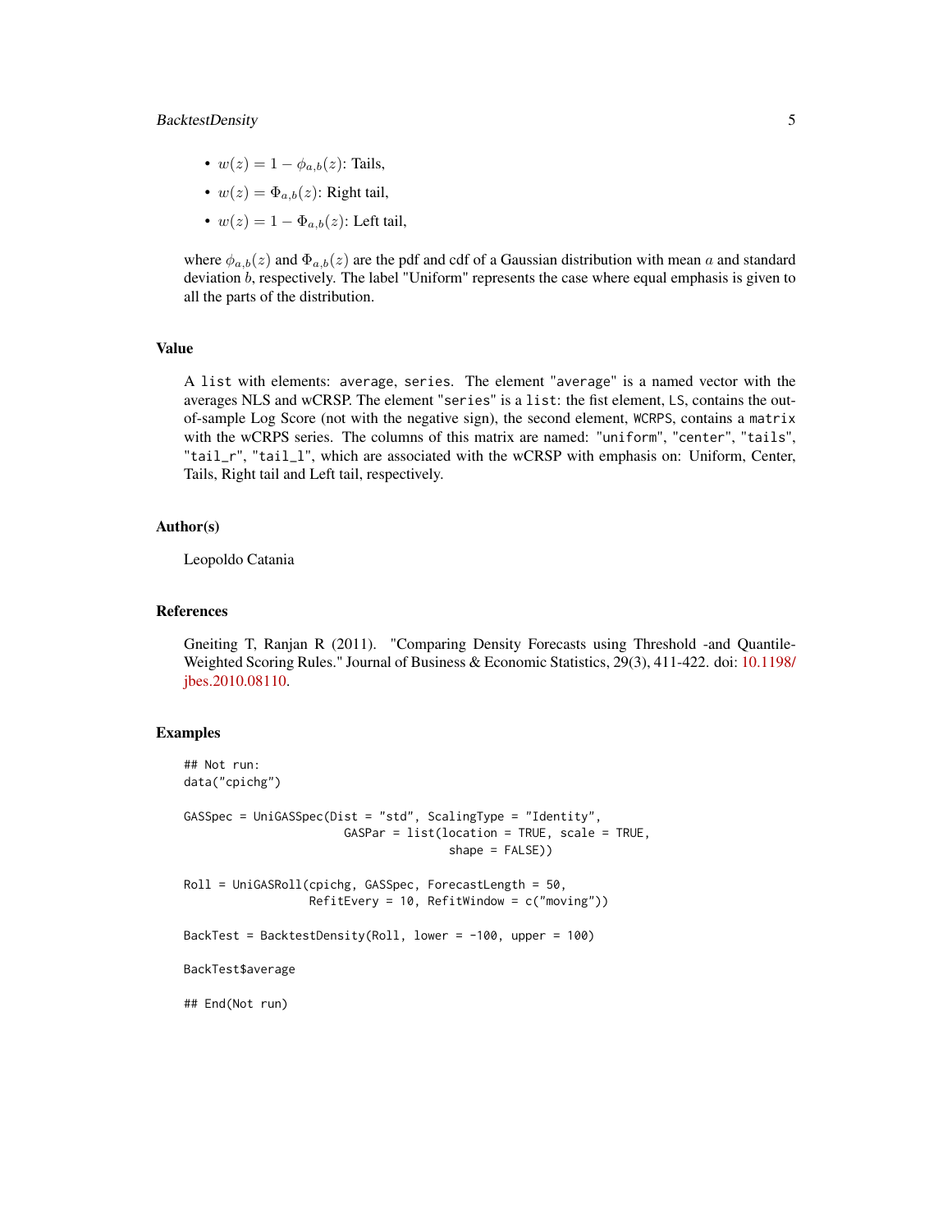- $w(z) = 1 - \phi_{a,b}(z)$: Tails,
- $w(z) = \Phi_{a,b}(z)$: Right tail,
- $w(z) = 1 - \Phi_{a,b}(z)$: Left tail,

where $\phi_{a,b}(z)$ and $\Phi_{a,b}(z)$ are the pdf and cdf of a Gaussian distribution with mean $a$ and standard deviation $b$, respectively. The label "Uniform" represents the case where equal emphasis is given to all the parts of the distribution.

### Value

A `list` with elements: `average`, `series`. The element "`average`" is a named vector with the averages NLS and wCRSP. The element "`series`" is a `list`: the fist element, `LS`, contains the out-of-sample Log Score (not with the negative sign), the second element, `WCRPS`, contains a `matrix` with the wCRPS series. The columns of this matrix are named: "`uniform`", "`center`", "`tails`", "`tail_r`", "`tail_l`", which are associated with the wCRSP with emphasis on: Uniform, Center, Tails, Right tail and Left tail, respectively.

### Author(s)

Leopoldo Catania

### References

Gneiting T, Ranjan R (2011). "Comparing Density Forecasts using Threshold -and Quantile-Weighted Scoring Rules." Journal of Business & Economic Statistics, 29(3), 411-422. doi: 10.1198/jbes.2010.08110.

### Examples

```
## Not run:
data("cpichg")

GASSpec = UniGASSpec(Dist = "std", ScalingType = "Identity",
                     GASPar = list(location = TRUE, scale = TRUE,
                                   shape = FALSE))

Roll = UniGASRoll(cpichg, GASSpec, ForecastLength = 50,
                  RefitEvery = 10, RefitWindow = c("moving"))

BackTest = BacktestDensity(Roll, lower = -100, upper = 100)

BackTest$average

## End(Not run)
```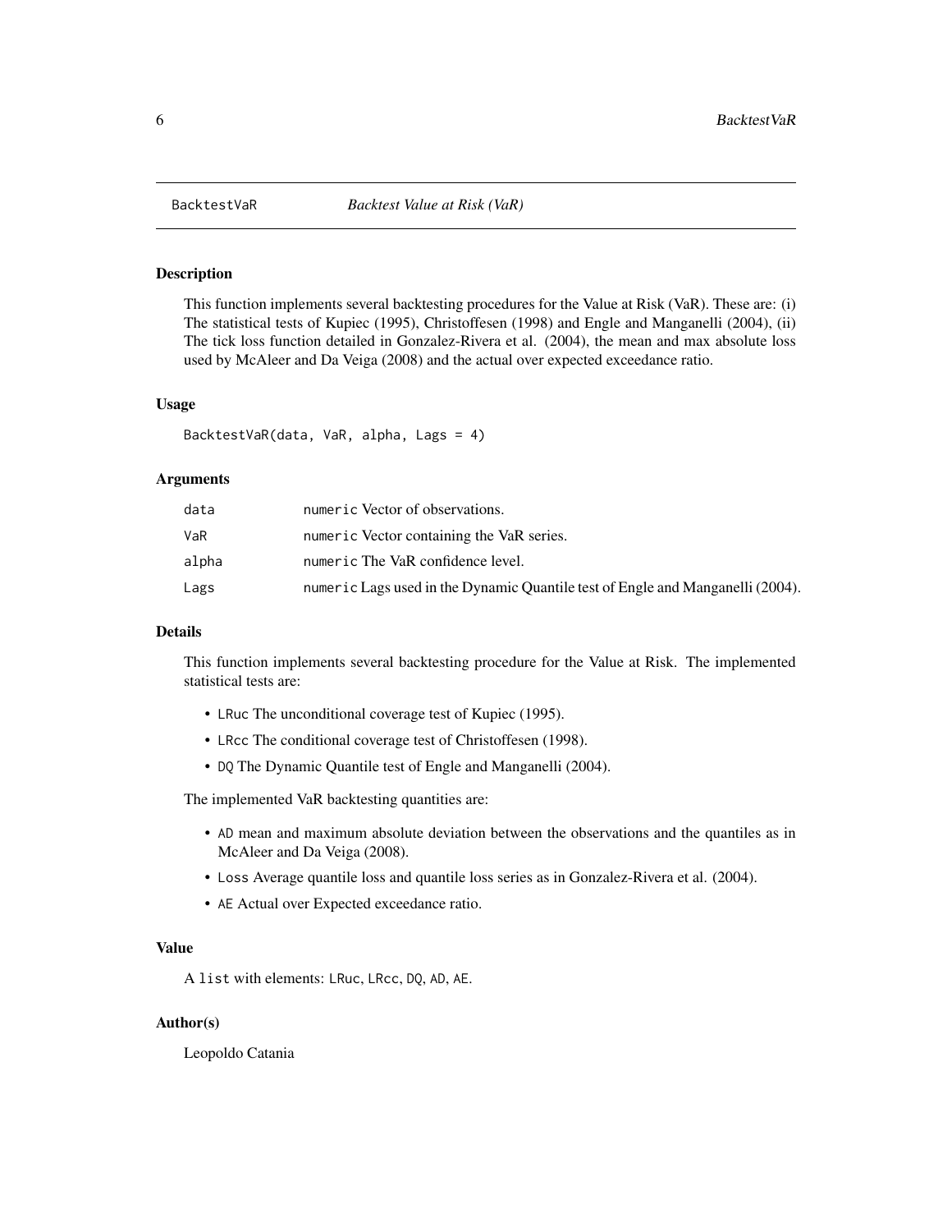BacktestVaR — *Backtest Value at Risk (VaR)*

## Description

This function implements several backtesting procedures for the Value at Risk (VaR). These are: (i) The statistical tests of Kupiec (1995), Christoffesen (1998) and Engle and Manganelli (2004), (ii) The tick loss function detailed in Gonzalez-Rivera et al. (2004), the mean and max absolute loss used by McAleer and Da Veiga (2008) and the actual over expected exceedance ratio.

## Usage

```
BacktestVaR(data, VaR, alpha, Lags = 4)
```

## Arguments

| | |
|---|---|
| data | `numeric` Vector of observations. |
| VaR | `numeric` Vector containing the VaR series. |
| alpha | `numeric` The VaR confidence level. |
| Lags | `numeric` Lags used in the Dynamic Quantile test of Engle and Manganelli (2004). |

## Details

This function implements several backtesting procedure for the Value at Risk. The implemented statistical tests are:

- `LRuc` The unconditional coverage test of Kupiec (1995).
- `LRcc` The conditional coverage test of Christoffesen (1998).
- `DQ` The Dynamic Quantile test of Engle and Manganelli (2004).

The implemented VaR backtesting quantities are:

- `AD` mean and maximum absolute deviation between the observations and the quantiles as in McAleer and Da Veiga (2008).
- `Loss` Average quantile loss and quantile loss series as in Gonzalez-Rivera et al. (2004).
- `AE` Actual over Expected exceedance ratio.

## Value

A `list` with elements: `LRuc`, `LRcc`, `DQ`, `AD`, `AE`.

## Author(s)

Leopoldo Catania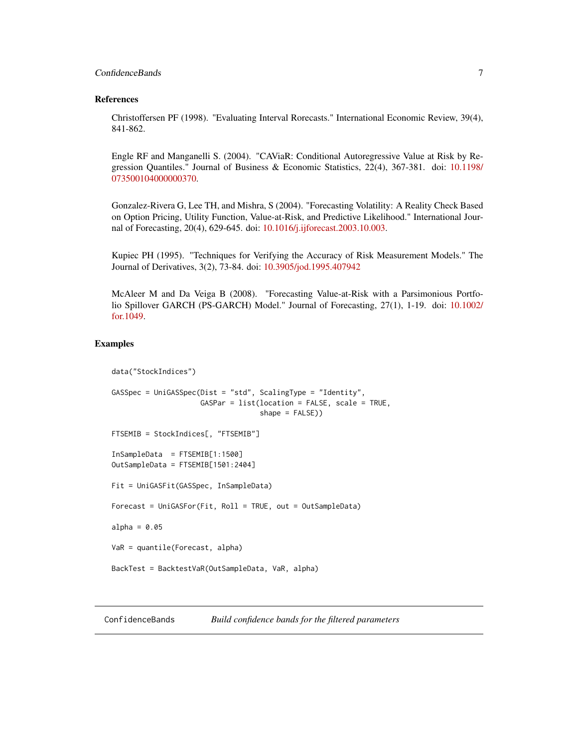### References

Christoffersen PF (1998). "Evaluating Interval Rorecasts." International Economic Review, 39(4), 841-862.

Engle RF and Manganelli S. (2004). "CAViaR: Conditional Autoregressive Value at Risk by Regression Quantiles." Journal of Business & Economic Statistics, 22(4), 367-381. doi: 10.1198/073500104000000370.

Gonzalez-Rivera G, Lee TH, and Mishra, S (2004). "Forecasting Volatility: A Reality Check Based on Option Pricing, Utility Function, Value-at-Risk, and Predictive Likelihood." International Journal of Forecasting, 20(4), 629-645. doi: 10.1016/j.ijforecast.2003.10.003.

Kupiec PH (1995). "Techniques for Verifying the Accuracy of Risk Measurement Models." The Journal of Derivatives, 3(2), 73-84. doi: 10.3905/jod.1995.407942

McAleer M and Da Veiga B (2008). "Forecasting Value-at-Risk with a Parsimonious Portfolio Spillover GARCH (PS-GARCH) Model." Journal of Forecasting, 27(1), 1-19. doi: 10.1002/for.1049.

### Examples

```
data("StockIndices")

GASSpec = UniGASSpec(Dist = "std", ScalingType = "Identity",
                     GASPar = list(location = FALSE, scale = TRUE,
                                   shape = FALSE))

FTSEMIB = StockIndices[, "FTSEMIB"]

InSampleData  = FTSEMIB[1:1500]
OutSampleData = FTSEMIB[1501:2404]

Fit = UniGASFit(GASSpec, InSampleData)

Forecast = UniGASFor(Fit, Roll = TRUE, out = OutSampleData)

alpha = 0.05

VaR = quantile(Forecast, alpha)

BackTest = BacktestVaR(OutSampleData, VaR, alpha)
```

## ConfidenceBands *Build confidence bands for the filtered parameters*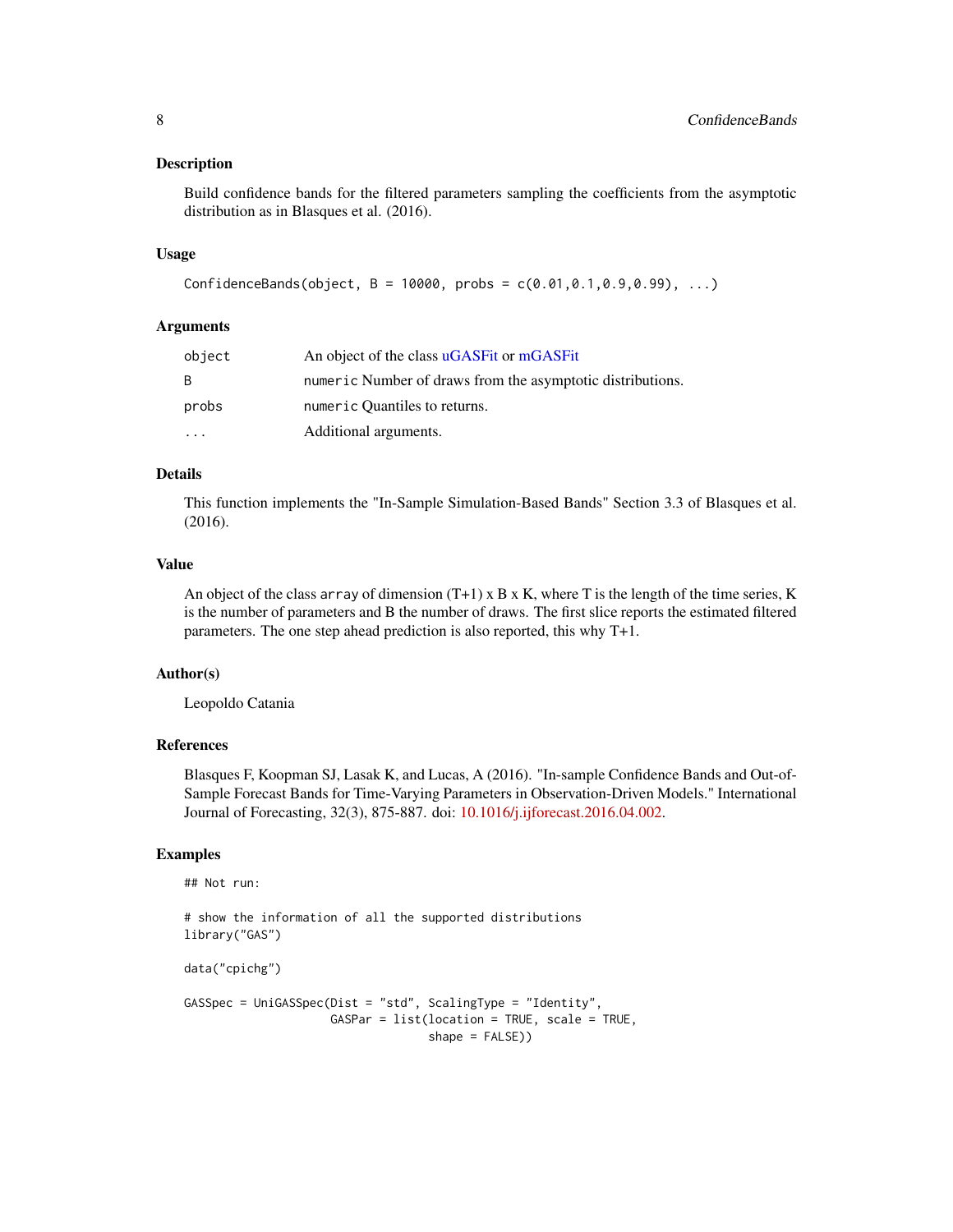## Description

Build confidence bands for the filtered parameters sampling the coefficients from the asymptotic distribution as in Blasques et al. (2016).

## Usage

```
ConfidenceBands(object, B = 10000, probs = c(0.01,0.1,0.9,0.99), ...)
```

## Arguments

| | |
|---|---|
| object | An object of the class uGASFit or mGASFit |
| B | `numeric` Number of draws from the asymptotic distributions. |
| probs | `numeric` Quantiles to returns. |
| ... | Additional arguments. |

## Details

This function implements the "In-Sample Simulation-Based Bands" Section 3.3 of Blasques et al. (2016).

## Value

An object of the class `array` of dimension (T+1) x B x K, where T is the length of the time series, K is the number of parameters and B the number of draws. The first slice reports the estimated filtered parameters. The one step ahead prediction is also reported, this why T+1.

## Author(s)

Leopoldo Catania

## References

Blasques F, Koopman SJ, Lasak K, and Lucas, A (2016). "In-sample Confidence Bands and Out-of-Sample Forecast Bands for Time-Varying Parameters in Observation-Driven Models." International Journal of Forecasting, 32(3), 875-887. doi: 10.1016/j.ijforecast.2016.04.002.

## Examples

```
## Not run:

# show the information of all the supported distributions
library("GAS")

data("cpichg")

GASSpec = UniGASSpec(Dist = "std", ScalingType = "Identity",
                     GASPar = list(location = TRUE, scale = TRUE,
                                   shape = FALSE))
```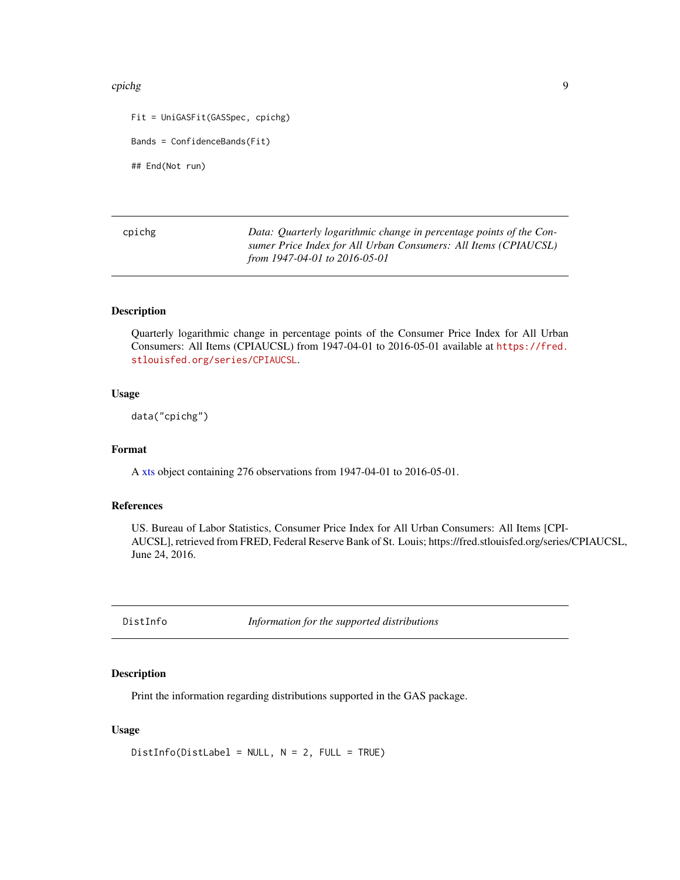```
Fit = UniGASFit(GASSpec, cpichg)

Bands = ConfidenceBands(Fit)

## End(Not run)
```

---

`cpichg` *Data: Quarterly logarithmic change in percentage points of the Consumer Price Index for All Urban Consumers: All Items (CPIAUCSL) from 1947-04-01 to 2016-05-01*

---

### Description

Quarterly logarithmic change in percentage points of the Consumer Price Index for All Urban Consumers: All Items (CPIAUCSL) from 1947-04-01 to 2016-05-01 available at https://fred.stlouisfed.org/series/CPIAUCSL.

### Usage

```
data("cpichg")
```

### Format

A xts object containing 276 observations from 1947-04-01 to 2016-05-01.

### References

US. Bureau of Labor Statistics, Consumer Price Index for All Urban Consumers: All Items [CPIAUCSL], retrieved from FRED, Federal Reserve Bank of St. Louis; https://fred.stlouisfed.org/series/CPIAUCSL, June 24, 2016.

---

`DistInfo` *Information for the supported distributions*

---

### Description

Print the information regarding distributions supported in the GAS package.

### Usage

```
DistInfo(DistLabel = NULL, N = 2, FULL = TRUE)
```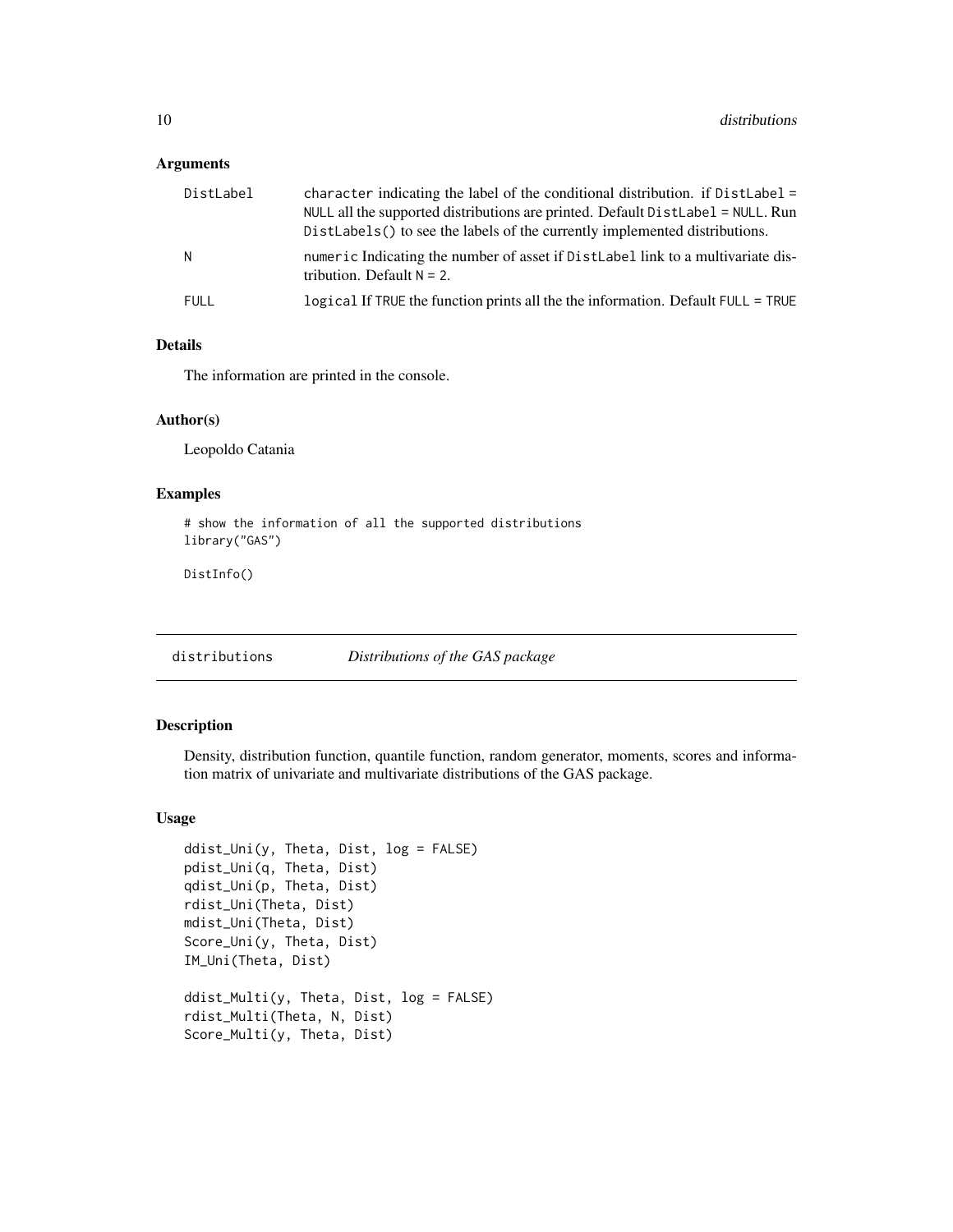### Arguments

| | |
|---|---|
| DistLabel | character indicating the label of the conditional distribution. if DistLabel = NULL all the supported distributions are printed. Default DistLabel = NULL. Run DistLabels() to see the labels of the currently implemented distributions. |
| N | numeric Indicating the number of asset if DistLabel link to a multivariate distribution. Default N = 2. |
| FULL | logical If TRUE the function prints all the the information. Default FULL = TRUE |

### Details

The information are printed in the console.

### Author(s)

Leopoldo Catania

### Examples

```
# show the information of all the supported distributions
library("GAS")

DistInfo()
```

---

## distributions *Distributions of the GAS package*

---

### Description

Density, distribution function, quantile function, random generator, moments, scores and information matrix of univariate and multivariate distributions of the GAS package.

### Usage

```
ddist_Uni(y, Theta, Dist, log = FALSE)
pdist_Uni(q, Theta, Dist)
qdist_Uni(p, Theta, Dist)
rdist_Uni(Theta, Dist)
mdist_Uni(Theta, Dist)
Score_Uni(y, Theta, Dist)
IM_Uni(Theta, Dist)

ddist_Multi(y, Theta, Dist, log = FALSE)
rdist_Multi(Theta, N, Dist)
Score_Multi(y, Theta, Dist)
```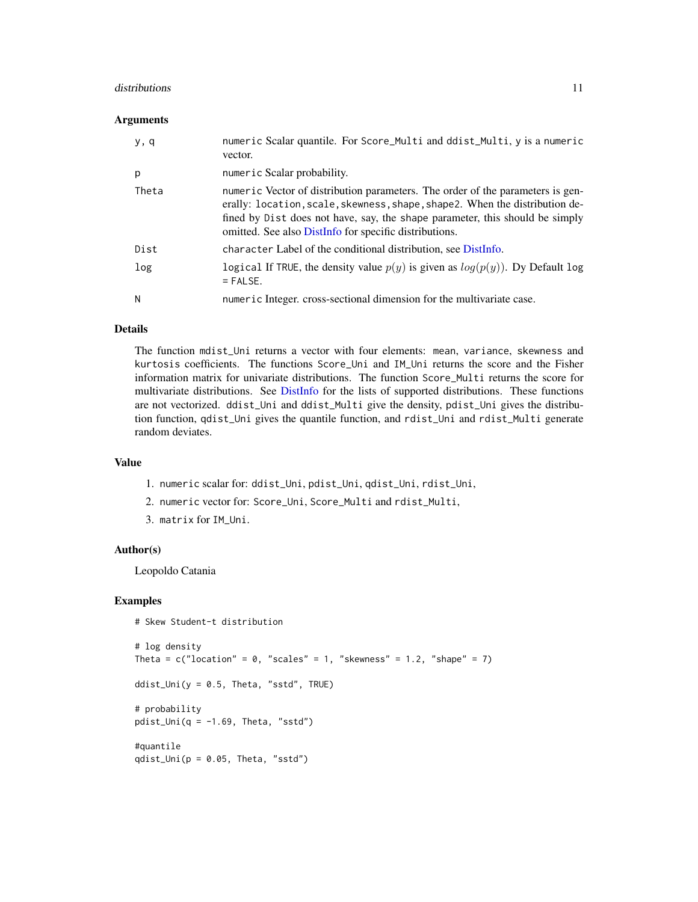## Arguments

| | |
|---|---|
| y, q | numeric Scalar quantile. For Score_Multi and ddist_Multi, y is a numeric vector. |
| p | numeric Scalar probability. |
| Theta | numeric Vector of distribution parameters. The order of the parameters is generally: location,scale,skewness,shape,shape2. When the distribution defined by Dist does not have, say, the shape parameter, this should be simply omitted. See also DistInfo for specific distributions. |
| Dist | character Label of the conditional distribution, see DistInfo. |
| log | logical If TRUE, the density value $p(y)$ is given as $log(p(y))$. Dy Default log = FALSE. |
| N | numeric Integer. cross-sectional dimension for the multivariate case. |

## Details

The function mdist_Uni returns a vector with four elements: mean, variance, skewness and kurtosis coefficients. The functions Score_Uni and IM_Uni returns the score and the Fisher information matrix for univariate distributions. The function Score_Multi returns the score for multivariate distributions. See DistInfo for the lists of supported distributions. These functions are not vectorized. ddist_Uni and ddist_Multi give the density, pdist_Uni gives the distribution function, qdist_Uni gives the quantile function, and rdist_Uni and rdist_Multi generate random deviates.

## Value

1. numeric scalar for: ddist_Uni, pdist_Uni, qdist_Uni, rdist_Uni,
2. numeric vector for: Score_Uni, Score_Multi and rdist_Multi,
3. matrix for IM_Uni.

## Author(s)

Leopoldo Catania

## Examples

```
# Skew Student-t distribution

# log density
Theta = c("location" = 0, "scales" = 1, "skewness" = 1.2, "shape" = 7)

ddist_Uni(y = 0.5, Theta, "sstd", TRUE)

# probability
pdist_Uni(q = -1.69, Theta, "sstd")

#quantile
qdist_Uni(p = 0.05, Theta, "sstd")
```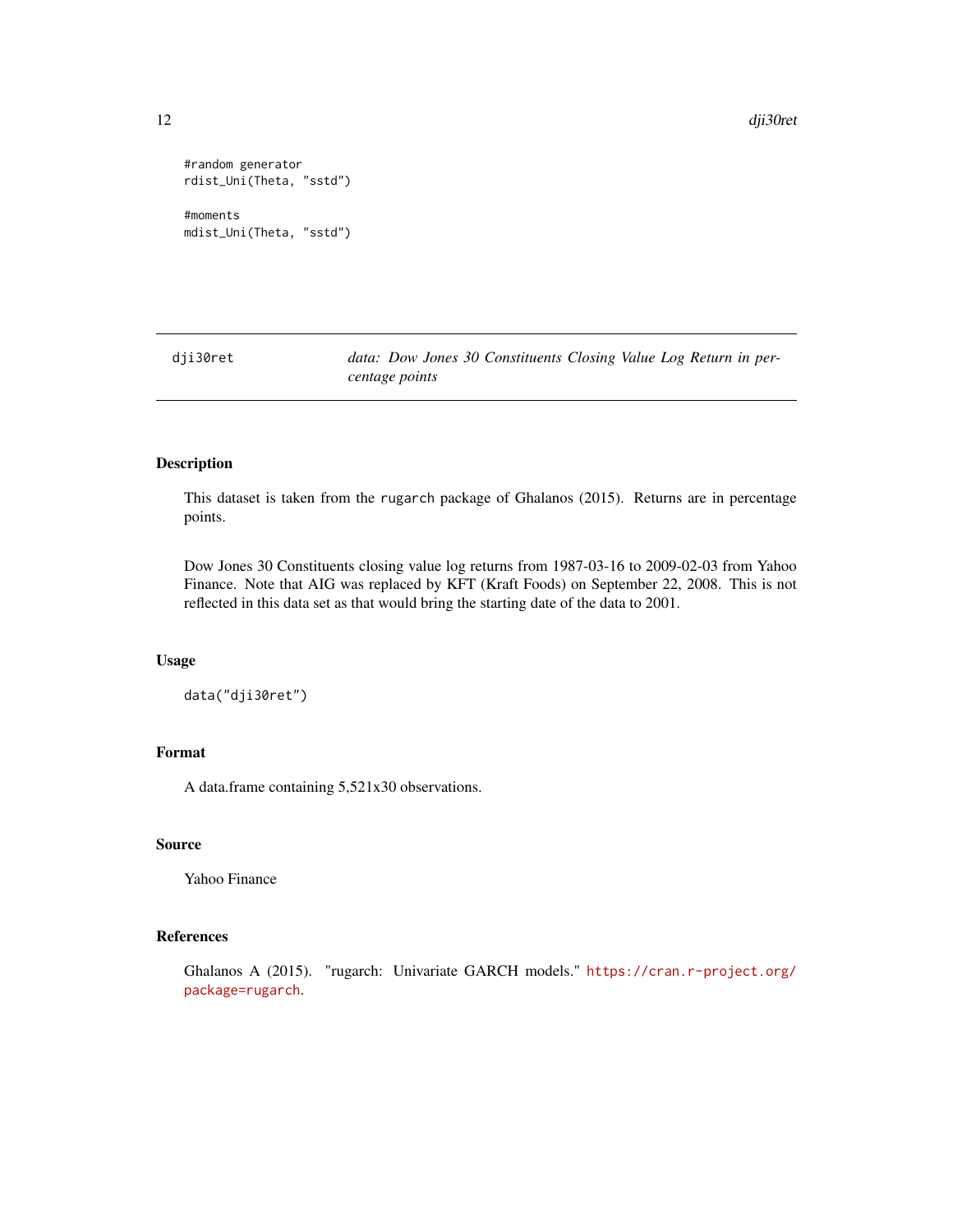```
#random generator
rdist_Uni(Theta, "sstd")

#moments
mdist_Uni(Theta, "sstd")
```

## dji30ret — *data: Dow Jones 30 Constituents Closing Value Log Return in percentage points*

### Description

This dataset is taken from the rugarch package of Ghalanos (2015). Returns are in percentage points.

Dow Jones 30 Constituents closing value log returns from 1987-03-16 to 2009-02-03 from Yahoo Finance. Note that AIG was replaced by KFT (Kraft Foods) on September 22, 2008. This is not reflected in this data set as that would bring the starting date of the data to 2001.

### Usage

```
data("dji30ret")
```

### Format

A data.frame containing 5,521x30 observations.

### Source

Yahoo Finance

### References

Ghalanos A (2015). "rugarch: Univariate GARCH models." https://cran.r-project.org/package=rugarch.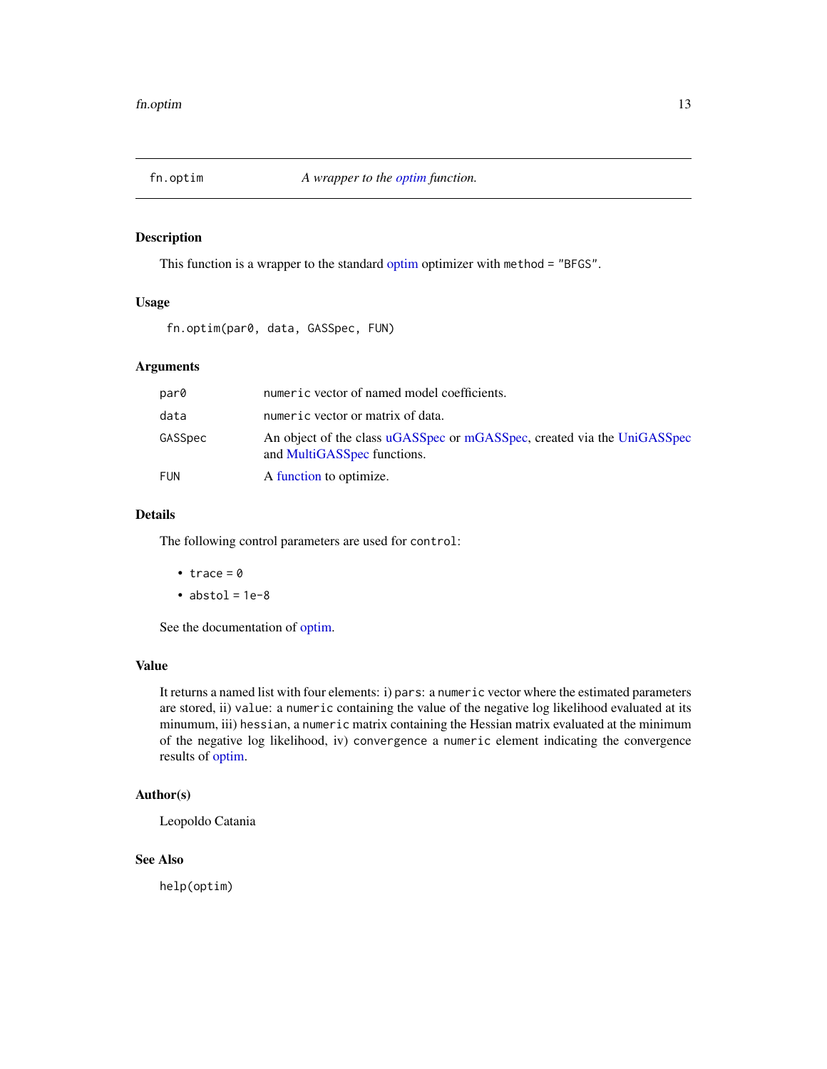fn.optim — *A wrapper to the optim function.*

## Description

This function is a wrapper to the standard optim optimizer with `method = "BFGS"`.

## Usage

```
fn.optim(par0, data, GASSpec, FUN)
```

## Arguments

| | |
|---|---|
| `par0` | `numeric` vector of named model coefficients. |
| `data` | `numeric` vector or matrix of data. |
| `GASSpec` | An object of the class uGASSpec or mGASSpec, created via the UniGASSpec and MultiGASSpec functions. |
| `FUN` | A function to optimize. |

## Details

The following control parameters are used for `control`:

- `trace = 0`
- `abstol = 1e-8`

See the documentation of optim.

## Value

It returns a named list with four elements: i) `pars`: a `numeric` vector where the estimated parameters are stored, ii) `value`: a `numeric` containing the value of the negative log likelihood evaluated at its minumum, iii) `hessian`, a `numeric` matrix containing the Hessian matrix evaluated at the minimum of the negative log likelihood, iv) `convergence` a `numeric` element indicating the convergence results of optim.

## Author(s)

Leopoldo Catania

## See Also

`help(optim)`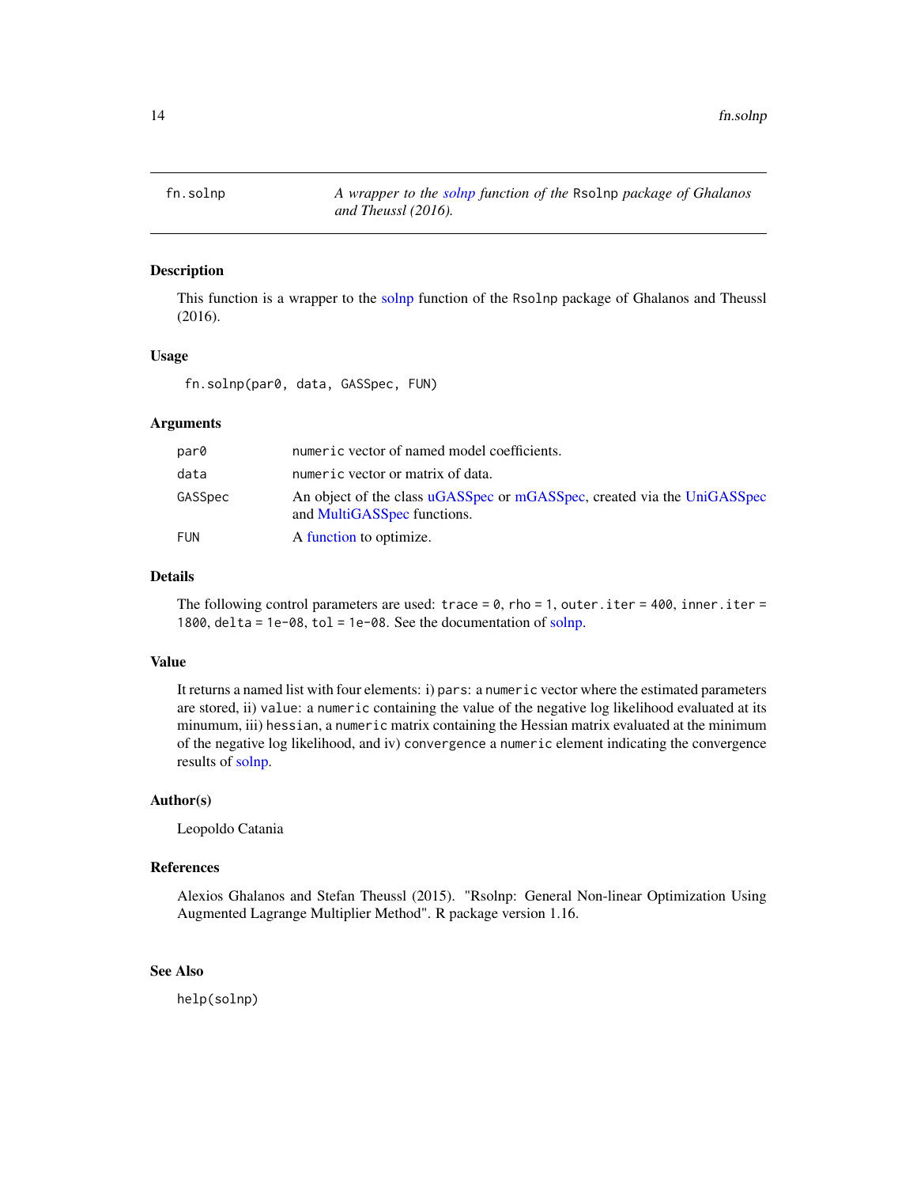fn.solnp — *A wrapper to the solnp function of the* Rsolnp *package of Ghalanos and Theussl (2016).*

### Description

This function is a wrapper to the solnp function of the Rsolnp package of Ghalanos and Theussl (2016).

### Usage

```
fn.solnp(par0, data, GASSpec, FUN)
```

### Arguments

| | |
|---|---|
| par0 | numeric vector of named model coefficients. |
| data | numeric vector or matrix of data. |
| GASSpec | An object of the class uGASSpec or mGASSpec, created via the UniGASSpec and MultiGASSpec functions. |
| FUN | A function to optimize. |

### Details

The following control parameters are used: trace = 0, rho = 1, outer.iter = 400, inner.iter = 1800, delta = 1e-08, tol = 1e-08. See the documentation of solnp.

### Value

It returns a named list with four elements: i) pars: a numeric vector where the estimated parameters are stored, ii) value: a numeric containing the value of the negative log likelihood evaluated at its minumum, iii) hessian, a numeric matrix containing the Hessian matrix evaluated at the minimum of the negative log likelihood, and iv) convergence a numeric element indicating the convergence results of solnp.

### Author(s)

Leopoldo Catania

### References

Alexios Ghalanos and Stefan Theussl (2015). "Rsolnp: General Non-linear Optimization Using Augmented Lagrange Multiplier Method". R package version 1.16.

### See Also

help(solnp)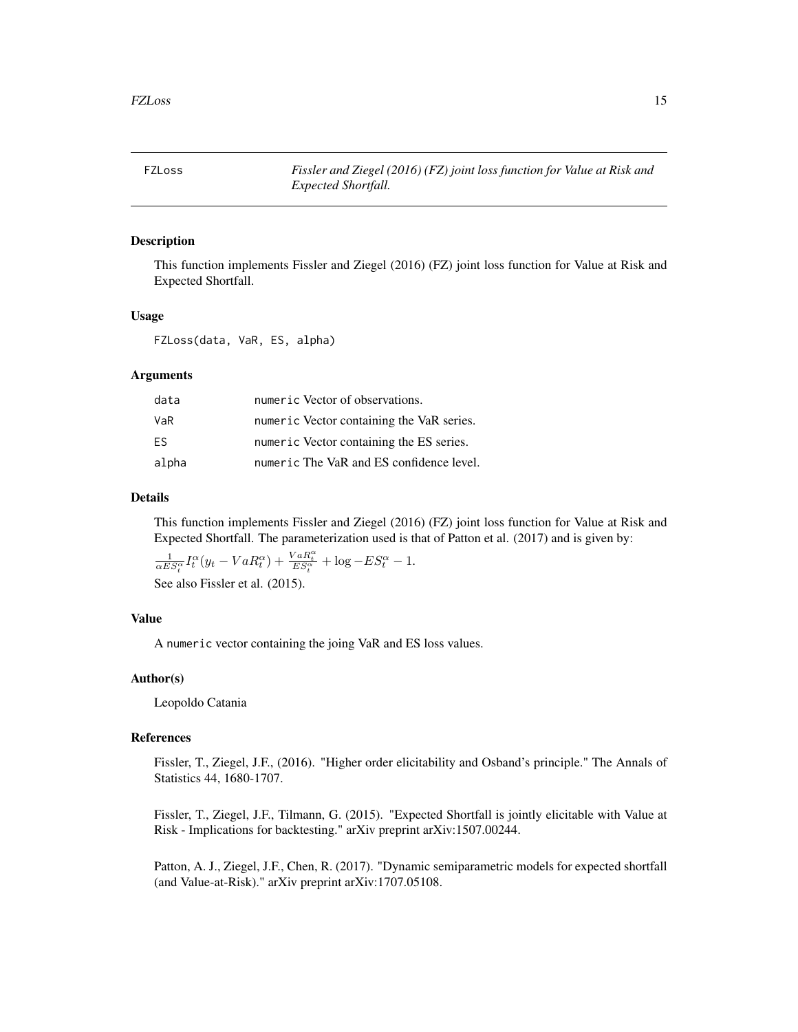FZLoss *Fissler and Ziegel (2016) (FZ) joint loss function for Value at Risk and Expected Shortfall.*

## Description

This function implements Fissler and Ziegel (2016) (FZ) joint loss function for Value at Risk and Expected Shortfall.

## Usage

```
FZLoss(data, VaR, ES, alpha)
```

## Arguments

| | |
|---|---|
| data | numeric Vector of observations. |
| VaR | numeric Vector containing the VaR series. |
| ES | numeric Vector containing the ES series. |
| alpha | numeric The VaR and ES confidence level. |

## Details

This function implements Fissler and Ziegel (2016) (FZ) joint loss function for Value at Risk and Expected Shortfall. The parameterization used is that of Patton et al. (2017) and is given by:

$\frac{1}{\alpha ES_t^\alpha} I_t^\alpha (y_t - VaR_t^\alpha) + \frac{VaR_t^\alpha}{ES_t^\alpha} + \log -ES_t^\alpha - 1.$

See also Fissler et al. (2015).

## Value

A numeric vector containing the joing VaR and ES loss values.

## Author(s)

Leopoldo Catania

## References

Fissler, T., Ziegel, J.F., (2016). "Higher order elicitability and Osband's principle." The Annals of Statistics 44, 1680-1707.

Fissler, T., Ziegel, J.F., Tilmann, G. (2015). "Expected Shortfall is jointly elicitable with Value at Risk - Implications for backtesting." arXiv preprint arXiv:1507.00244.

Patton, A. J., Ziegel, J.F., Chen, R. (2017). "Dynamic semiparametric models for expected shortfall (and Value-at-Risk)." arXiv preprint arXiv:1707.05108.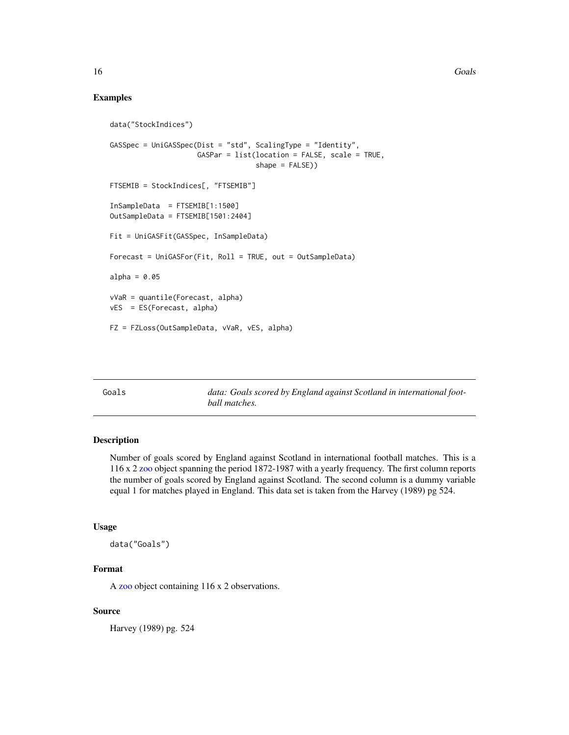## Examples

```
data("StockIndices")

GASSpec = UniGASSpec(Dist = "std", ScalingType = "Identity",
                     GASPar = list(location = FALSE, scale = TRUE,
                                   shape = FALSE))

FTSEMIB = StockIndices[, "FTSEMIB"]

InSampleData  = FTSEMIB[1:1500]
OutSampleData = FTSEMIB[1501:2404]

Fit = UniGASFit(GASSpec, InSampleData)

Forecast = UniGASFor(Fit, Roll = TRUE, out = OutSampleData)

alpha = 0.05

vVaR = quantile(Forecast, alpha)
vES  = ES(Forecast, alpha)

FZ = FZLoss(OutSampleData, vVaR, vES, alpha)
```

---

# Goals — *data: Goals scored by England against Scotland in international football matches.*

## Description

Number of goals scored by England against Scotland in international football matches. This is a 116 x 2 zoo object spanning the period 1872-1987 with a yearly frequency. The first column reports the number of goals scored by England against Scotland. The second column is a dummy variable equal 1 for matches played in England. This data set is taken from the Harvey (1989) pg 524.

## Usage

```
data("Goals")
```

## Format

A zoo object containing 116 x 2 observations.

## Source

Harvey (1989) pg. 524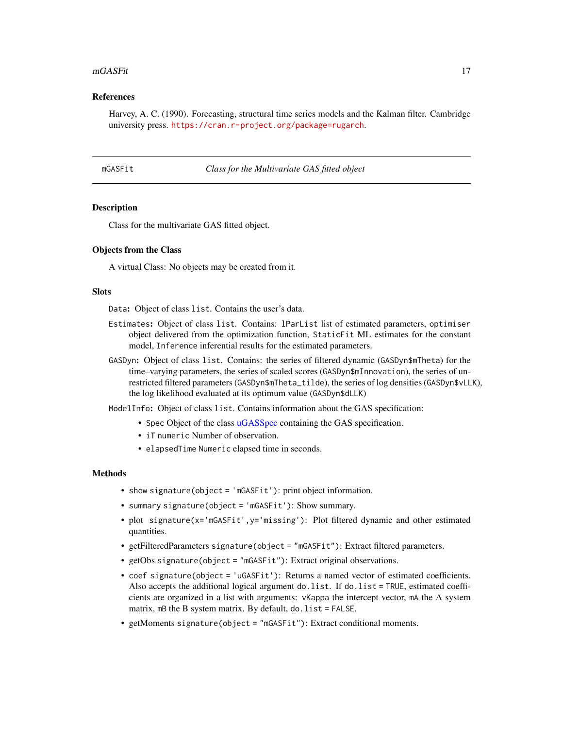### References

Harvey, A. C. (1990). Forecasting, structural time series models and the Kalman filter. Cambridge university press. https://cran.r-project.org/package=rugarch.

---

## mGASFit — *Class for the Multivariate GAS fitted object*

### Description

Class for the multivariate GAS fitted object.

### Objects from the Class

A virtual Class: No objects may be created from it.

### Slots

`Data`**:** Object of class `list`. Contains the user's data.

`Estimates`**:** Object of class `list`. Contains: `lParList` list of estimated parameters, `optimiser` object delivered from the optimization function, `StaticFit` ML estimates for the constant model, `Inference` inferential results for the estimated parameters.

`GASDyn`**:** Object of class `list`. Contains: the series of filtered dynamic (`GASDyn$mTheta`) for the time–varying parameters, the series of scaled scores (`GASDyn$mInnovation`), the series of unrestricted filtered parameters (`GASDyn$mTheta_tilde`), the series of log densities (`GASDyn$vLLK`), the log likelihood evaluated at its optimum value (`GASDyn$dLLK`)

`ModelInfo`**:** Object of class `list`. Contains information about the GAS specification:

- `Spec` Object of the class uGASSpec containing the GAS specification.
- `iT` `numeric` Number of observation.
- `elapsedTime` `Numeric` elapsed time in seconds.

### Methods

- show `signature(object = 'mGASFit')`: print object information.
- summary `signature(object = 'mGASFit')`: Show summary.
- plot `signature(x='mGASFit',y='missing')`: Plot filtered dynamic and other estimated quantities.
- getFilteredParameters `signature(object = "mGASFit")`: Extract filtered parameters.
- getObs `signature(object = "mGASFit")`: Extract original observations.
- `coef` `signature(object = 'uGASFit')`: Returns a named vector of estimated coefficients. Also accepts the additional logical argument `do.list`. If `do.list = TRUE`, estimated coefficients are organized in a list with arguments: `vKappa` the intercept vector, `mA` the A system matrix, `mB` the B system matrix. By default, `do.list = FALSE`.
- getMoments `signature(object = "mGASFit")`: Extract conditional moments.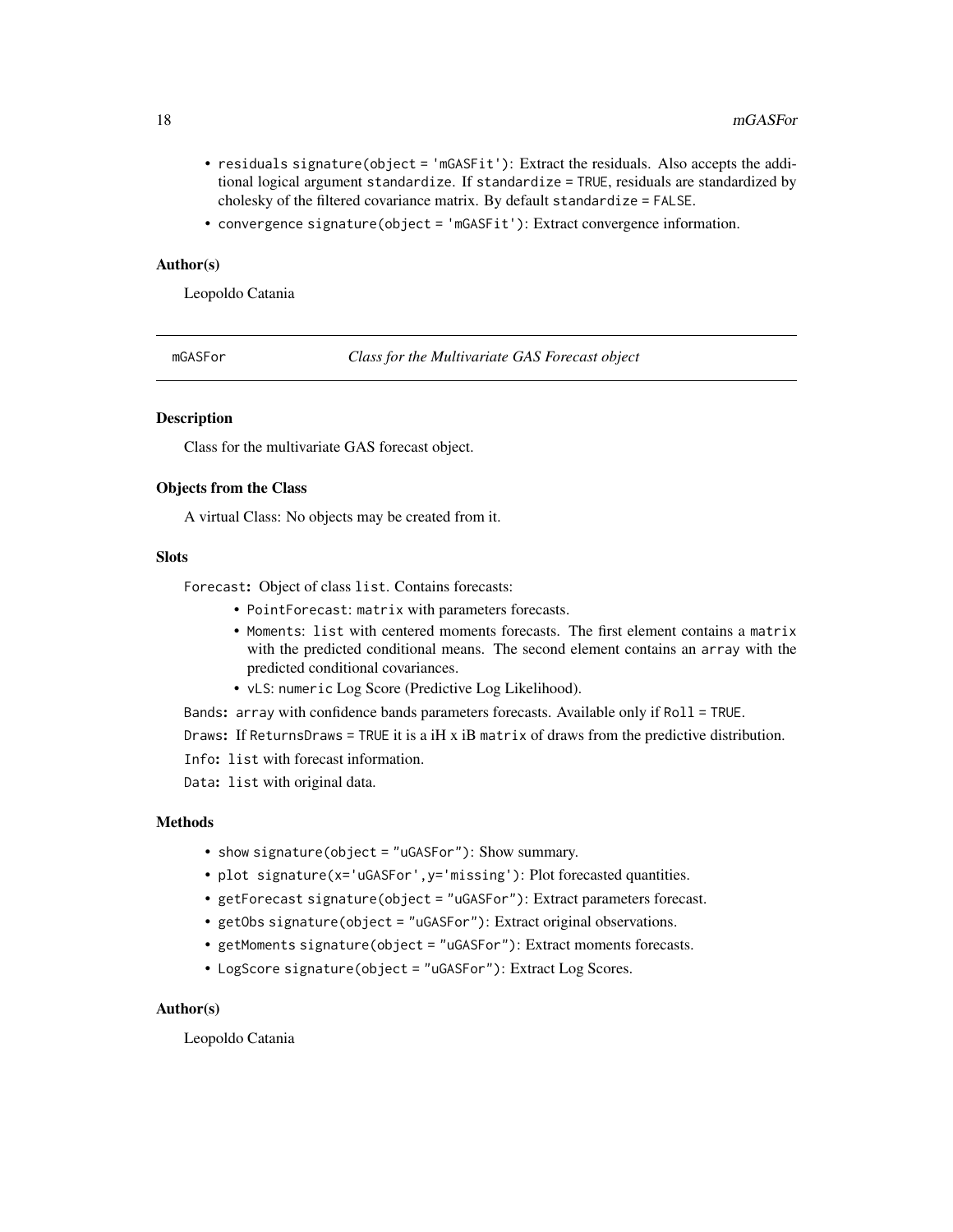- `residuals` `signature(object = 'mGASFit')`: Extract the residuals. Also accepts the additional logical argument `standardize`. If `standardize = TRUE`, residuals are standardized by cholesky of the filtered covariance matrix. By default `standardize = FALSE`.
- `convergence` `signature(object = 'mGASFit')`: Extract convergence information.

### Author(s)

Leopoldo Catania

---

## mGASFor — *Class for the Multivariate GAS Forecast object*

---

### Description

Class for the multivariate GAS forecast object.

### Objects from the Class

A virtual Class: No objects may be created from it.

### Slots

`Forecast`: Object of class `list`. Contains forecasts:

- `PointForecast`: `matrix` with parameters forecasts.
- `Moments`: `list` with centered moments forecasts. The first element contains a `matrix` with the predicted conditional means. The second element contains an `array` with the predicted conditional covariances.
- `vLS`: `numeric` Log Score (Predictive Log Likelihood).

`Bands`: `array` with confidence bands parameters forecasts. Available only if `Roll = TRUE`.

`Draws`: If `ReturnsDraws = TRUE` it is a iH x iB `matrix` of draws from the predictive distribution.

`Info`: `list` with forecast information.

`Data`: `list` with original data.

### Methods

- `show` `signature(object = "uGASFor")`: Show summary.
- `plot signature(x='uGASFor',y='missing')`: Plot forecasted quantities.
- `getForecast` `signature(object = "uGASFor")`: Extract parameters forecast.
- `getObs` `signature(object = "uGASFor")`: Extract original observations.
- `getMoments` `signature(object = "uGASFor")`: Extract moments forecasts.
- `LogScore` `signature(object = "uGASFor")`: Extract Log Scores.

### Author(s)

Leopoldo Catania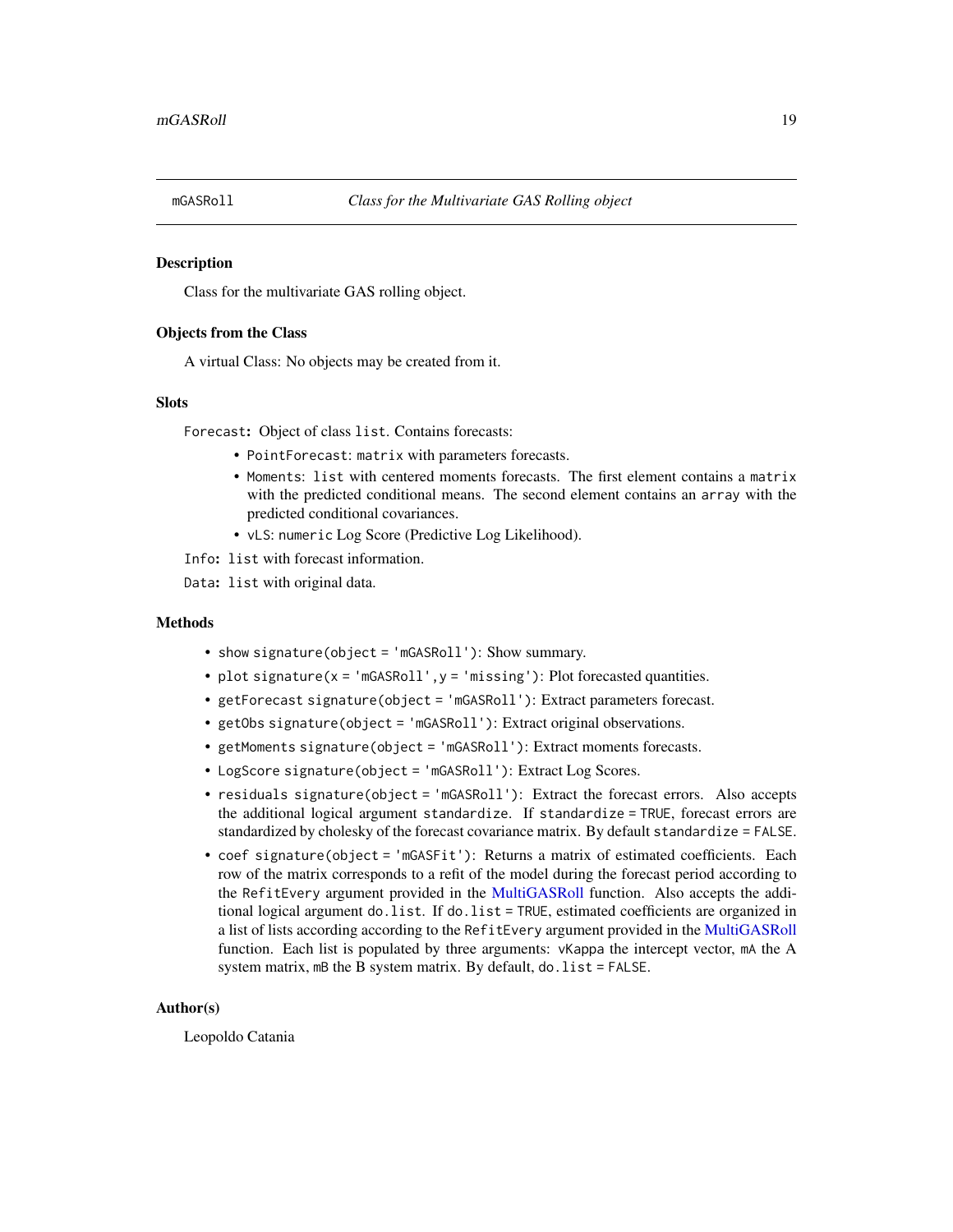# mGASRoll — *Class for the Multivariate GAS Rolling object*

## Description

Class for the multivariate GAS rolling object.

## Objects from the Class

A virtual Class: No objects may be created from it.

## Slots

`Forecast`**:** Object of class `list`. Contains forecasts:

- `PointForecast`: `matrix` with parameters forecasts.
- `Moments`: `list` with centered moments forecasts. The first element contains a `matrix` with the predicted conditional means. The second element contains an `array` with the predicted conditional covariances.
- `vLS`: `numeric` Log Score (Predictive Log Likelihood).

`Info`**:** `list` with forecast information.

`Data`**:** `list` with original data.

## Methods

- `show` `signature(object = 'mGASRoll')`: Show summary.
- `plot` `signature(x = 'mGASRoll', y = 'missing')`: Plot forecasted quantities.
- `getForecast` `signature(object = 'mGASRoll')`: Extract parameters forecast.
- `getObs` `signature(object = 'mGASRoll')`: Extract original observations.
- `getMoments` `signature(object = 'mGASRoll')`: Extract moments forecasts.
- `LogScore` `signature(object = 'mGASRoll')`: Extract Log Scores.
- `residuals` `signature(object = 'mGASRoll')`: Extract the forecast errors. Also accepts the additional logical argument `standardize`. If `standardize = TRUE`, forecast errors are standardized by cholesky of the forecast covariance matrix. By default `standardize = FALSE`.
- `coef` `signature(object = 'mGASFit')`: Returns a matrix of estimated coefficients. Each row of the matrix corresponds to a refit of the model during the forecast period according to the `RefitEvery` argument provided in the MultiGASRoll function. Also accepts the additional logical argument `do.list`. If `do.list = TRUE`, estimated coefficients are organized in a list of lists according according to the `RefitEvery` argument provided in the MultiGASRoll function. Each list is populated by three arguments: `vKappa` the intercept vector, `mA` the A system matrix, `mB` the B system matrix. By default, `do.list = FALSE`.

## Author(s)

Leopoldo Catania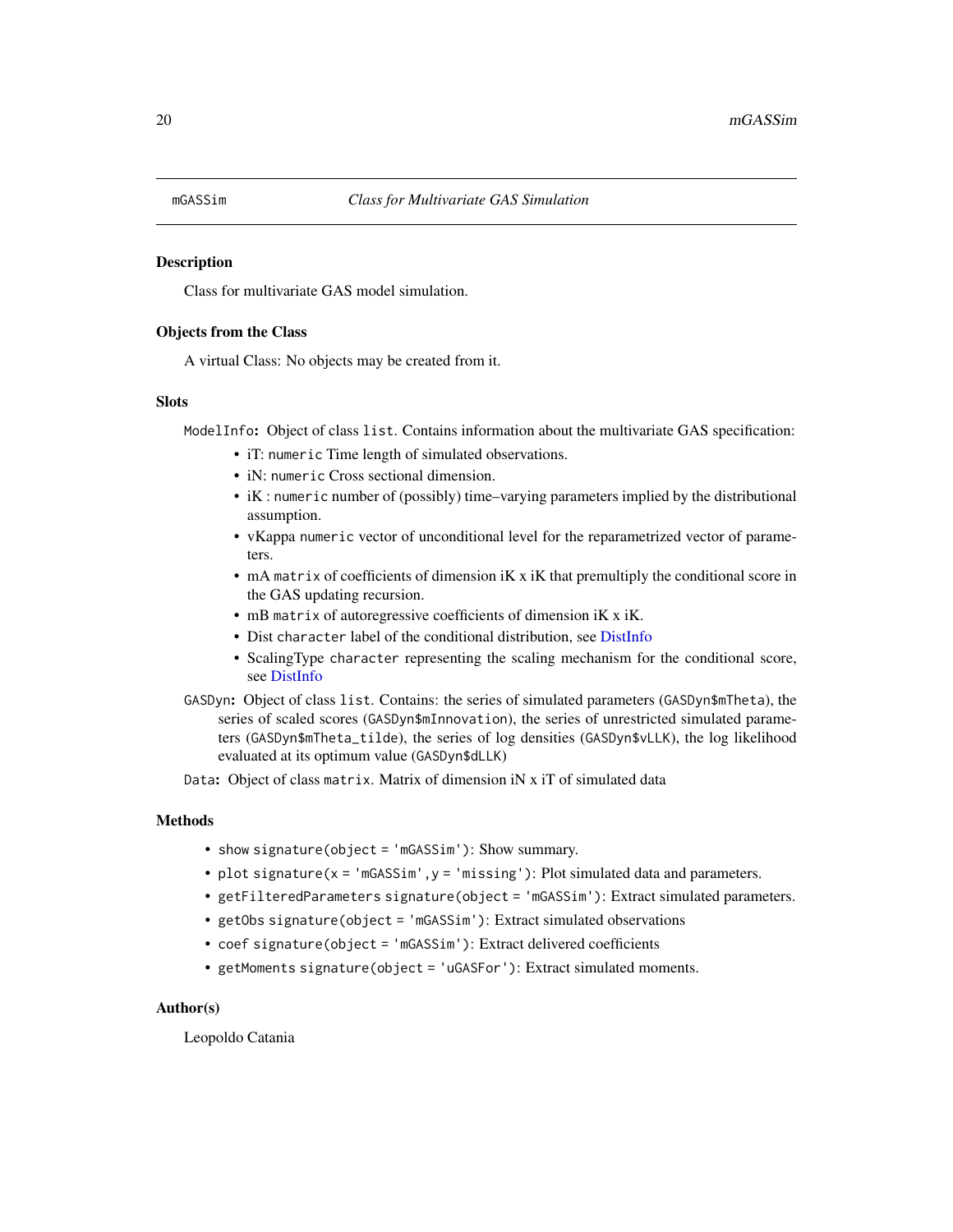`mGASSim` *Class for Multivariate GAS Simulation*

### Description

Class for multivariate GAS model simulation.

### Objects from the Class

A virtual Class: No objects may be created from it.

### Slots

`ModelInfo`**:** Object of class `list`. Contains information about the multivariate GAS specification:

- iT: `numeric` Time length of simulated observations.
- iN: `numeric` Cross sectional dimension.
- iK : `numeric` number of (possibly) time–varying parameters implied by the distributional assumption.
- vKappa `numeric` vector of unconditional level for the reparametrized vector of parameters.
- mA `matrix` of coefficients of dimension iK x iK that premultiply the conditional score in the GAS updating recursion.
- mB `matrix` of autoregressive coefficients of dimension iK x iK.
- Dist `character` label of the conditional distribution, see DistInfo
- ScalingType `character` representing the scaling mechanism for the conditional score, see DistInfo

`GASDyn`**:** Object of class `list`. Contains: the series of simulated parameters (`GASDyn$mTheta`), the series of scaled scores (`GASDyn$mInnovation`), the series of unrestricted simulated parameters (`GASDyn$mTheta_tilde`), the series of log densities (`GASDyn$vLLK`), the log likelihood evaluated at its optimum value (`GASDyn$dLLK`)

`Data`**:** Object of class `matrix`. Matrix of dimension iN x iT of simulated data

### Methods

- `show signature(object = 'mGASSim')`: Show summary.
- `plot signature(x = 'mGASSim', y = 'missing')`: Plot simulated data and parameters.
- `getFilteredParameters signature(object = 'mGASSim')`: Extract simulated parameters.
- `getObs signature(object = 'mGASSim')`: Extract simulated observations
- `coef signature(object = 'mGASSim')`: Extract delivered coefficients
- `getMoments signature(object = 'uGASFor')`: Extract simulated moments.

### Author(s)

Leopoldo Catania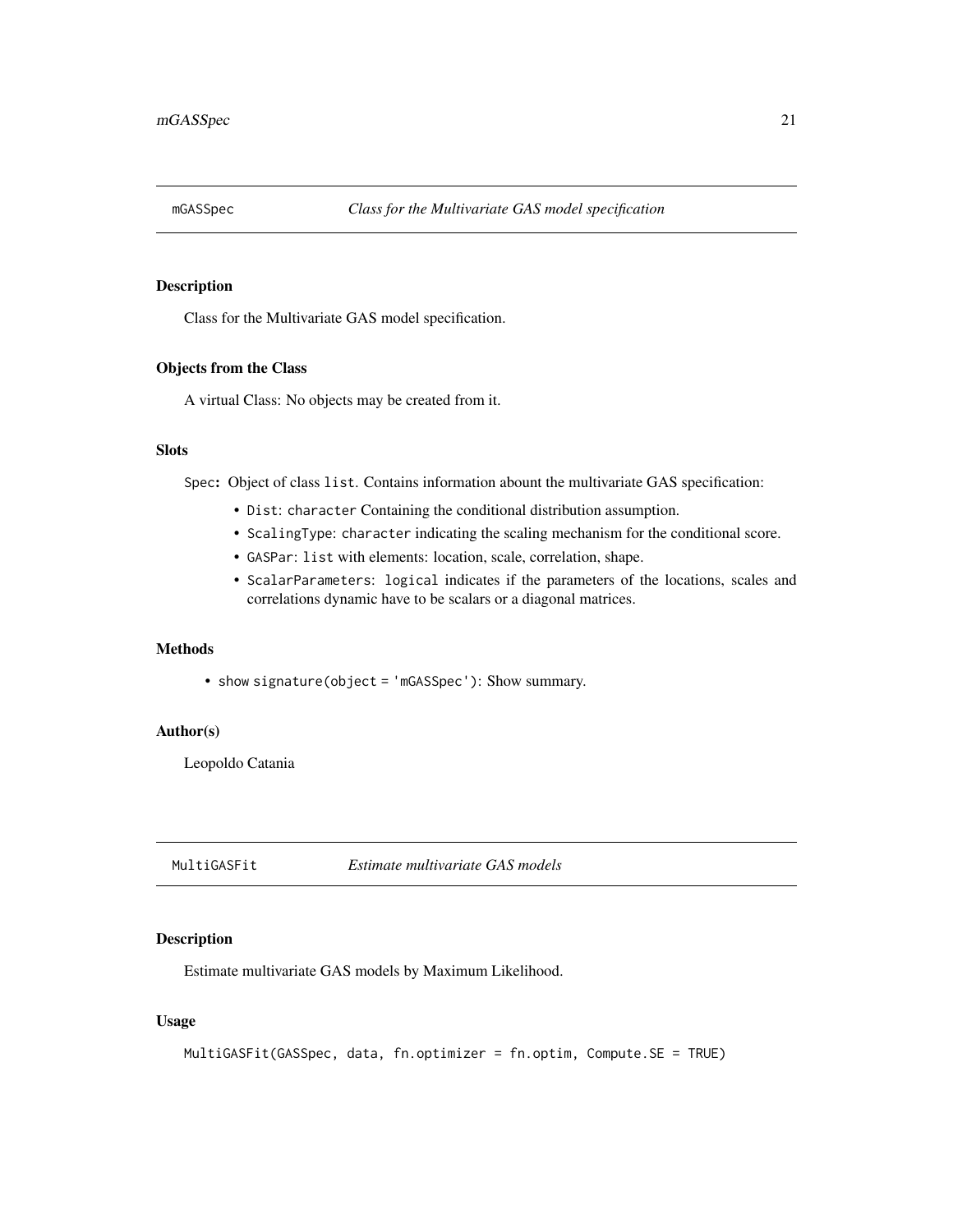## mGASSpec — *Class for the Multivariate GAS model specification*

### Description

Class for the Multivariate GAS model specification.

### Objects from the Class

A virtual Class: No objects may be created from it.

### Slots

`Spec`**:** Object of class `list`. Contains information abount the multivariate GAS specification:

- `Dist`: `character` Containing the conditional distribution assumption.
- `ScalingType`: `character` indicating the scaling mechanism for the conditional score.
- `GASPar`: `list` with elements: location, scale, correlation, shape.
- `ScalarParameters`: `logical` indicates if the parameters of the locations, scales and correlations dynamic have to be scalars or a diagonal matrices.

### Methods

- `show signature(object = 'mGASSpec')`: Show summary.

### Author(s)

Leopoldo Catania

## MultiGASFit — *Estimate multivariate GAS models*

### Description

Estimate multivariate GAS models by Maximum Likelihood.

### Usage

```
MultiGASFit(GASSpec, data, fn.optimizer = fn.optim, Compute.SE = TRUE)
```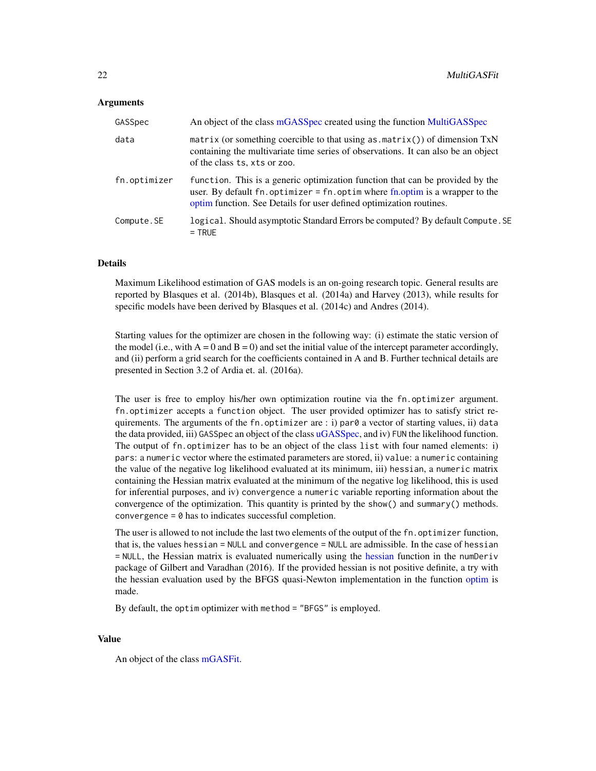### Arguments

| | |
|---|---|
| `GASSpec` | An object of the class mGASSpec created using the function MultiGASSpec |
| `data` | `matrix` (or something coercible to that using `as.matrix()`) of dimension TxN containing the multivariate time series of observations. It can also be an object of the class `ts`, `xts` or `zoo`. |
| `fn.optimizer` | `function`. This is a generic optimization function that can be provided by the user. By default `fn.optimizer = fn.optim` where fn.optim is a wrapper to the optim function. See Details for user defined optimization routines. |
| `Compute.SE` | `logical`. Should asymptotic Standard Errors be computed? By default `Compute.SE = TRUE` |

### Details

Maximum Likelihood estimation of GAS models is an on-going research topic. General results are reported by Blasques et al. (2014b), Blasques et al. (2014a) and Harvey (2013), while results for specific models have been derived by Blasques et al. (2014c) and Andres (2014).

Starting values for the optimizer are chosen in the following way: (i) estimate the static version of the model (i.e., with A = 0 and B = 0) and set the initial value of the intercept parameter accordingly, and (ii) perform a grid search for the coefficients contained in A and B. Further technical details are presented in Section 3.2 of Ardia et. al. (2016a).

The user is free to employ his/her own optimization routine via the `fn.optimizer` argument. `fn.optimizer` accepts a `function` object. The user provided optimizer has to satisfy strict requirements. The arguments of the `fn.optimizer` are : i) `par0` a vector of starting values, ii) `data` the data provided, iii) `GASSpec` an object of the class uGASSpec, and iv) `FUN` the likelihood function. The output of `fn.optimizer` has to be an object of the class `list` with four named elements: i) `pars`: a `numeric` vector where the estimated parameters are stored, ii) `value`: a `numeric` containing the value of the negative log likelihood evaluated at its minimum, iii) `hessian`, a `numeric` matrix containing the Hessian matrix evaluated at the minimum of the negative log likelihood, this is used for inferential purposes, and iv) `convergence` a `numeric` variable reporting information about the convergence of the optimization. This quantity is printed by the `show()` and `summary()` methods. `convergence = 0` has to indicates successful completion.

The user is allowed to not include the last two elements of the output of the `fn.optimizer` function, that is, the values `hessian = NULL` and `convergence = NULL` are admissible. In the case of `hessian = NULL`, the Hessian matrix is evaluated numerically using the hessian function in the `numDeriv` package of Gilbert and Varadhan (2016). If the provided hessian is not positive definite, a try with the hessian evaluation used by the BFGS quasi-Newton implementation in the function optim is made.

By default, the `optim` optimizer with `method = "BFGS"` is employed.

### Value

An object of the class mGASFit.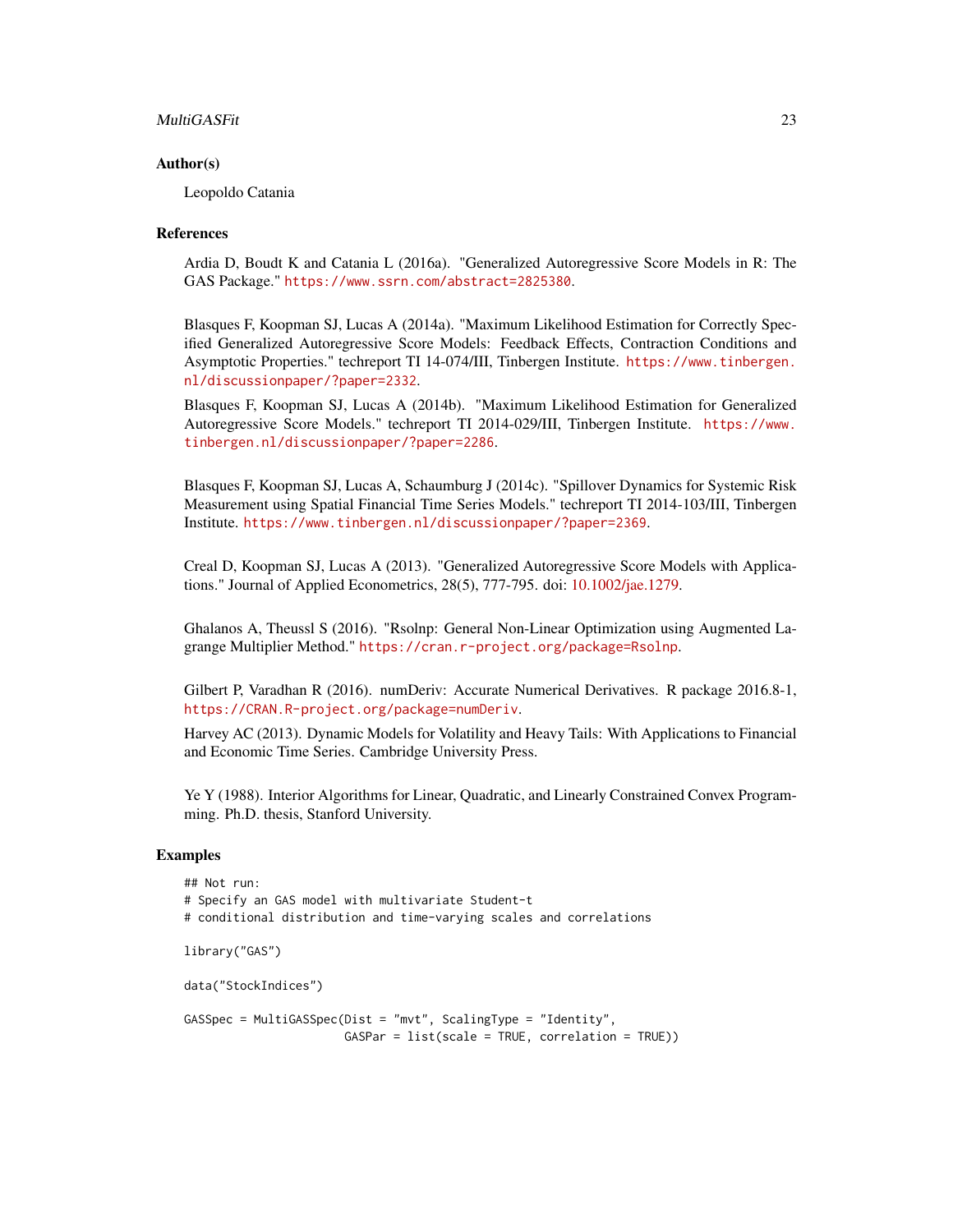### Author(s)

Leopoldo Catania

### References

Ardia D, Boudt K and Catania L (2016a). "Generalized Autoregressive Score Models in R: The GAS Package." https://www.ssrn.com/abstract=2825380.

Blasques F, Koopman SJ, Lucas A (2014a). "Maximum Likelihood Estimation for Correctly Specified Generalized Autoregressive Score Models: Feedback Effects, Contraction Conditions and Asymptotic Properties." techreport TI 14-074/III, Tinbergen Institute. https://www.tinbergen.nl/discussionpaper/?paper=2332.

Blasques F, Koopman SJ, Lucas A (2014b). "Maximum Likelihood Estimation for Generalized Autoregressive Score Models." techreport TI 2014-029/III, Tinbergen Institute. https://www.tinbergen.nl/discussionpaper/?paper=2286.

Blasques F, Koopman SJ, Lucas A, Schaumburg J (2014c). "Spillover Dynamics for Systemic Risk Measurement using Spatial Financial Time Series Models." techreport TI 2014-103/III, Tinbergen Institute. https://www.tinbergen.nl/discussionpaper/?paper=2369.

Creal D, Koopman SJ, Lucas A (2013). "Generalized Autoregressive Score Models with Applications." Journal of Applied Econometrics, 28(5), 777-795. doi: 10.1002/jae.1279.

Ghalanos A, Theussl S (2016). "Rsolnp: General Non-Linear Optimization using Augmented Lagrange Multiplier Method." https://cran.r-project.org/package=Rsolnp.

Gilbert P, Varadhan R (2016). numDeriv: Accurate Numerical Derivatives. R package 2016.8-1, https://CRAN.R-project.org/package=numDeriv.

Harvey AC (2013). Dynamic Models for Volatility and Heavy Tails: With Applications to Financial and Economic Time Series. Cambridge University Press.

Ye Y (1988). Interior Algorithms for Linear, Quadratic, and Linearly Constrained Convex Programming. Ph.D. thesis, Stanford University.

### Examples

```
## Not run:
# Specify an GAS model with multivariate Student-t
# conditional distribution and time-varying scales and correlations

library("GAS")

data("StockIndices")

GASSpec = MultiGASSpec(Dist = "mvt", ScalingType = "Identity",
                       GASPar = list(scale = TRUE, correlation = TRUE))
```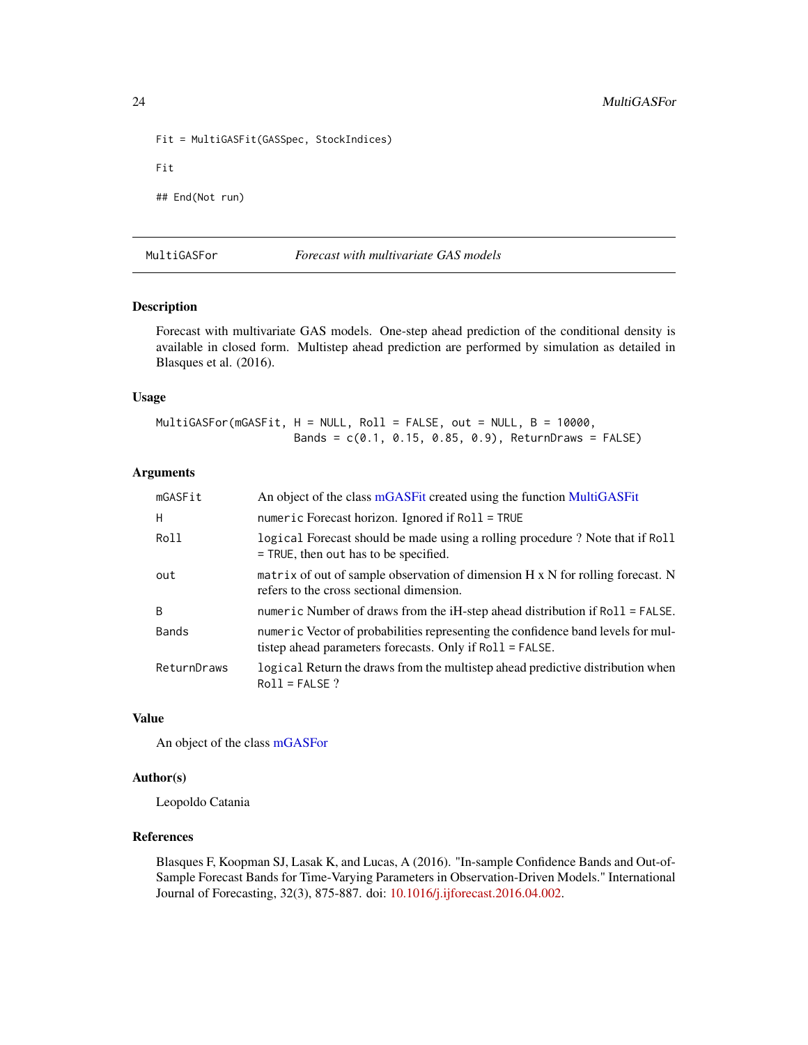```
Fit = MultiGASFit(GASSpec, StockIndices)

Fit

## End(Not run)
```

## MultiGASFor — *Forecast with multivariate GAS models*

### Description

Forecast with multivariate GAS models. One-step ahead prediction of the conditional density is available in closed form. Multistep ahead prediction are performed by simulation as detailed in Blasques et al. (2016).

### Usage

```
MultiGASFor(mGASFit, H = NULL, Roll = FALSE, out = NULL, B = 10000,
                     Bands = c(0.1, 0.15, 0.85, 0.9), ReturnDraws = FALSE)
```

### Arguments

| | |
|---|---|
| `mGASFit` | An object of the class mGASFit created using the function MultiGASFit |
| `H` | `numeric` Forecast horizon. Ignored if `Roll = TRUE` |
| `Roll` | `logical` Forecast should be made using a rolling procedure ? Note that if `Roll = TRUE`, then `out` has to be specified. |
| `out` | `matrix` of out of sample observation of dimension H x N for rolling forecast. N refers to the cross sectional dimension. |
| `B` | `numeric` Number of draws from the iH-step ahead distribution if `Roll = FALSE`. |
| `Bands` | `numeric` Vector of probabilities representing the confidence band levels for multistep ahead parameters forecasts. Only if `Roll = FALSE`. |
| `ReturnDraws` | `logical` Return the draws from the multistep ahead predictive distribution when `Roll = FALSE` ? |

### Value

An object of the class mGASFor

### Author(s)

Leopoldo Catania

### References

Blasques F, Koopman SJ, Lasak K, and Lucas, A (2016). "In-sample Confidence Bands and Out-of-Sample Forecast Bands for Time-Varying Parameters in Observation-Driven Models." International Journal of Forecasting, 32(3), 875-887. doi: 10.1016/j.ijforecast.2016.04.002.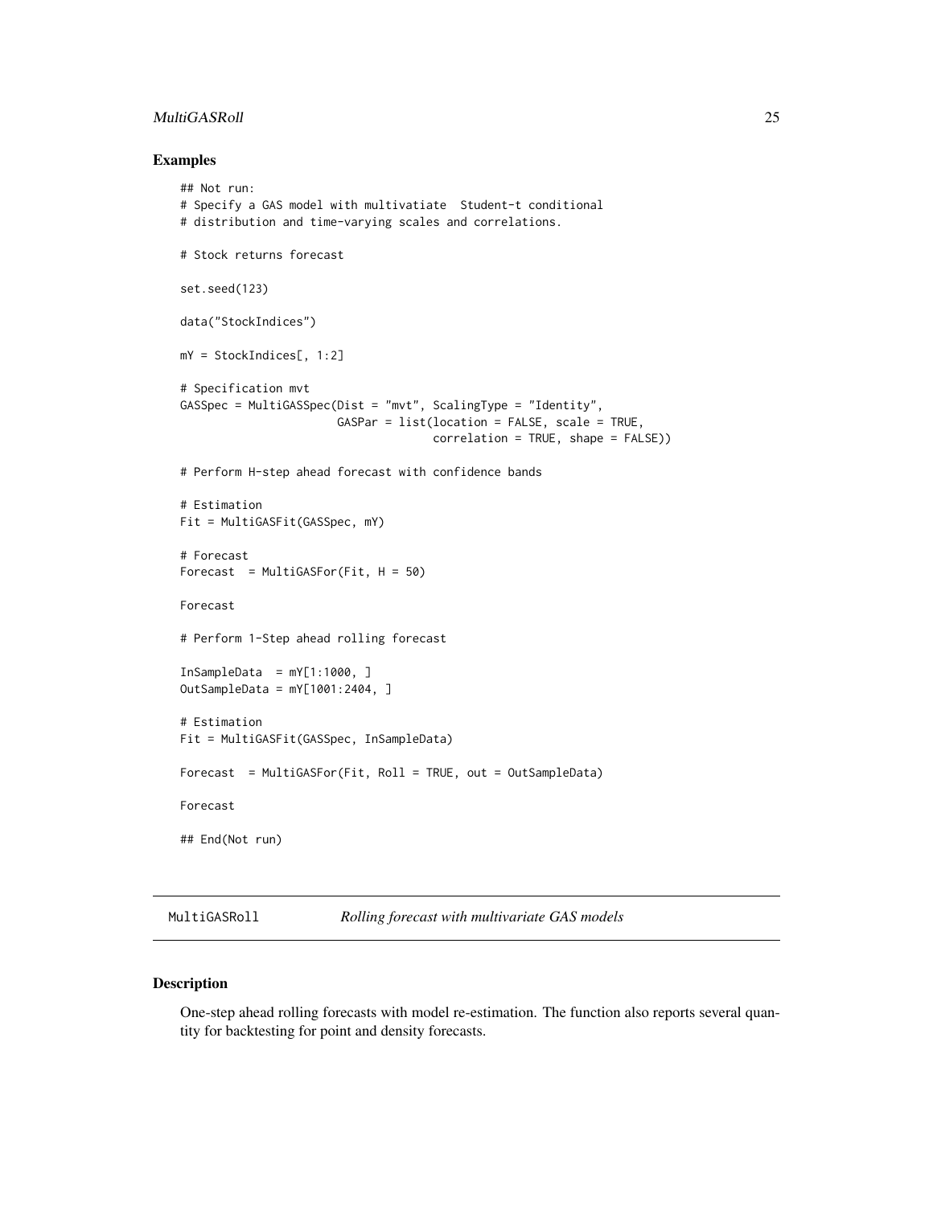## Examples

```
## Not run:
# Specify a GAS model with multivatiate  Student-t conditional
# distribution and time-varying scales and correlations.

# Stock returns forecast

set.seed(123)

data("StockIndices")

mY = StockIndices[, 1:2]

# Specification mvt
GASSpec = MultiGASSpec(Dist = "mvt", ScalingType = "Identity",
                       GASPar = list(location = FALSE, scale = TRUE,
                                     correlation = TRUE, shape = FALSE))

# Perform H-step ahead forecast with confidence bands

# Estimation
Fit = MultiGASFit(GASSpec, mY)

# Forecast
Forecast  = MultiGASFor(Fit, H = 50)

Forecast

# Perform 1-Step ahead rolling forecast

InSampleData  = mY[1:1000, ]
OutSampleData = mY[1001:2404, ]

# Estimation
Fit = MultiGASFit(GASSpec, InSampleData)

Forecast  = MultiGASFor(Fit, Roll = TRUE, out = OutSampleData)

Forecast

## End(Not run)
```

---

MultiGASRoll — *Rolling forecast with multivariate GAS models*

---

## Description

One-step ahead rolling forecasts with model re-estimation. The function also reports several quantity for backtesting for point and density forecasts.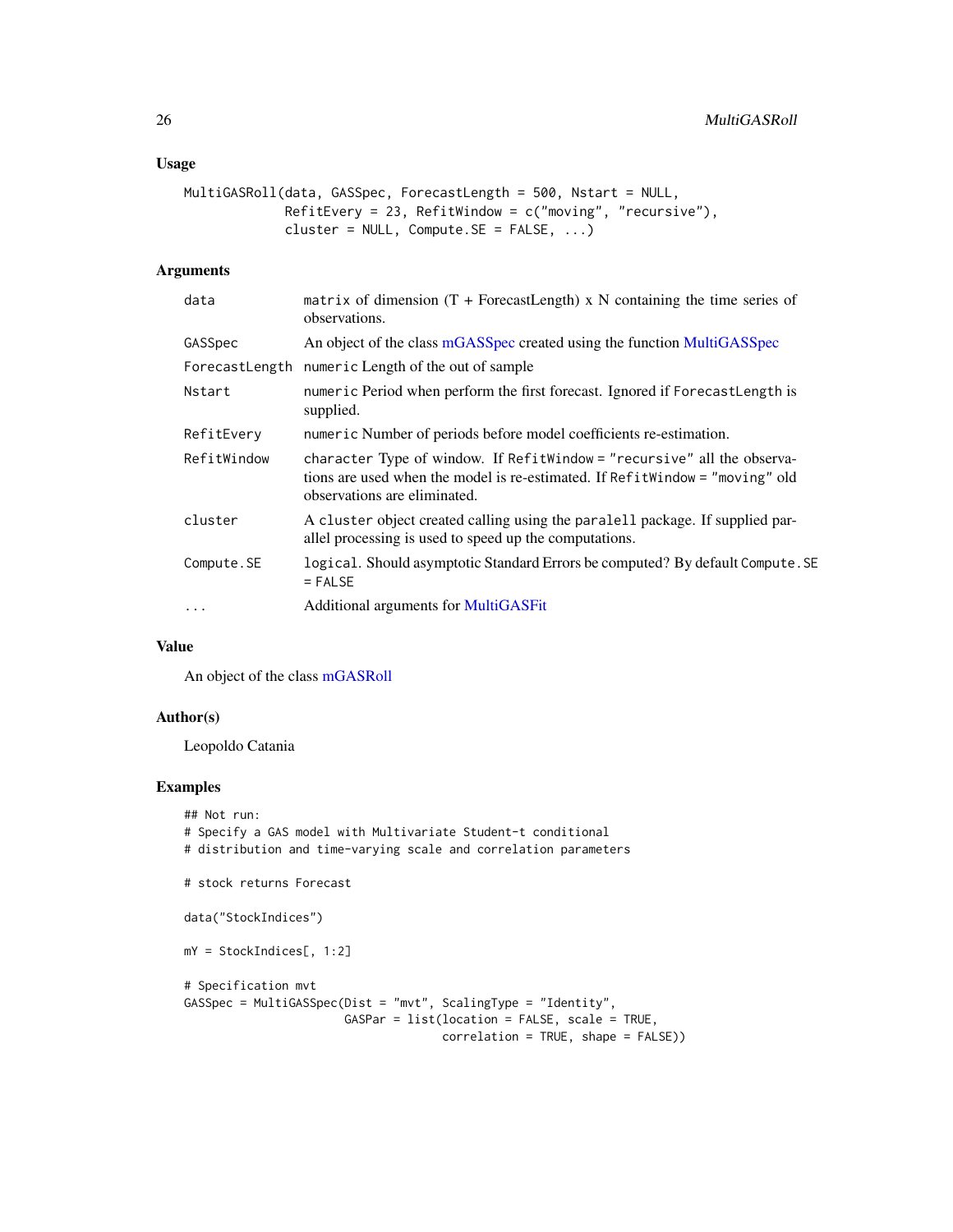## Usage

```
MultiGASRoll(data, GASSpec, ForecastLength = 500, Nstart = NULL,
             RefitEvery = 23, RefitWindow = c("moving", "recursive"),
             cluster = NULL, Compute.SE = FALSE, ...)
```

## Arguments

| | |
|---|---|
| data | matrix of dimension (T + ForecastLength) x N containing the time series of observations. |
| GASSpec | An object of the class mGASSpec created using the function MultiGASSpec |
| ForecastLength | numeric Length of the out of sample |
| Nstart | numeric Period when perform the first forecast. Ignored if ForecastLength is supplied. |
| RefitEvery | numeric Number of periods before model coefficients re-estimation. |
| RefitWindow | character Type of window. If RefitWindow = "recursive" all the observations are used when the model is re-estimated. If RefitWindow = "moving" old observations are eliminated. |
| cluster | A cluster object created calling using the paralell package. If supplied parallel processing is used to speed up the computations. |
| Compute.SE | logical. Should asymptotic Standard Errors be computed? By default Compute.SE = FALSE |
| ... | Additional arguments for MultiGASFit |

## Value

An object of the class mGASRoll

## Author(s)

Leopoldo Catania

## Examples

```
## Not run:
# Specify a GAS model with Multivariate Student-t conditional
# distribution and time-varying scale and correlation parameters

# stock returns Forecast

data("StockIndices")

mY = StockIndices[, 1:2]

# Specification mvt
GASSpec = MultiGASSpec(Dist = "mvt", ScalingType = "Identity",
                       GASPar = list(location = FALSE, scale = TRUE,
                                     correlation = TRUE, shape = FALSE))
```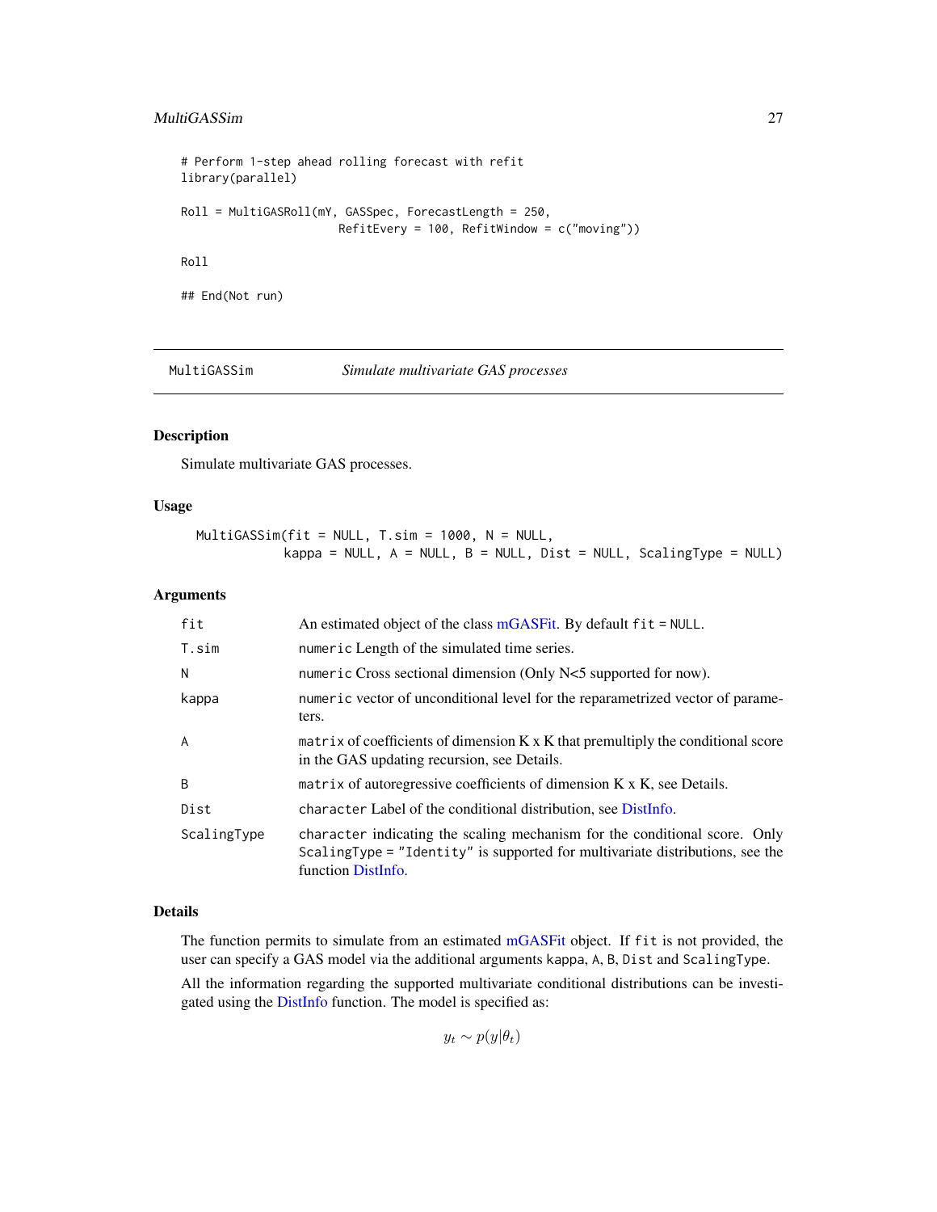```
# Perform 1-step ahead rolling forecast with refit
library(parallel)

Roll = MultiGASRoll(mY, GASSpec, ForecastLength = 250,
                        RefitEvery = 100, RefitWindow = c("moving"))

Roll

## End(Not run)
```

---

MultiGASSim *Simulate multivariate GAS processes*

---

## Description

Simulate multivariate GAS processes.

## Usage

```
MultiGASSim(fit = NULL, T.sim = 1000, N = NULL,
            kappa = NULL, A = NULL, B = NULL, Dist = NULL, ScalingType = NULL)
```

## Arguments

| | |
|---|---|
| fit | An estimated object of the class mGASFit. By default `fit = NULL`. |
| T.sim | `numeric` Length of the simulated time series. |
| N | `numeric` Cross sectional dimension (Only N<5 supported for now). |
| kappa | `numeric` vector of unconditional level for the reparametrized vector of parameters. |
| A | `matrix` of coefficients of dimension K x K that premultiply the conditional score in the GAS updating recursion, see Details. |
| B | `matrix` of autoregressive coefficients of dimension K x K, see Details. |
| Dist | `character` Label of the conditional distribution, see DistInfo. |
| ScalingType | `character` indicating the scaling mechanism for the conditional score. Only `ScalingType = "Identity"` is supported for multivariate distributions, see the function DistInfo. |

## Details

The function permits to simulate from an estimated mGASFit object. If `fit` is not provided, the user can specify a GAS model via the additional arguments `kappa`, `A`, `B`, `Dist` and `ScalingType`.

All the information regarding the supported multivariate conditional distributions can be investigated using the DistInfo function. The model is specified as:

$$y_t \sim p(y|\theta_t)$$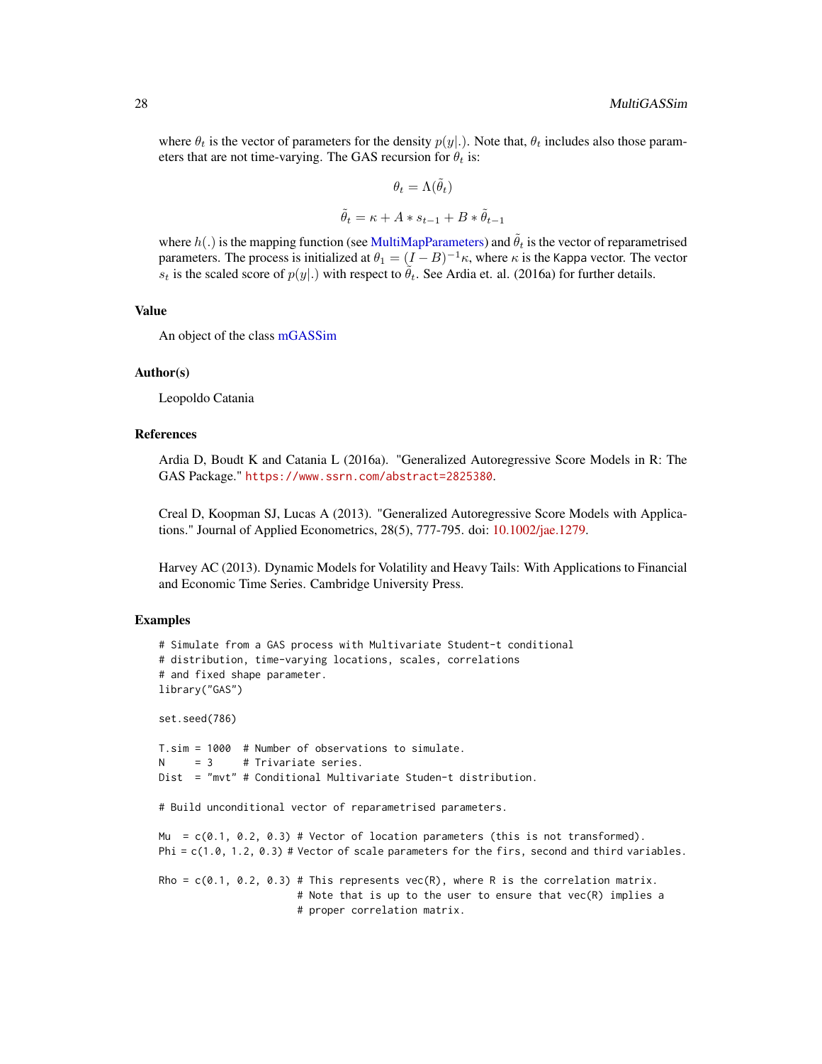where $\theta_t$ is the vector of parameters for the density $p(y|.)$. Note that, $\theta_t$ includes also those parameters that are not time-varying. The GAS recursion for $\theta_t$ is:

$$\theta_t = \Lambda(\tilde{\theta}_t)$$

$$\tilde{\theta}_t = \kappa + A * s_{t-1} + B * \tilde{\theta}_{t-1}$$

where $h(.)$ is the mapping function (see MultiMapParameters) and $\tilde{\theta}_t$ is the vector of reparametrised parameters. The process is initialized at $\theta_1 = (I - B)^{-1}\kappa$, where $\kappa$ is the `Kappa` vector. The vector $s_t$ is the scaled score of $p(y|.)$ with respect to $\tilde{\theta}_t$. See Ardia et. al. (2016a) for further details.

## Value

An object of the class mGASSim

## Author(s)

Leopoldo Catania

## References

Ardia D, Boudt K and Catania L (2016a). "Generalized Autoregressive Score Models in R: The GAS Package." https://www.ssrn.com/abstract=2825380.

Creal D, Koopman SJ, Lucas A (2013). "Generalized Autoregressive Score Models with Applications." Journal of Applied Econometrics, 28(5), 777-795. doi: 10.1002/jae.1279.

Harvey AC (2013). Dynamic Models for Volatility and Heavy Tails: With Applications to Financial and Economic Time Series. Cambridge University Press.

## Examples

```
# Simulate from a GAS process with Multivariate Student-t conditional
# distribution, time-varying locations, scales, correlations
# and fixed shape parameter.
library("GAS")

set.seed(786)

T.sim = 1000  # Number of observations to simulate.
N     = 3     # Trivariate series.
Dist  = "mvt" # Conditional Multivariate Studen-t distribution.

# Build unconditional vector of reparametrised parameters.

Mu  = c(0.1, 0.2, 0.3) # Vector of location parameters (this is not transformed).
Phi = c(1.0, 1.2, 0.3) # Vector of scale parameters for the firs, second and third variables.

Rho = c(0.1, 0.2, 0.3) # This represents vec(R), where R is the correlation matrix.
                       # Note that is up to the user to ensure that vec(R) implies a
                       # proper correlation matrix.
```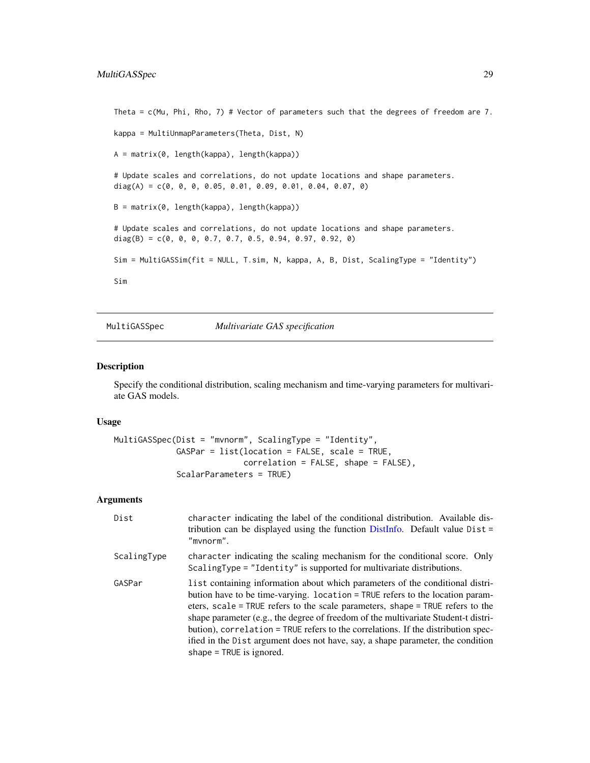```
Theta = c(Mu, Phi, Rho, 7) # Vector of parameters such that the degrees of freedom are 7.

kappa = MultiUnmapParameters(Theta, Dist, N)

A = matrix(0, length(kappa), length(kappa))

# Update scales and correlations, do not update locations and shape parameters.
diag(A) = c(0, 0, 0, 0.05, 0.01, 0.09, 0.01, 0.04, 0.07, 0)

B = matrix(0, length(kappa), length(kappa))

# Update scales and correlations, do not update locations and shape parameters.
diag(B) = c(0, 0, 0, 0.7, 0.7, 0.5, 0.94, 0.97, 0.92, 0)

Sim = MultiGASSim(fit = NULL, T.sim, N, kappa, A, B, Dist, ScalingType = "Identity")

Sim
```

---

## MultiGASSpec — *Multivariate GAS specification*

### Description

Specify the conditional distribution, scaling mechanism and time-varying parameters for multivariate GAS models.

### Usage

```
MultiGASSpec(Dist = "mvnorm", ScalingType = "Identity",
             GASPar = list(location = FALSE, scale = TRUE,
                           correlation = FALSE, shape = FALSE),
             ScalarParameters = TRUE)
```

### Arguments

| | |
|---|---|
| `Dist` | `character` indicating the label of the conditional distribution. Available distribution can be displayed using the function DistInfo. Default value `Dist = "mvnorm"`. |
| `ScalingType` | `character` indicating the scaling mechanism for the conditional score. Only `ScalingType = "Identity"` is supported for multivariate distributions. |
| `GASPar` | `list` containing information about which parameters of the conditional distribution have to be time-varying. `location = TRUE` refers to the location parameters, `scale = TRUE` refers to the scale parameters, `shape = TRUE` refers to the shape parameter (e.g., the degree of freedom of the multivariate Student-t distribution), `correlation = TRUE` refers to the correlations. If the distribution specified in the `Dist` argument does not have, say, a shape parameter, the condition `shape = TRUE` is ignored. |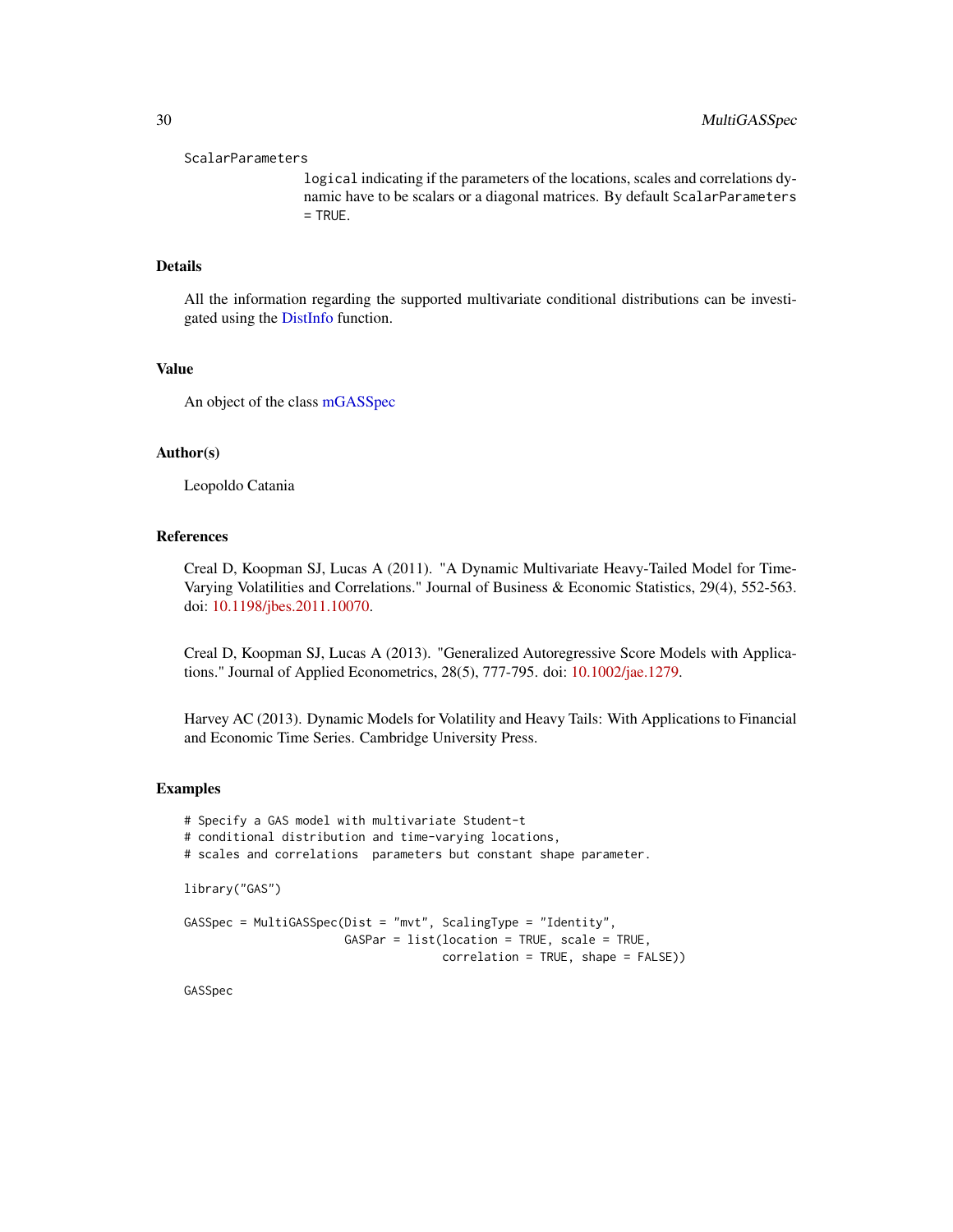ScalarParameters
: `logical` indicating if the parameters of the locations, scales and correlations dynamic have to be scalars or a diagonal matrices. By default `ScalarParameters = TRUE`.

## Details

All the information regarding the supported multivariate conditional distributions can be investigated using the DistInfo function.

## Value

An object of the class mGASSpec

## Author(s)

Leopoldo Catania

## References

Creal D, Koopman SJ, Lucas A (2011). "A Dynamic Multivariate Heavy-Tailed Model for Time-Varying Volatilities and Correlations." Journal of Business & Economic Statistics, 29(4), 552-563. doi: 10.1198/jbes.2011.10070.

Creal D, Koopman SJ, Lucas A (2013). "Generalized Autoregressive Score Models with Applications." Journal of Applied Econometrics, 28(5), 777-795. doi: 10.1002/jae.1279.

Harvey AC (2013). Dynamic Models for Volatility and Heavy Tails: With Applications to Financial and Economic Time Series. Cambridge University Press.

## Examples

```
# Specify a GAS model with multivariate Student-t
# conditional distribution and time-varying locations,
# scales and correlations  parameters but constant shape parameter.

library("GAS")

GASSpec = MultiGASSpec(Dist = "mvt", ScalingType = "Identity",
                       GASPar = list(location = TRUE, scale = TRUE,
                                     correlation = TRUE, shape = FALSE))

GASSpec
```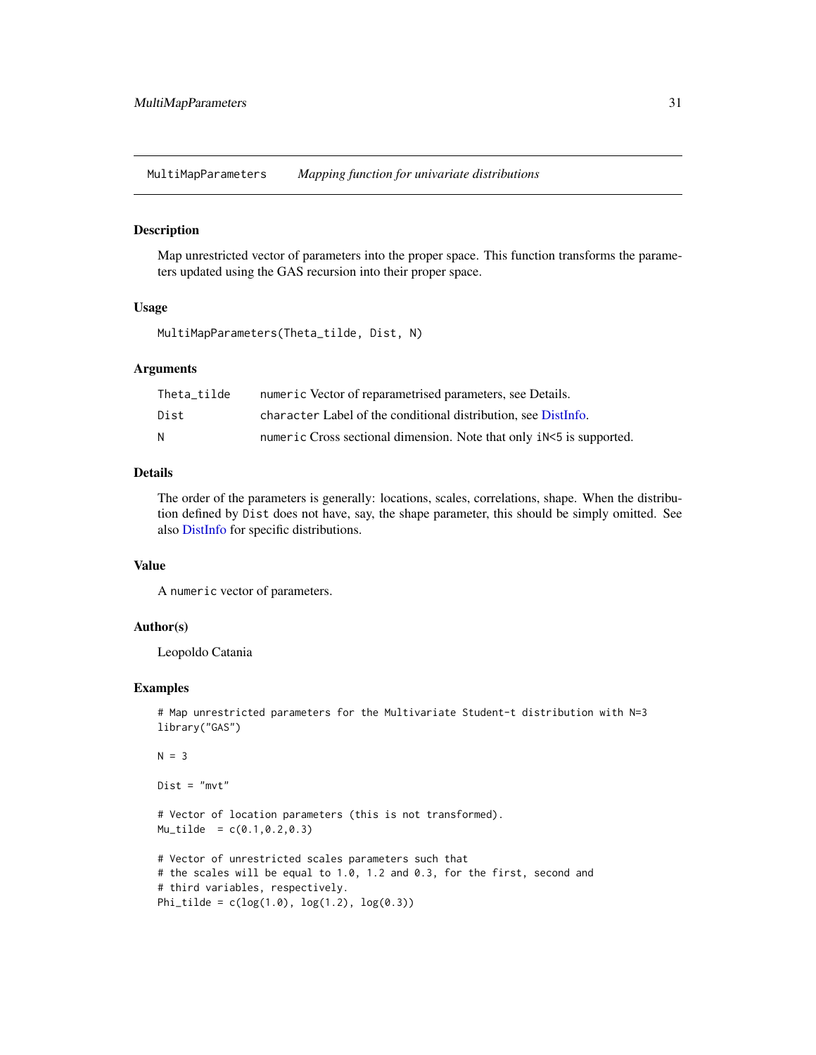## MultiMapParameters *Mapping function for univariate distributions*

### Description

Map unrestricted vector of parameters into the proper space. This function transforms the parameters updated using the GAS recursion into their proper space.

### Usage

```
MultiMapParameters(Theta_tilde, Dist, N)
```

### Arguments

| | |
|---|---|
| Theta_tilde | `numeric` Vector of reparametrised parameters, see Details. |
| Dist | `character` Label of the conditional distribution, see DistInfo. |
| N | `numeric` Cross sectional dimension. Note that only `iN<5` is supported. |

### Details

The order of the parameters is generally: locations, scales, correlations, shape. When the distribution defined by `Dist` does not have, say, the shape parameter, this should be simply omitted. See also DistInfo for specific distributions.

### Value

A `numeric` vector of parameters.

### Author(s)

Leopoldo Catania

### Examples

```
# Map unrestricted parameters for the Multivariate Student-t distribution with N=3
library("GAS")

N = 3

Dist = "mvt"

# Vector of location parameters (this is not transformed).
Mu_tilde  = c(0.1,0.2,0.3)

# Vector of unrestricted scales parameters such that
# the scales will be equal to 1.0, 1.2 and 0.3, for the first, second and
# third variables, respectively.
Phi_tilde = c(log(1.0), log(1.2), log(0.3))
```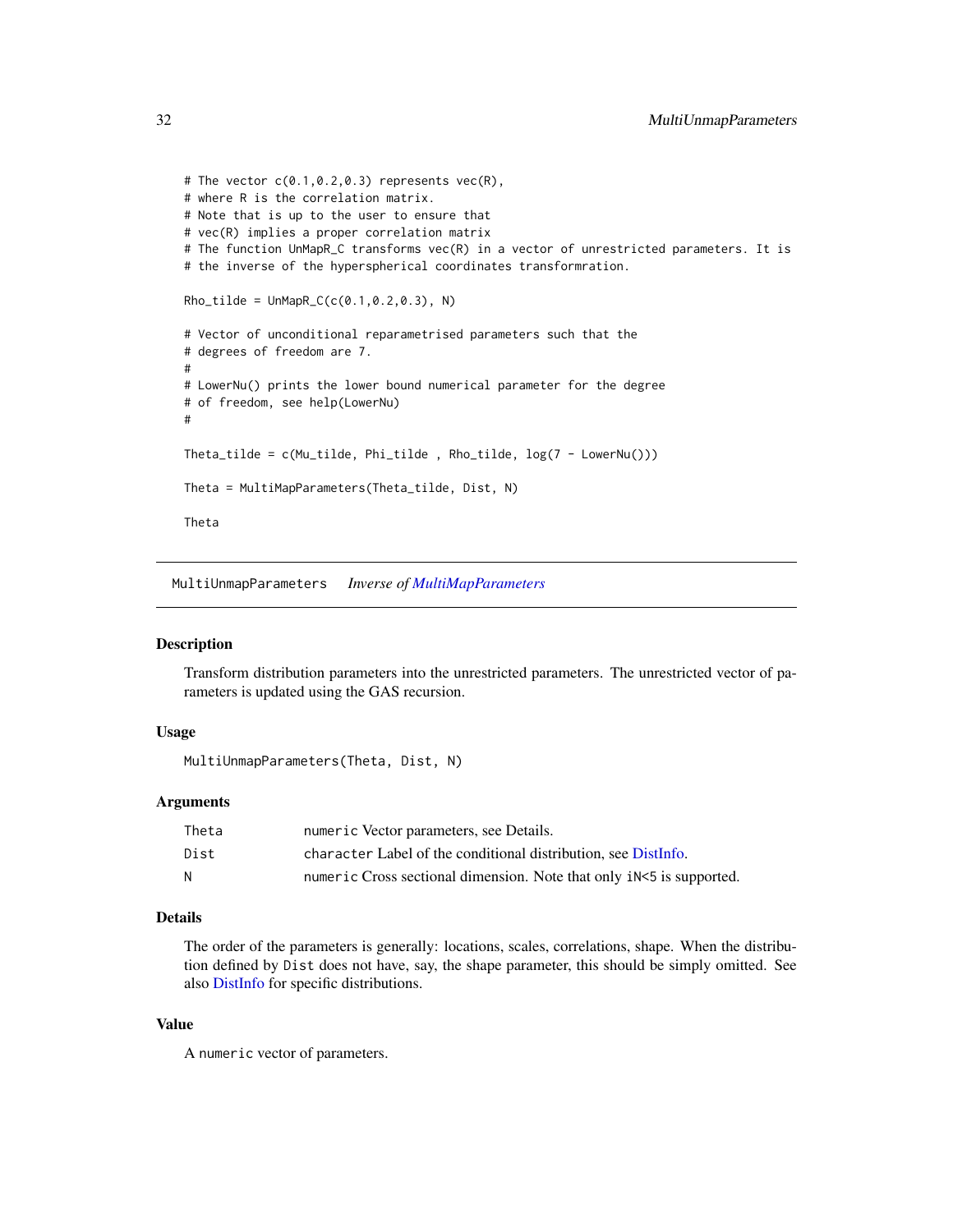```
# The vector c(0.1,0.2,0.3) represents vec(R),
# where R is the correlation matrix.
# Note that is up to the user to ensure that
# vec(R) implies a proper correlation matrix
# The function UnMapR_C transforms vec(R) in a vector of unrestricted parameters. It is
# the inverse of the hyperspherical coordinates transformration.

Rho_tilde = UnMapR_C(c(0.1,0.2,0.3), N)

# Vector of unconditional reparametrised parameters such that the
# degrees of freedom are 7.
#
# LowerNu() prints the lower bound numerical parameter for the degree
# of freedom, see help(LowerNu)
#

Theta_tilde = c(Mu_tilde, Phi_tilde , Rho_tilde, log(7 - LowerNu()))

Theta = MultiMapParameters(Theta_tilde, Dist, N)

Theta
```

## MultiUnmapParameters *Inverse of MultiMapParameters*

### Description

Transform distribution parameters into the unrestricted parameters. The unrestricted vector of parameters is updated using the GAS recursion.

### Usage

```
MultiUnmapParameters(Theta, Dist, N)
```

### Arguments

| | |
|---|---|
| Theta | `numeric` Vector parameters, see Details. |
| Dist | `character` Label of the conditional distribution, see DistInfo. |
| N | `numeric` Cross sectional dimension. Note that only `iN<5` is supported. |

### Details

The order of the parameters is generally: locations, scales, correlations, shape. When the distribution defined by `Dist` does not have, say, the shape parameter, this should be simply omitted. See also DistInfo for specific distributions.

### Value

A `numeric` vector of parameters.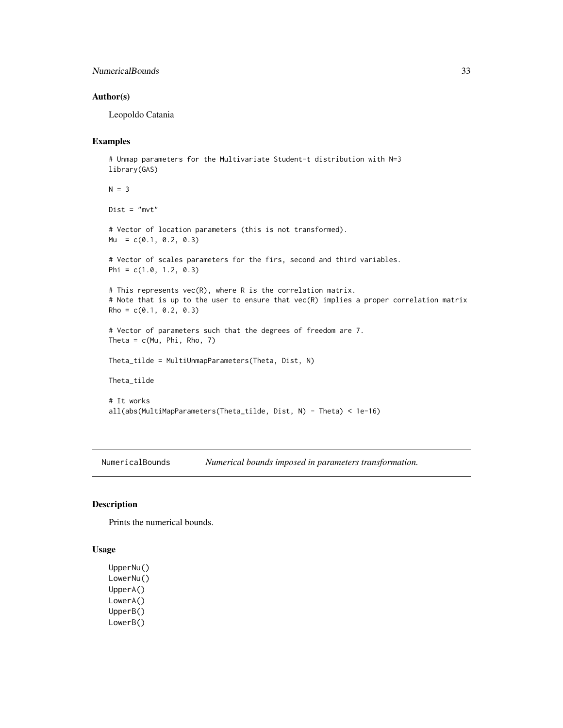### Author(s)

Leopoldo Catania

### Examples

```
# Unmap parameters for the Multivariate Student-t distribution with N=3
library(GAS)

N = 3

Dist = "mvt"

# Vector of location parameters (this is not transformed).
Mu  = c(0.1, 0.2, 0.3)

# Vector of scales parameters for the firs, second and third variables.
Phi = c(1.0, 1.2, 0.3)

# This represents vec(R), where R is the correlation matrix.
# Note that is up to the user to ensure that vec(R) implies a proper correlation matrix
Rho = c(0.1, 0.2, 0.3)

# Vector of parameters such that the degrees of freedom are 7.
Theta = c(Mu, Phi, Rho, 7)

Theta_tilde = MultiUnmapParameters(Theta, Dist, N)

Theta_tilde

# It works
all(abs(MultiMapParameters(Theta_tilde, Dist, N) - Theta) < 1e-16)
```

---

## NumericalBounds *Numerical bounds imposed in parameters transformation.*

### Description

Prints the numerical bounds.

### Usage

```
UpperNu()
LowerNu()
UpperA()
LowerA()
UpperB()
LowerB()
```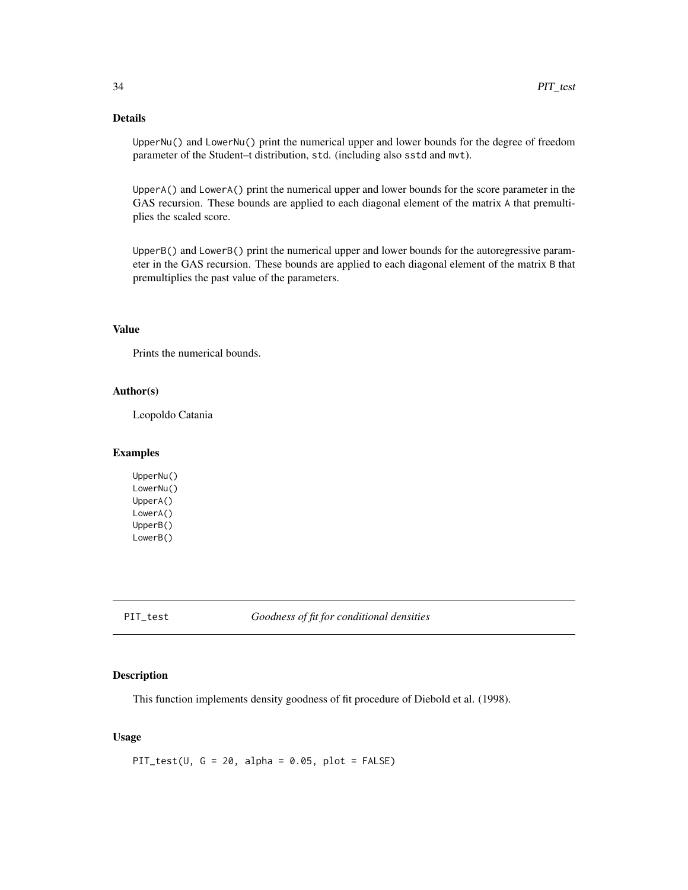## Details

`UpperNu()` and `LowerNu()` print the numerical upper and lower bounds for the degree of freedom parameter of the Student–t distribution, `std`. (including also `sstd` and `mvt`).

`UpperA()` and `LowerA()` print the numerical upper and lower bounds for the score parameter in the GAS recursion. These bounds are applied to each diagonal element of the matrix `A` that premultiplies the scaled score.

`UpperB()` and `LowerB()` print the numerical upper and lower bounds for the autoregressive parameter in the GAS recursion. These bounds are applied to each diagonal element of the matrix `B` that premultiplies the past value of the parameters.

## Value

Prints the numerical bounds.

## Author(s)

Leopoldo Catania

## Examples

```
UpperNu()
LowerNu()
UpperA()
LowerA()
UpperB()
LowerB()
```

---

# PIT_test *Goodness of fit for conditional densities*

## Description

This function implements density goodness of fit procedure of Diebold et al. (1998).

## Usage

```
PIT_test(U, G = 20, alpha = 0.05, plot = FALSE)
```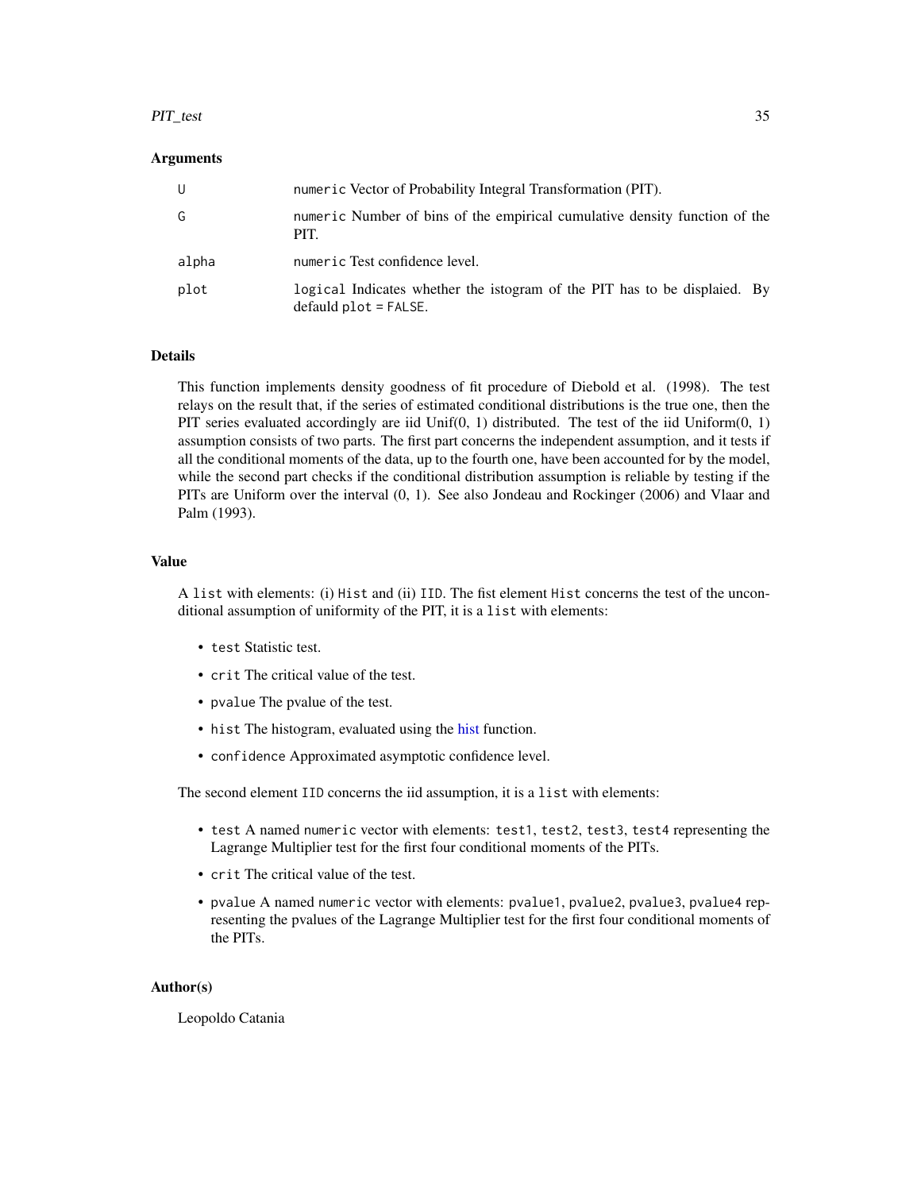## Arguments

| | |
|---|---|
| `U` | `numeric` Vector of Probability Integral Transformation (PIT). |
| `G` | `numeric` Number of bins of the empirical cumulative density function of the PIT. |
| `alpha` | `numeric` Test confidence level. |
| `plot` | `logical` Indicates whether the istogram of the PIT has to be displaied. By defauld `plot = FALSE`. |

## Details

This function implements density goodness of fit procedure of Diebold et al. (1998). The test relays on the result that, if the series of estimated conditional distributions is the true one, then the PIT series evaluated accordingly are iid Unif(0, 1) distributed. The test of the iid Uniform(0, 1) assumption consists of two parts. The first part concerns the independent assumption, and it tests if all the conditional moments of the data, up to the fourth one, have been accounted for by the model, while the second part checks if the conditional distribution assumption is reliable by testing if the PITs are Uniform over the interval (0, 1). See also Jondeau and Rockinger (2006) and Vlaar and Palm (1993).

## Value

A `list` with elements: (i) `Hist` and (ii) `IID`. The fist element `Hist` concerns the test of the unconditional assumption of uniformity of the PIT, it is a `list` with elements:

- `test` Statistic test.
- `crit` The critical value of the test.
- `pvalue` The pvalue of the test.
- `hist` The histogram, evaluated using the hist function.
- `confidence` Approximated asymptotic confidence level.

The second element `IID` concerns the iid assumption, it is a `list` with elements:

- `test` A named `numeric` vector with elements: `test1`, `test2`, `test3`, `test4` representing the Lagrange Multiplier test for the first four conditional moments of the PITs.
- `crit` The critical value of the test.
- `pvalue` A named `numeric` vector with elements: `pvalue1`, `pvalue2`, `pvalue3`, `pvalue4` representing the pvalues of the Lagrange Multiplier test for the first four conditional moments of the PITs.

## Author(s)

Leopoldo Catania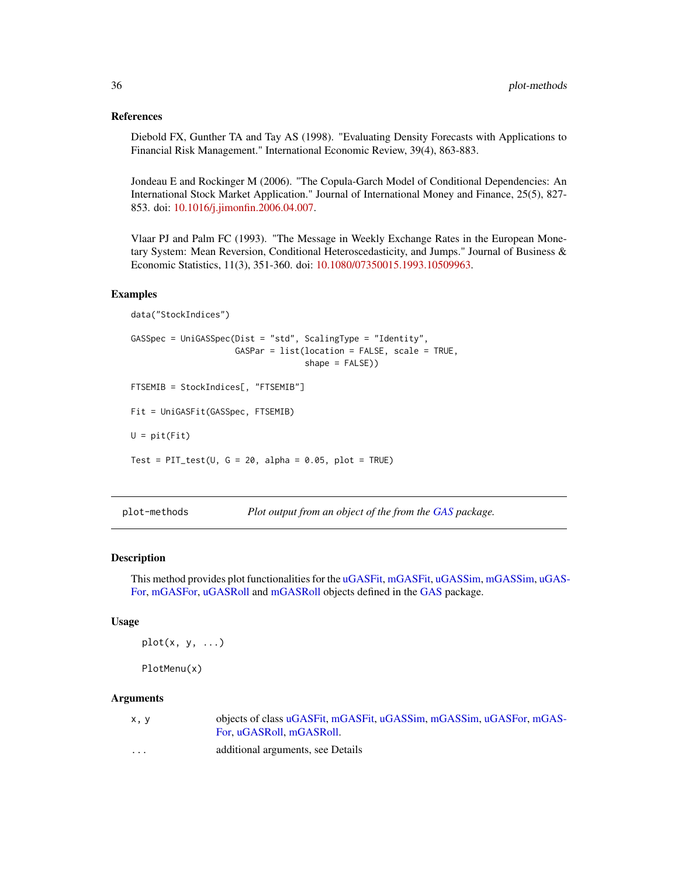## References

Diebold FX, Gunther TA and Tay AS (1998). "Evaluating Density Forecasts with Applications to Financial Risk Management." International Economic Review, 39(4), 863-883.

Jondeau E and Rockinger M (2006). "The Copula-Garch Model of Conditional Dependencies: An International Stock Market Application." Journal of International Money and Finance, 25(5), 827-853. doi: 10.1016/j.jimonfin.2006.04.007.

Vlaar PJ and Palm FC (1993). "The Message in Weekly Exchange Rates in the European Monetary System: Mean Reversion, Conditional Heteroscedasticity, and Jumps." Journal of Business & Economic Statistics, 11(3), 351-360. doi: 10.1080/07350015.1993.10509963.

## Examples

```
data("StockIndices")

GASSpec = UniGASSpec(Dist = "std", ScalingType = "Identity",
                     GASPar = list(location = FALSE, scale = TRUE,
                                   shape = FALSE))

FTSEMIB = StockIndices[, "FTSEMIB"]

Fit = UniGASFit(GASSpec, FTSEMIB)

U = pit(Fit)

Test = PIT_test(U, G = 20, alpha = 0.05, plot = TRUE)
```

---

# plot-methods — *Plot output from an object of the from the GAS package.*

## Description

This method provides plot functionalities for the uGASFit, mGASFit, uGASSim, mGASSim, uGASFor, mGASFor, uGASRoll and mGASRoll objects defined in the GAS package.

## Usage

```
plot(x, y, ...)

PlotMenu(x)
```

## Arguments

| | |
|---|---|
| x, y | objects of class uGASFit, mGASFit, uGASSim, mGASSim, uGASFor, mGASFor, uGASRoll, mGASRoll. |
| ... | additional arguments, see Details |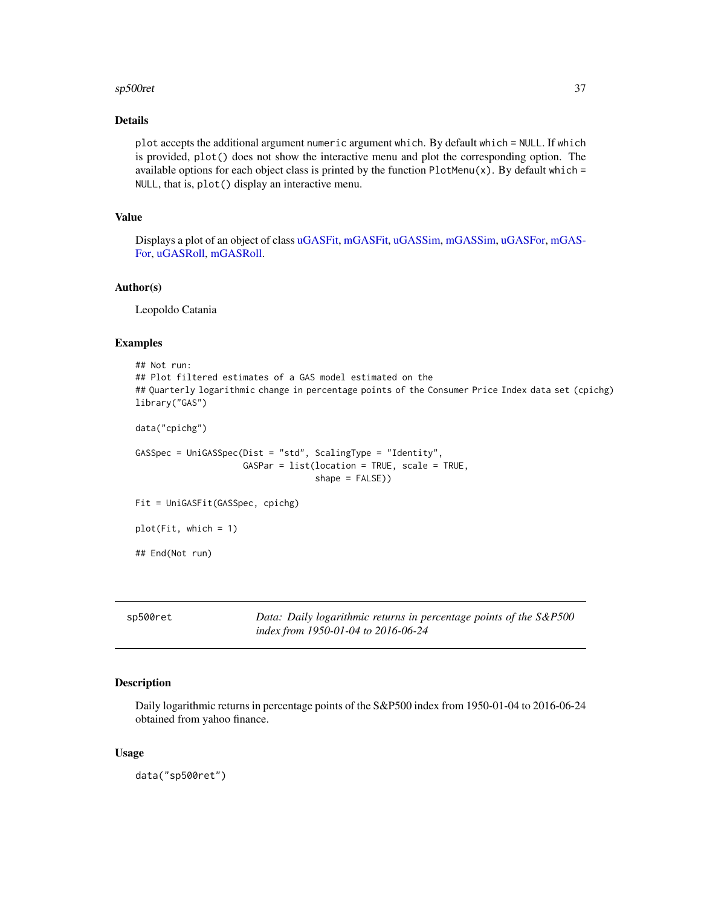### Details

plot accepts the additional argument numeric argument which. By default which = NULL. If which is provided, plot() does not show the interactive menu and plot the corresponding option. The available options for each object class is printed by the function PlotMenu(x). By default which = NULL, that is, plot() display an interactive menu.

### Value

Displays a plot of an object of class uGASFit, mGASFit, uGASSim, mGASSim, uGASFor, mGASFor, uGASRoll, mGASRoll.

### Author(s)

Leopoldo Catania

### Examples

```
## Not run:
## Plot filtered estimates of a GAS model estimated on the
## Quarterly logarithmic change in percentage points of the Consumer Price Index data set (cpichg)
library("GAS")

data("cpichg")

GASSpec = UniGASSpec(Dist = "std", ScalingType = "Identity",
                     GASPar = list(location = TRUE, scale = TRUE,
                                   shape = FALSE))

Fit = UniGASFit(GASSpec, cpichg)

plot(Fit, which = 1)

## End(Not run)
```

---

## sp500ret — *Data: Daily logarithmic returns in percentage points of the S&P500 index from 1950-01-04 to 2016-06-24*

---

### Description

Daily logarithmic returns in percentage points of the S&P500 index from 1950-01-04 to 2016-06-24 obtained from yahoo finance.

### Usage

```
data("sp500ret")
```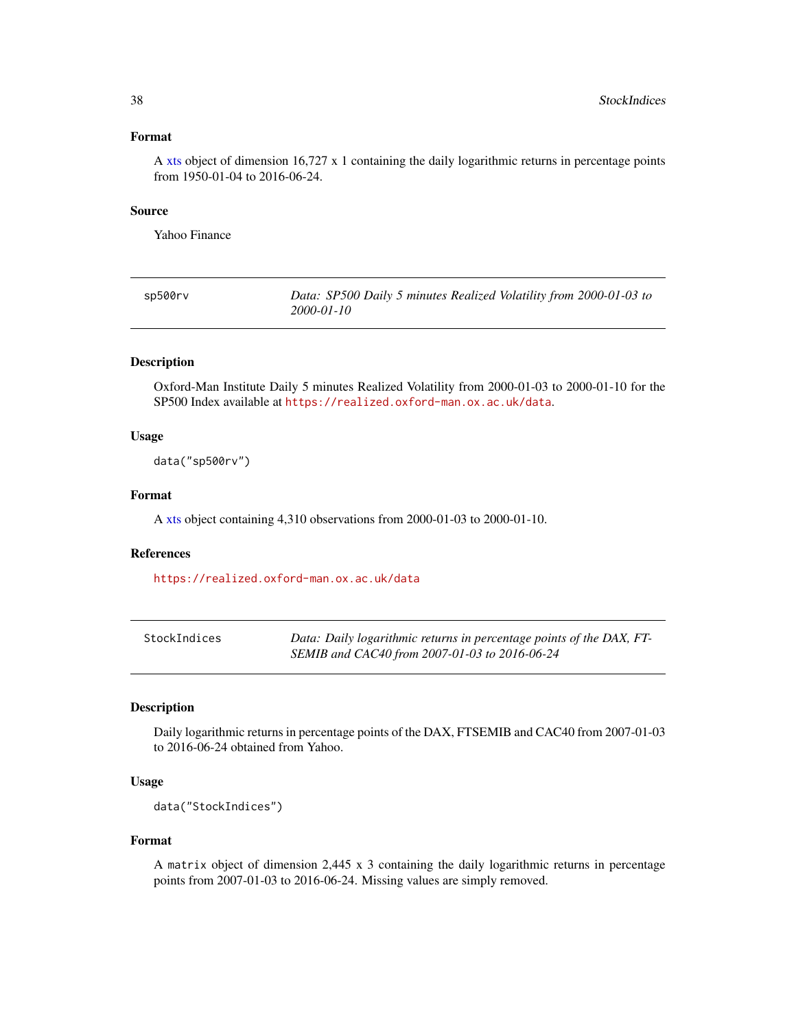### Format

A xts object of dimension 16,727 x 1 containing the daily logarithmic returns in percentage points from 1950-01-04 to 2016-06-24.

### Source

Yahoo Finance

---

## sp500rv — *Data: SP500 Daily 5 minutes Realized Volatility from 2000-01-03 to 2000-01-10*

### Description

Oxford-Man Institute Daily 5 minutes Realized Volatility from 2000-01-03 to 2000-01-10 for the SP500 Index available at https://realized.oxford-man.ox.ac.uk/data.

### Usage

```
data("sp500rv")
```

### Format

A xts object containing 4,310 observations from 2000-01-03 to 2000-01-10.

### References

https://realized.oxford-man.ox.ac.uk/data

---

## StockIndices — *Data: Daily logarithmic returns in percentage points of the DAX, FTSEMIB and CAC40 from 2007-01-03 to 2016-06-24*

### Description

Daily logarithmic returns in percentage points of the DAX, FTSEMIB and CAC40 from 2007-01-03 to 2016-06-24 obtained from Yahoo.

### Usage

```
data("StockIndices")
```

### Format

A `matrix` object of dimension 2,445 x 3 containing the daily logarithmic returns in percentage points from 2007-01-03 to 2016-06-24. Missing values are simply removed.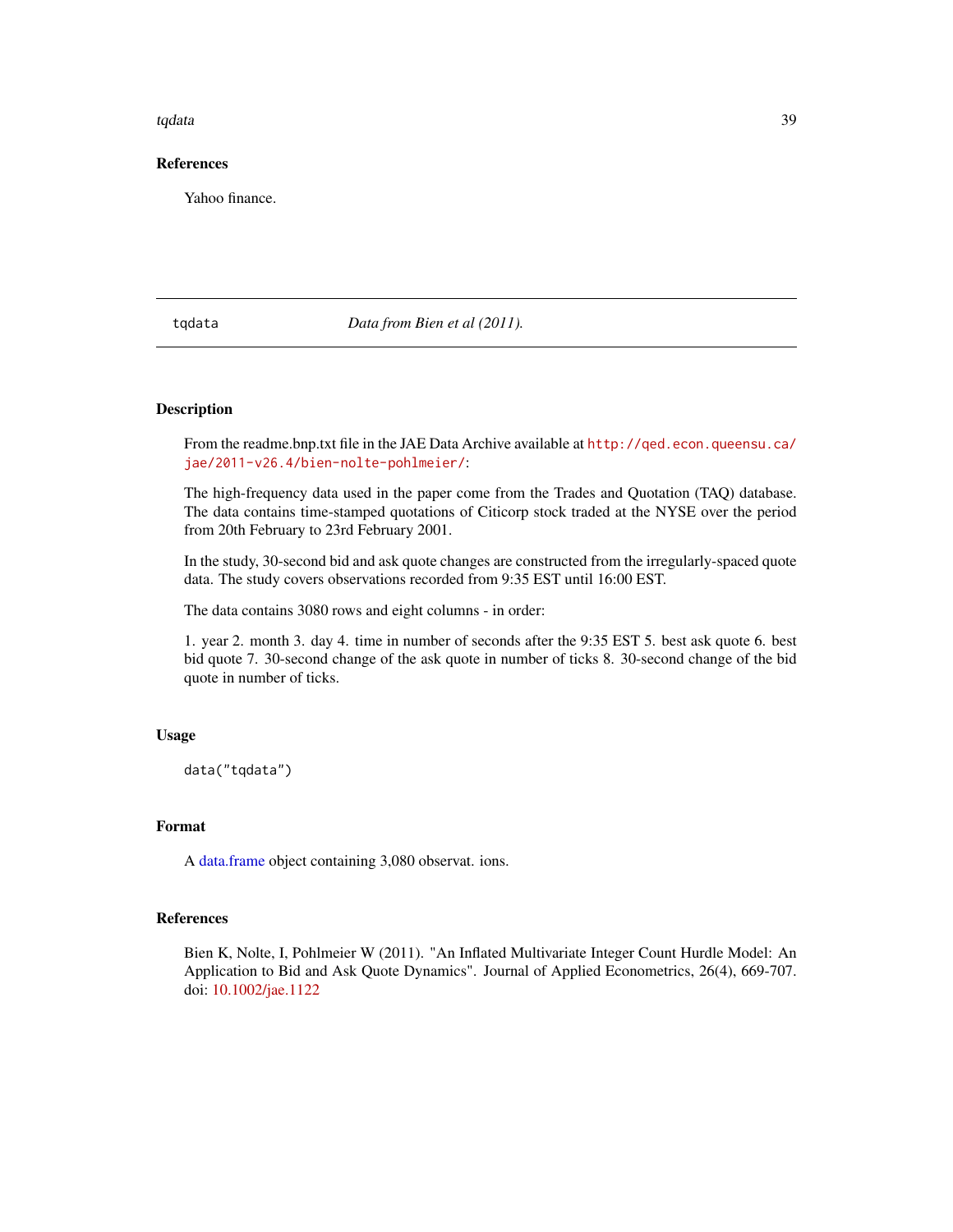### References

Yahoo finance.

---

## tqdata — *Data from Bien et al (2011).*

---

### Description

From the readme.bnp.txt file in the JAE Data Archive available at http://qed.econ.queensu.ca/jae/2011-v26.4/bien-nolte-pohlmeier/:

The high-frequency data used in the paper come from the Trades and Quotation (TAQ) database. The data contains time-stamped quotations of Citicorp stock traded at the NYSE over the period from 20th February to 23rd February 2001.

In the study, 30-second bid and ask quote changes are constructed from the irregularly-spaced quote data. The study covers observations recorded from 9:35 EST until 16:00 EST.

The data contains 3080 rows and eight columns - in order:

1. year 2. month 3. day 4. time in number of seconds after the 9:35 EST 5. best ask quote 6. best bid quote 7. 30-second change of the ask quote in number of ticks 8. 30-second change of the bid quote in number of ticks.

### Usage

```
data("tqdata")
```

### Format

A data.frame object containing 3,080 observat. ions.

### References

Bien K, Nolte, I, Pohlmeier W (2011). "An Inflated Multivariate Integer Count Hurdle Model: An Application to Bid and Ask Quote Dynamics". Journal of Applied Econometrics, 26(4), 669-707. doi: 10.1002/jae.1122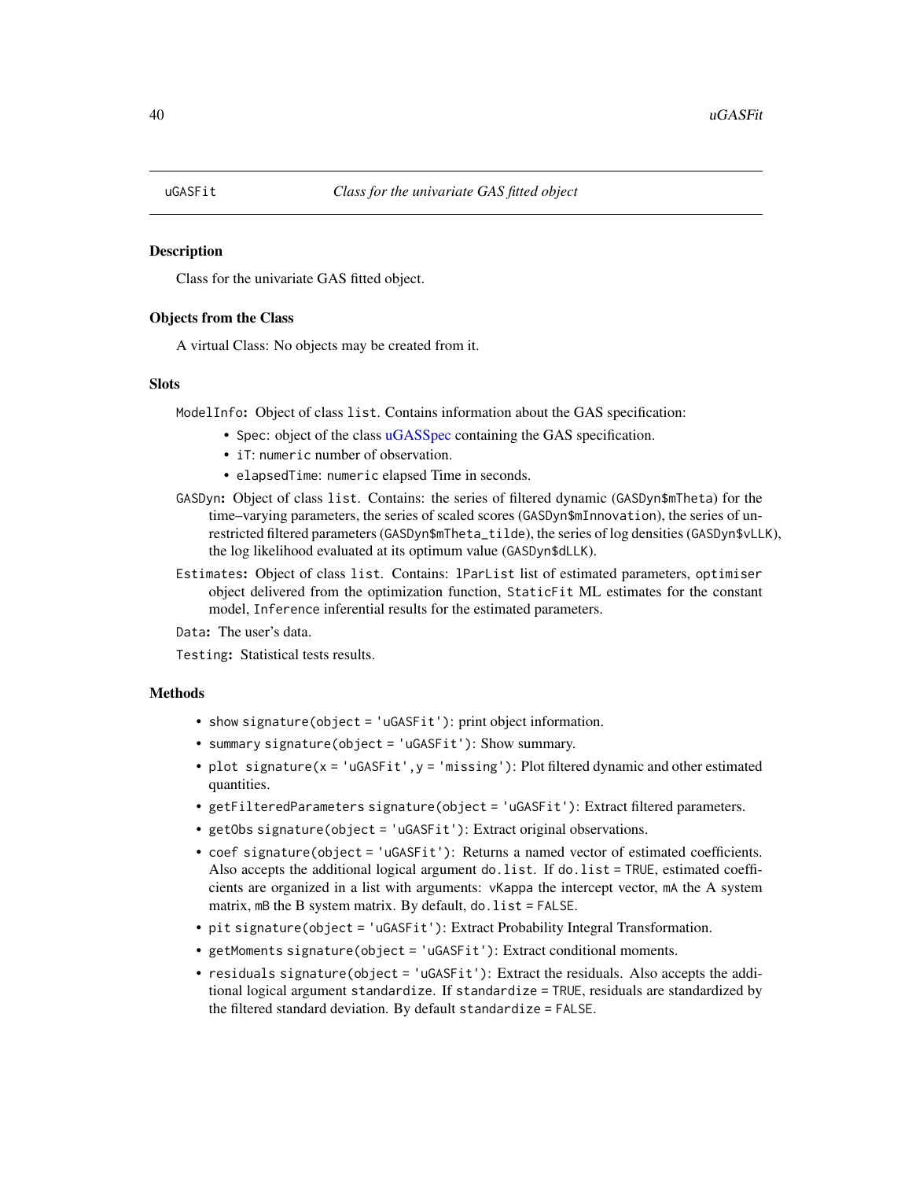## uGASFit — *Class for the univariate GAS fitted object*

### Description

Class for the univariate GAS fitted object.

### Objects from the Class

A virtual Class: No objects may be created from it.

### Slots

`ModelInfo`**:** Object of class `list`. Contains information about the GAS specification:

- `Spec`: object of the class uGASSpec containing the GAS specification.
- `iT`: `numeric` number of observation.
- `elapsedTime`: `numeric` elapsed Time in seconds.

`GASDyn`**:** Object of class `list`. Contains: the series of filtered dynamic (`GASDyn$mTheta`) for the time–varying parameters, the series of scaled scores (`GASDyn$mInnovation`), the series of unrestricted filtered parameters (`GASDyn$mTheta_tilde`), the series of log densities (`GASDyn$vLLK`), the log likelihood evaluated at its optimum value (`GASDyn$dLLK`).

`Estimates`**:** Object of class `list`. Contains: `lParList` list of estimated parameters, `optimiser` object delivered from the optimization function, `StaticFit` ML estimates for the constant model, `Inference` inferential results for the estimated parameters.

`Data`**:** The user's data.

`Testing`**:** Statistical tests results.

### Methods

- `show signature(object = 'uGASFit')`: print object information.
- `summary signature(object = 'uGASFit')`: Show summary.
- `plot signature(x = 'uGASFit', y = 'missing')`: Plot filtered dynamic and other estimated quantities.
- `getFilteredParameters signature(object = 'uGASFit')`: Extract filtered parameters.
- `getObs signature(object = 'uGASFit')`: Extract original observations.
- `coef signature(object = 'uGASFit')`: Returns a named vector of estimated coefficients. Also accepts the additional logical argument `do.list`. If `do.list = TRUE`, estimated coefficients are organized in a list with arguments: `vKappa` the intercept vector, `mA` the A system matrix, `mB` the B system matrix. By default, `do.list = FALSE`.
- `pit signature(object = 'uGASFit')`: Extract Probability Integral Transformation.
- `getMoments signature(object = 'uGASFit')`: Extract conditional moments.
- `residuals signature(object = 'uGASFit')`: Extract the residuals. Also accepts the additional logical argument `standardize`. If `standardize = TRUE`, residuals are standardized by the filtered standard deviation. By default `standardize = FALSE`.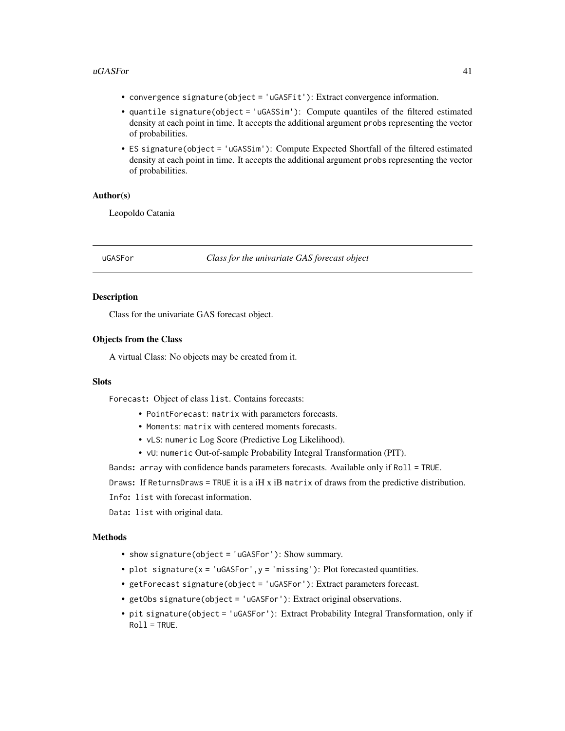- convergence signature(object = 'uGASFit'): Extract convergence information.
- quantile signature(object = 'uGASSim'): Compute quantiles of the filtered estimated density at each point in time. It accepts the additional argument probs representing the vector of probabilities.
- ES signature(object = 'uGASSim'): Compute Expected Shortfall of the filtered estimated density at each point in time. It accepts the additional argument probs representing the vector of probabilities.

### Author(s)

Leopoldo Catania

---

## uGASFor — *Class for the univariate GAS forecast object*

---

### Description

Class for the univariate GAS forecast object.

### Objects from the Class

A virtual Class: No objects may be created from it.

### Slots

Forecast**:** Object of class list. Contains forecasts:

- PointForecast: matrix with parameters forecasts.
- Moments: matrix with centered moments forecasts.
- vLS: numeric Log Score (Predictive Log Likelihood).
- vU: numeric Out-of-sample Probability Integral Transformation (PIT).

Bands**:** array with confidence bands parameters forecasts. Available only if Roll = TRUE.

Draws**:** If ReturnsDraws = TRUE it is a iH x iB matrix of draws from the predictive distribution.

Info**:** list with forecast information.

Data**:** list with original data.

### Methods

- show signature(object = 'uGASFor'): Show summary.
- plot signature(x = 'uGASFor', y = 'missing'): Plot forecasted quantities.
- getForecast signature(object = 'uGASFor'): Extract parameters forecast.
- getObs signature(object = 'uGASFor'): Extract original observations.
- pit signature(object = 'uGASFor'): Extract Probability Integral Transformation, only if Roll = TRUE.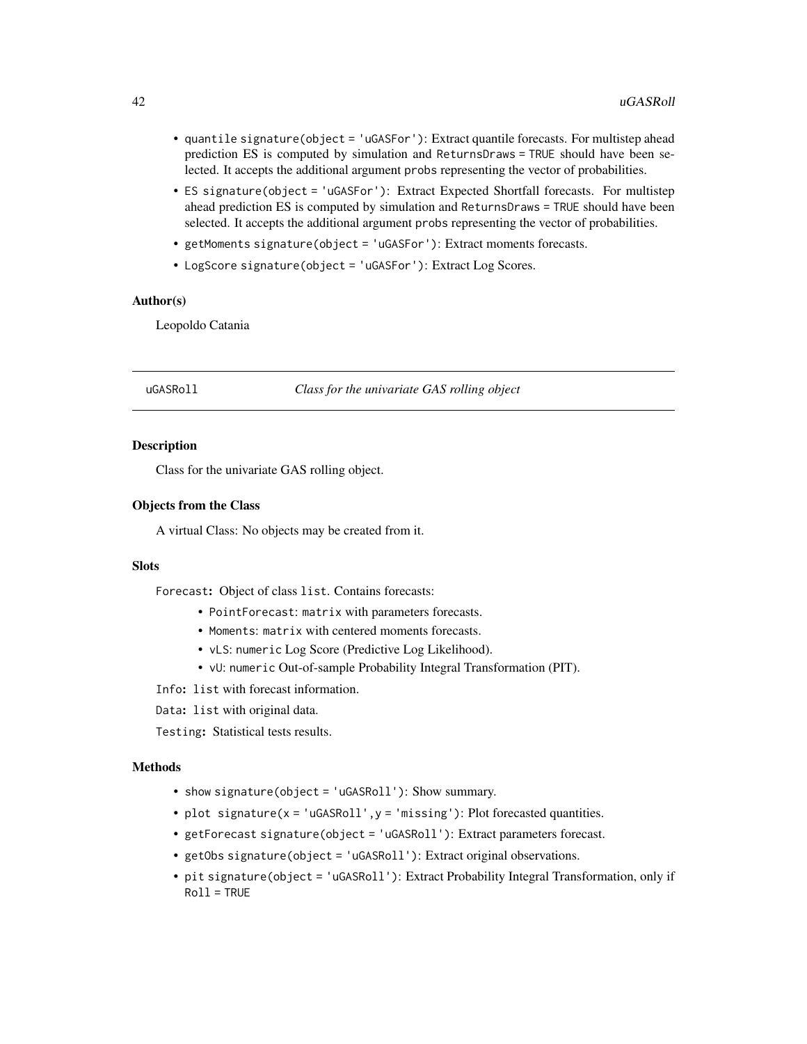- `quantile signature(object = 'uGASFor')`: Extract quantile forecasts. For multistep ahead prediction ES is computed by simulation and `ReturnsDraws = TRUE` should have been selected. It accepts the additional argument `probs` representing the vector of probabilities.
- `ES signature(object = 'uGASFor')`: Extract Expected Shortfall forecasts. For multistep ahead prediction ES is computed by simulation and `ReturnsDraws = TRUE` should have been selected. It accepts the additional argument `probs` representing the vector of probabilities.
- `getMoments signature(object = 'uGASFor')`: Extract moments forecasts.
- `LogScore signature(object = 'uGASFor')`: Extract Log Scores.

### Author(s)

Leopoldo Catania

---

## uGASRoll — *Class for the univariate GAS rolling object*

### Description

Class for the univariate GAS rolling object.

### Objects from the Class

A virtual Class: No objects may be created from it.

### Slots

**Forecast:** Object of class `list`. Contains forecasts:

- `PointForecast`: `matrix` with parameters forecasts.
- `Moments`: `matrix` with centered moments forecasts.
- `vLS`: `numeric` Log Score (Predictive Log Likelihood).
- `vU`: `numeric` Out-of-sample Probability Integral Transformation (PIT).

**Info:** `list` with forecast information.

**Data:** `list` with original data.

**Testing:** Statistical tests results.

### Methods

- `show signature(object = 'uGASRoll')`: Show summary.
- `plot signature(x = 'uGASRoll',y = 'missing')`: Plot forecasted quantities.
- `getForecast signature(object = 'uGASRoll')`: Extract parameters forecast.
- `getObs signature(object = 'uGASRoll')`: Extract original observations.
- `pit signature(object = 'uGASRoll')`: Extract Probability Integral Transformation, only if `Roll = TRUE`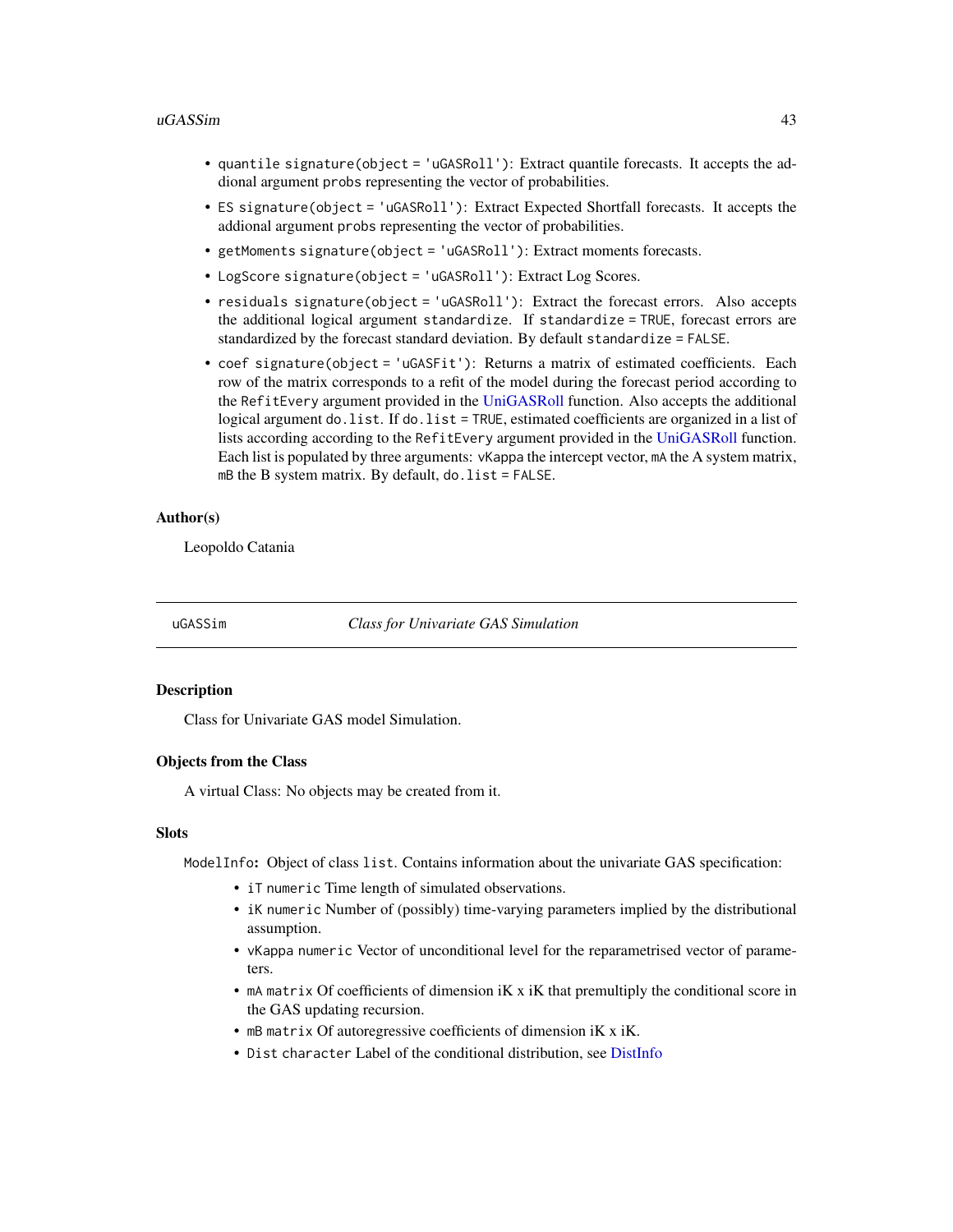- `quantile` `signature(object = 'uGASRoll')`: Extract quantile forecasts. It accepts the addional argument `probs` representing the vector of probabilities.
- `ES` `signature(object = 'uGASRoll')`: Extract Expected Shortfall forecasts. It accepts the addional argument `probs` representing the vector of probabilities.
- `getMoments` `signature(object = 'uGASRoll')`: Extract moments forecasts.
- `LogScore` `signature(object = 'uGASRoll')`: Extract Log Scores.
- `residuals` `signature(object = 'uGASRoll')`: Extract the forecast errors. Also accepts the additional logical argument `standardize`. If `standardize = TRUE`, forecast errors are standardized by the forecast standard deviation. By default `standardize = FALSE`.
- `coef` `signature(object = 'uGASFit')`: Returns a matrix of estimated coefficients. Each row of the matrix corresponds to a refit of the model during the forecast period according to the `RefitEvery` argument provided in the UniGASRoll function. Also accepts the additional logical argument `do.list`. If `do.list = TRUE`, estimated coefficients are organized in a list of lists according according to the `RefitEvery` argument provided in the UniGASRoll function. Each list is populated by three arguments: `vKappa` the intercept vector, `mA` the A system matrix, `mB` the B system matrix. By default, `do.list = FALSE`.

## Author(s)

Leopoldo Catania

---

# uGASSim — *Class for Univariate GAS Simulation*

## Description

Class for Univariate GAS model Simulation.

## Objects from the Class

A virtual Class: No objects may be created from it.

## Slots

`ModelInfo`**:** Object of class `list`. Contains information about the univariate GAS specification:

- `iT` `numeric` Time length of simulated observations.
- `iK` `numeric` Number of (possibly) time-varying parameters implied by the distributional assumption.
- `vKappa` `numeric` Vector of unconditional level for the reparametrised vector of parameters.
- `mA` `matrix` Of coefficients of dimension iK x iK that premultiply the conditional score in the GAS updating recursion.
- `mB` `matrix` Of autoregressive coefficients of dimension iK x iK.
- `Dist` `character` Label of the conditional distribution, see DistInfo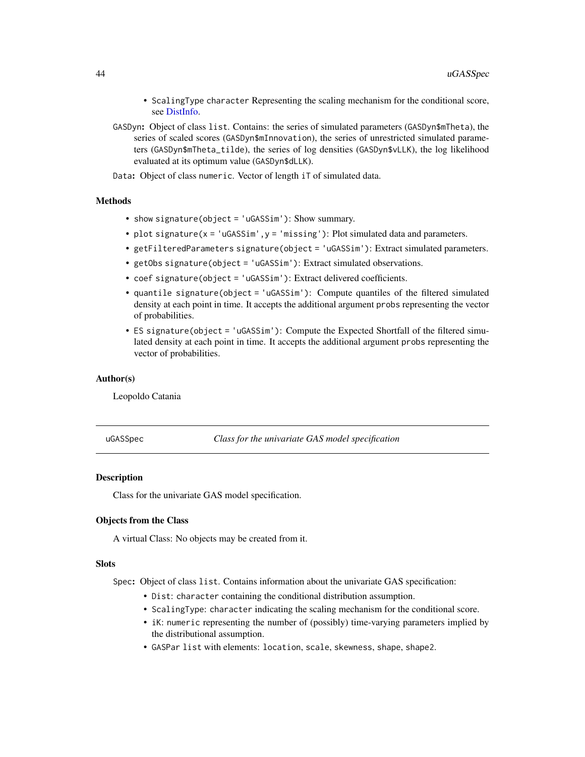- ScalingType character Representing the scaling mechanism for the conditional score, see DistInfo.

GASDyn**:** Object of class list. Contains: the series of simulated parameters (GASDyn$mTheta), the series of scaled scores (GASDyn$mInnovation), the series of unrestricted simulated parameters (GASDyn$mTheta_tilde), the series of log densities (GASDyn$vLLK), the log likelihood evaluated at its optimum value (GASDyn$dLLK).

Data**:** Object of class numeric. Vector of length iT of simulated data.

### Methods

- show signature(object = 'uGASSim'): Show summary.
- plot signature(x = 'uGASSim',y = 'missing'): Plot simulated data and parameters.
- getFilteredParameters signature(object = 'uGASSim'): Extract simulated parameters.
- getObs signature(object = 'uGASSim'): Extract simulated observations.
- coef signature(object = 'uGASSim'): Extract delivered coefficients.
- quantile signature(object = 'uGASSim'): Compute quantiles of the filtered simulated density at each point in time. It accepts the additional argument probs representing the vector of probabilities.
- ES signature(object = 'uGASSim'): Compute the Expected Shortfall of the filtered simulated density at each point in time. It accepts the additional argument probs representing the vector of probabilities.

### Author(s)

Leopoldo Catania

---

## uGASSpec — *Class for the univariate GAS model specification*

### Description

Class for the univariate GAS model specification.

### Objects from the Class

A virtual Class: No objects may be created from it.

### Slots

Spec**:** Object of class list. Contains information about the univariate GAS specification:

- Dist: character containing the conditional distribution assumption.
- ScalingType: character indicating the scaling mechanism for the conditional score.
- iK: numeric representing the number of (possibly) time-varying parameters implied by the distributional assumption.
- GASPar list with elements: location, scale, skewness, shape, shape2.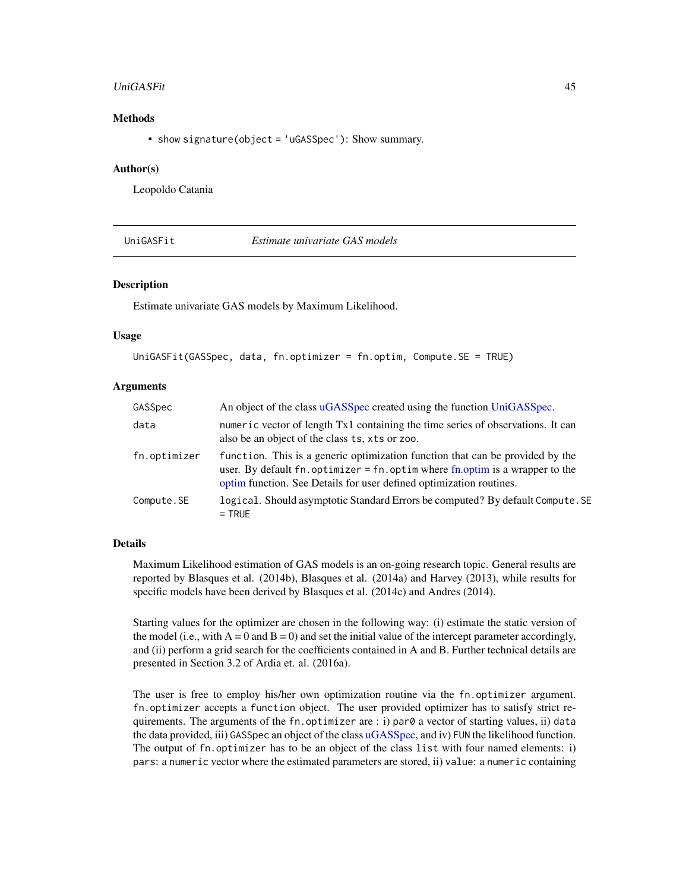### Methods

- `show signature(object = 'uGASSpec')`: Show summary.

### Author(s)

Leopoldo Catania

---

## UniGASFit *Estimate univariate GAS models*

### Description

Estimate univariate GAS models by Maximum Likelihood.

### Usage

```
UniGASFit(GASSpec, data, fn.optimizer = fn.optim, Compute.SE = TRUE)
```

### Arguments

| | |
|---|---|
| `GASSpec` | An object of the class uGASSpec created using the function UniGASSpec. |
| `data` | `numeric` vector of length Tx1 containing the time series of observations. It can also be an object of the class `ts`, `xts` or `zoo`. |
| `fn.optimizer` | `function`. This is a generic optimization function that can be provided by the user. By default `fn.optimizer = fn.optim` where fn.optim is a wrapper to the optim function. See Details for user defined optimization routines. |
| `Compute.SE` | `logical`. Should asymptotic Standard Errors be computed? By default `Compute.SE = TRUE` |

### Details

Maximum Likelihood estimation of GAS models is an on-going research topic. General results are reported by Blasques et al. (2014b), Blasques et al. (2014a) and Harvey (2013), while results for specific models have been derived by Blasques et al. (2014c) and Andres (2014).

Starting values for the optimizer are chosen in the following way: (i) estimate the static version of the model (i.e., with A = 0 and B = 0) and set the initial value of the intercept parameter accordingly, and (ii) perform a grid search for the coefficients contained in A and B. Further technical details are presented in Section 3.2 of Ardia et. al. (2016a).

The user is free to employ his/her own optimization routine via the `fn.optimizer` argument. `fn.optimizer` accepts a `function` object. The user provided optimizer has to satisfy strict requirements. The arguments of the `fn.optimizer` are : i) `par0` a vector of starting values, ii) `data` the data provided, iii) `GASSpec` an object of the class uGASSpec, and iv) `FUN` the likelihood function. The output of `fn.optimizer` has to be an object of the class `list` with four named elements: i) `pars`: a `numeric` vector where the estimated parameters are stored, ii) `value`: a `numeric` containing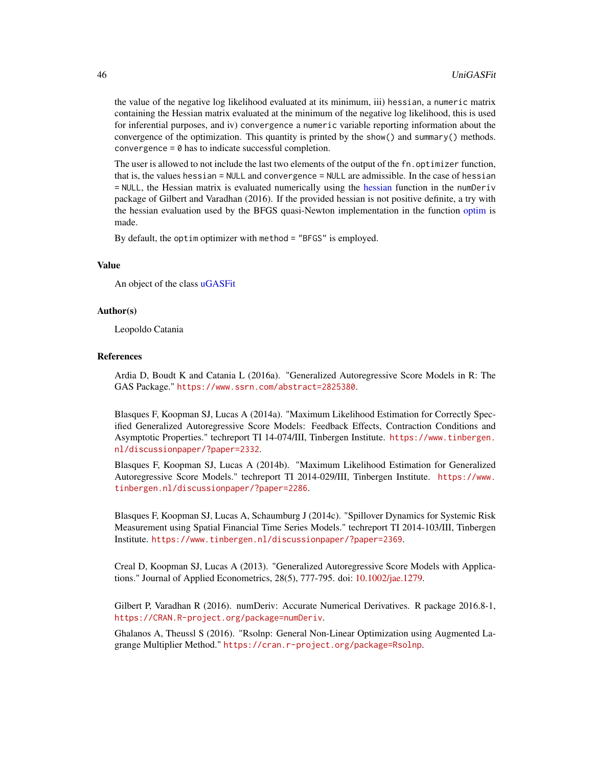the value of the negative log likelihood evaluated at its minimum, iii) hessian, a numeric matrix containing the Hessian matrix evaluated at the minimum of the negative log likelihood, this is used for inferential purposes, and iv) convergence a numeric variable reporting information about the convergence of the optimization. This quantity is printed by the show() and summary() methods. convergence = 0 has to indicate successful completion.

The user is allowed to not include the last two elements of the output of the fn.optimizer function, that is, the values hessian = NULL and convergence = NULL are admissible. In the case of hessian = NULL, the Hessian matrix is evaluated numerically using the hessian function in the numDeriv package of Gilbert and Varadhan (2016). If the provided hessian is not positive definite, a try with the hessian evaluation used by the BFGS quasi-Newton implementation in the function optim is made.

By default, the optim optimizer with method = "BFGS" is employed.

## Value

An object of the class uGASFit

## Author(s)

Leopoldo Catania

## References

Ardia D, Boudt K and Catania L (2016a). "Generalized Autoregressive Score Models in R: The GAS Package." https://www.ssrn.com/abstract=2825380.

Blasques F, Koopman SJ, Lucas A (2014a). "Maximum Likelihood Estimation for Correctly Specified Generalized Autoregressive Score Models: Feedback Effects, Contraction Conditions and Asymptotic Properties." techreport TI 14-074/III, Tinbergen Institute. https://www.tinbergen.nl/discussionpaper/?paper=2332.

Blasques F, Koopman SJ, Lucas A (2014b). "Maximum Likelihood Estimation for Generalized Autoregressive Score Models." techreport TI 2014-029/III, Tinbergen Institute. https://www.tinbergen.nl/discussionpaper/?paper=2286.

Blasques F, Koopman SJ, Lucas A, Schaumburg J (2014c). "Spillover Dynamics for Systemic Risk Measurement using Spatial Financial Time Series Models." techreport TI 2014-103/III, Tinbergen Institute. https://www.tinbergen.nl/discussionpaper/?paper=2369.

Creal D, Koopman SJ, Lucas A (2013). "Generalized Autoregressive Score Models with Applications." Journal of Applied Econometrics, 28(5), 777-795. doi: 10.1002/jae.1279.

Gilbert P, Varadhan R (2016). numDeriv: Accurate Numerical Derivatives. R package 2016.8-1, https://CRAN.R-project.org/package=numDeriv.

Ghalanos A, Theussl S (2016). "Rsolnp: General Non-Linear Optimization using Augmented Lagrange Multiplier Method." https://cran.r-project.org/package=Rsolnp.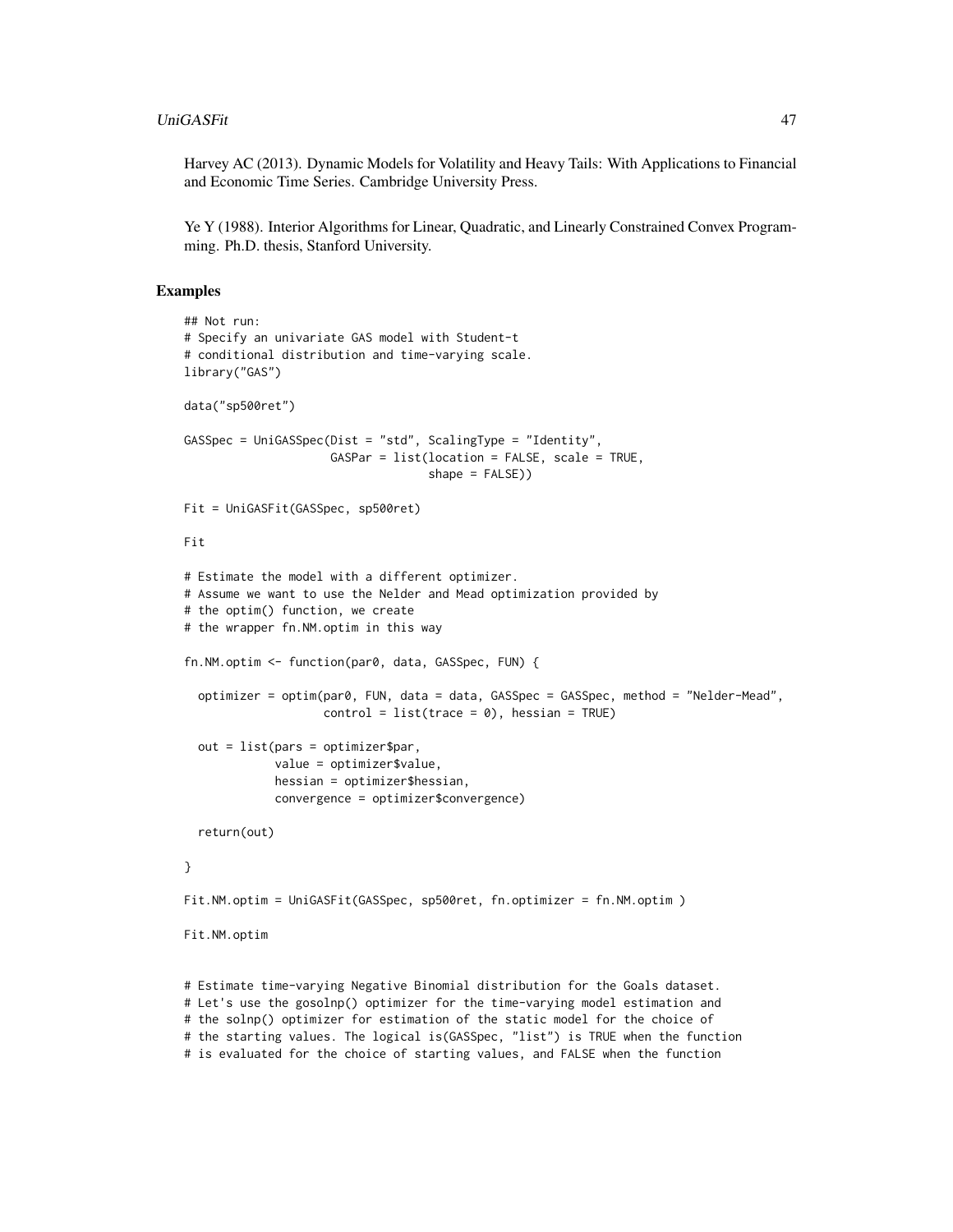Harvey AC (2013). Dynamic Models for Volatility and Heavy Tails: With Applications to Financial and Economic Time Series. Cambridge University Press.

Ye Y (1988). Interior Algorithms for Linear, Quadratic, and Linearly Constrained Convex Programming. Ph.D. thesis, Stanford University.

## Examples

```
## Not run:
# Specify an univariate GAS model with Student-t
# conditional distribution and time-varying scale.
library("GAS")

data("sp500ret")

GASSpec = UniGASSpec(Dist = "std", ScalingType = "Identity",
                     GASPar = list(location = FALSE, scale = TRUE,
                                   shape = FALSE))

Fit = UniGASFit(GASSpec, sp500ret)

Fit

# Estimate the model with a different optimizer.
# Assume we want to use the Nelder and Mead optimization provided by
# the optim() function, we create
# the wrapper fn.NM.optim in this way

fn.NM.optim <- function(par0, data, GASSpec, FUN) {

  optimizer = optim(par0, FUN, data = data, GASSpec = GASSpec, method = "Nelder-Mead",
                    control = list(trace = 0), hessian = TRUE)

  out = list(pars = optimizer$par,
             value = optimizer$value,
             hessian = optimizer$hessian,
             convergence = optimizer$convergence)

  return(out)

}

Fit.NM.optim = UniGASFit(GASSpec, sp500ret, fn.optimizer = fn.NM.optim )

Fit.NM.optim


# Estimate time-varying Negative Binomial distribution for the Goals dataset.
# Let's use the gosolnp() optimizer for the time-varying model estimation and
# the solnp() optimizer for estimation of the static model for the choice of
# the starting values. The logical is(GASSpec, "list") is TRUE when the function
# is evaluated for the choice of starting values, and FALSE when the function
```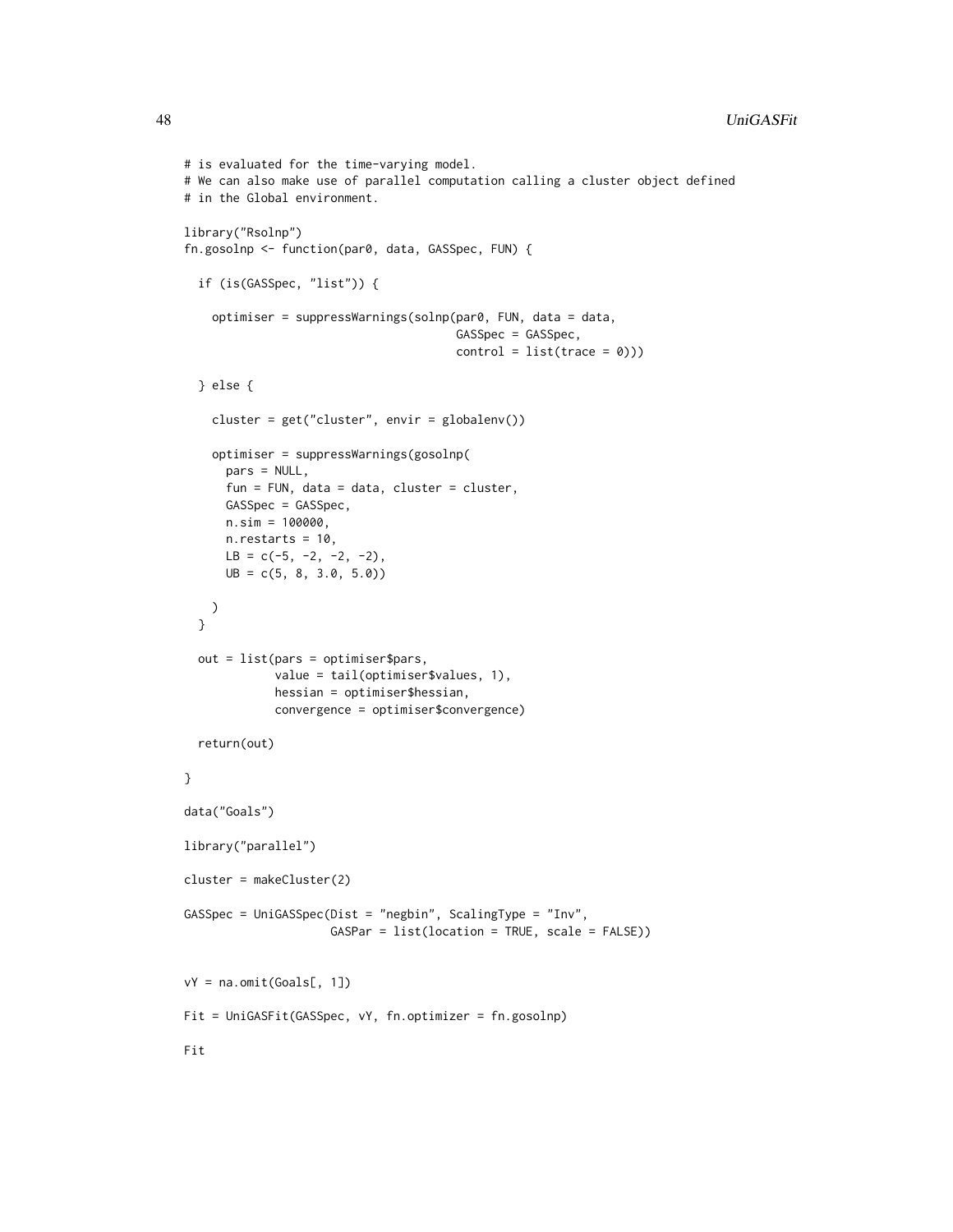```
# is evaluated for the time-varying model.
# We can also make use of parallel computation calling a cluster object defined
# in the Global environment.

library("Rsolnp")
fn.gosolnp <- function(par0, data, GASSpec, FUN) {

  if (is(GASSpec, "list")) {

    optimiser = suppressWarnings(solnp(par0, FUN, data = data,
                                       GASSpec = GASSpec,
                                       control = list(trace = 0)))

  } else {

    cluster = get("cluster", envir = globalenv())

    optimiser = suppressWarnings(gosolnp(
      pars = NULL,
      fun = FUN, data = data, cluster = cluster,
      GASSpec = GASSpec,
      n.sim = 100000,
      n.restarts = 10,
      LB = c(-5, -2, -2, -2),
      UB = c(5, 8, 3.0, 5.0))

    )
  }

  out = list(pars = optimiser$pars,
             value = tail(optimiser$values, 1),
             hessian = optimiser$hessian,
             convergence = optimiser$convergence)

  return(out)

}

data("Goals")

library("parallel")

cluster = makeCluster(2)

GASSpec = UniGASSpec(Dist = "negbin", ScalingType = "Inv",
                     GASPar = list(location = TRUE, scale = FALSE))


vY = na.omit(Goals[, 1])

Fit = UniGASFit(GASSpec, vY, fn.optimizer = fn.gosolnp)

Fit
```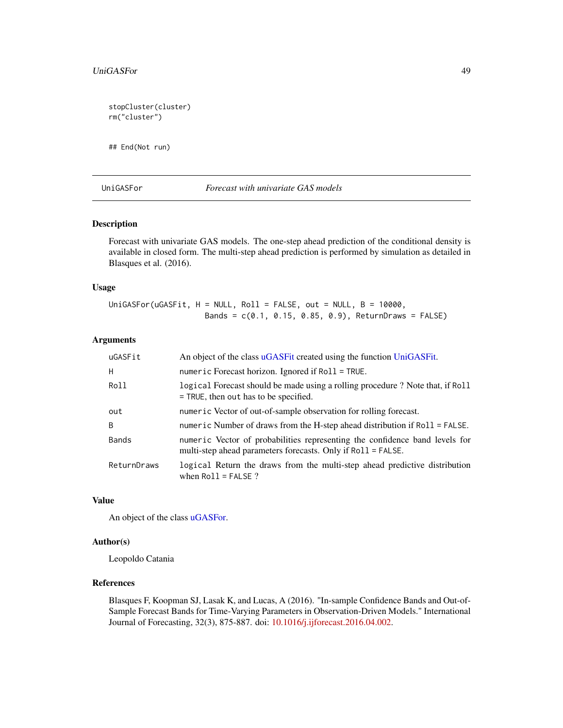```
stopCluster(cluster)
rm("cluster")


## End(Not run)
```

## UniGASFor — *Forecast with univariate GAS models*

### Description

Forecast with univariate GAS models. The one-step ahead prediction of the conditional density is available in closed form. The multi-step ahead prediction is performed by simulation as detailed in Blasques et al. (2016).

### Usage

```
UniGASFor(uGASFit, H = NULL, Roll = FALSE, out = NULL, B = 10000,
                    Bands = c(0.1, 0.15, 0.85, 0.9), ReturnDraws = FALSE)
```

### Arguments

| | |
|---|---|
| `uGASFit` | An object of the class uGASFit created using the function UniGASFit. |
| `H` | `numeric` Forecast horizon. Ignored if `Roll = TRUE`. |
| `Roll` | `logical` Forecast should be made using a rolling procedure ? Note that, if `Roll = TRUE`, then `out` has to be specified. |
| `out` | `numeric` Vector of out-of-sample observation for rolling forecast. |
| `B` | `numeric` Number of draws from the H-step ahead distribution if `Roll = FALSE`. |
| `Bands` | `numeric` Vector of probabilities representing the confidence band levels for multi-step ahead parameters forecasts. Only if `Roll = FALSE`. |
| `ReturnDraws` | `logical` Return the draws from the multi-step ahead predictive distribution when `Roll = FALSE` ? |

### Value

An object of the class uGASFor.

### Author(s)

Leopoldo Catania

### References

Blasques F, Koopman SJ, Lasak K, and Lucas, A (2016). "In-sample Confidence Bands and Out-of-Sample Forecast Bands for Time-Varying Parameters in Observation-Driven Models." International Journal of Forecasting, 32(3), 875-887. doi: 10.1016/j.ijforecast.2016.04.002.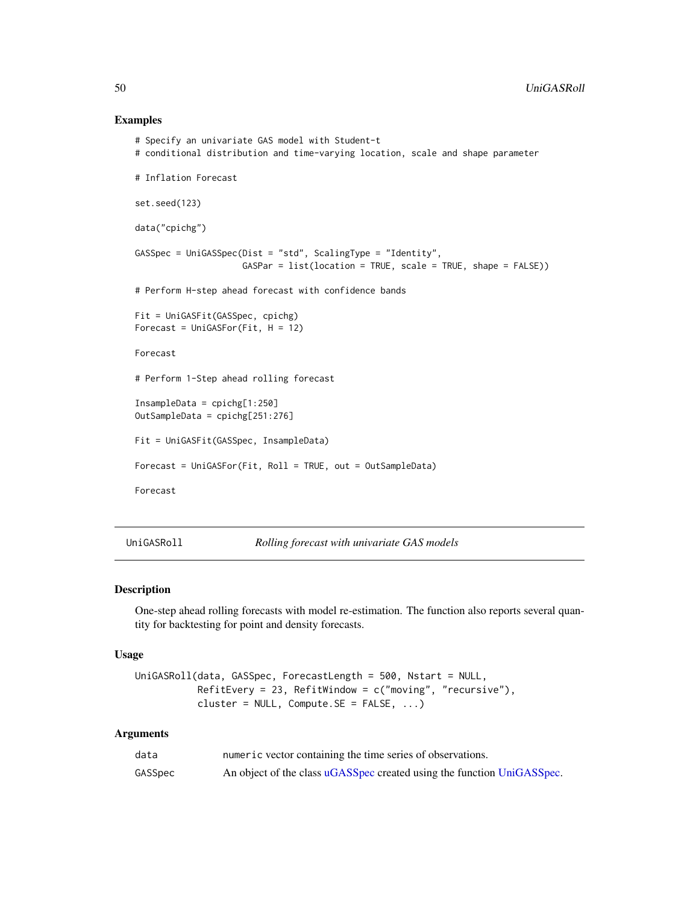## Examples

```
# Specify an univariate GAS model with Student-t
# conditional distribution and time-varying location, scale and shape parameter

# Inflation Forecast

set.seed(123)

data("cpichg")

GASSpec = UniGASSpec(Dist = "std", ScalingType = "Identity",
                     GASPar = list(location = TRUE, scale = TRUE, shape = FALSE))

# Perform H-step ahead forecast with confidence bands

Fit = UniGASFit(GASSpec, cpichg)
Forecast = UniGASFor(Fit, H = 12)

Forecast

# Perform 1-Step ahead rolling forecast

InsampleData = cpichg[1:250]
OutSampleData = cpichg[251:276]

Fit = UniGASFit(GASSpec, InsampleData)

Forecast = UniGASFor(Fit, Roll = TRUE, out = OutSampleData)

Forecast
```

---

# UniGASRoll — *Rolling forecast with univariate GAS models*

## Description

One-step ahead rolling forecasts with model re-estimation. The function also reports several quantity for backtesting for point and density forecasts.

## Usage

```
UniGASRoll(data, GASSpec, ForecastLength = 500, Nstart = NULL,
           RefitEvery = 23, RefitWindow = c("moving", "recursive"),
           cluster = NULL, Compute.SE = FALSE, ...)
```

## Arguments

| | |
|---|---|
| data | numeric vector containing the time series of observations. |
| GASSpec | An object of the class uGASSpec created using the function UniGASSpec. |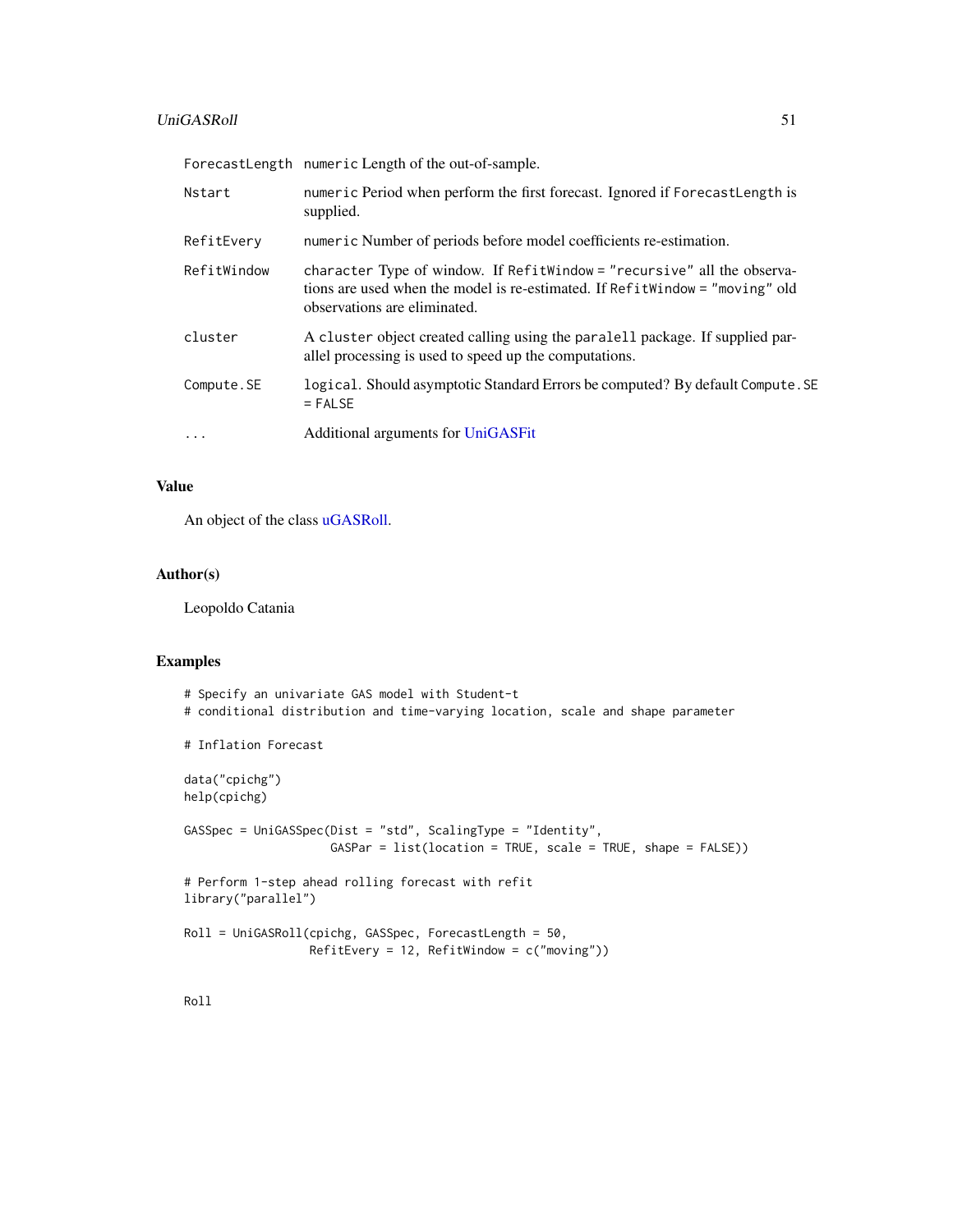| | |
|---|---|
| ForecastLength | numeric Length of the out-of-sample. |
| Nstart | numeric Period when perform the first forecast. Ignored if ForecastLength is supplied. |
| RefitEvery | numeric Number of periods before model coefficients re-estimation. |
| RefitWindow | character Type of window. If RefitWindow = "recursive" all the observations are used when the model is re-estimated. If RefitWindow = "moving" old observations are eliminated. |
| cluster | A cluster object created calling using the paralell package. If supplied parallel processing is used to speed up the computations. |
| Compute.SE | logical. Should asymptotic Standard Errors be computed? By default Compute.SE = FALSE |
| ... | Additional arguments for UniGASFit |

## Value

An object of the class uGASRoll.

## Author(s)

Leopoldo Catania

## Examples

```
# Specify an univariate GAS model with Student-t
# conditional distribution and time-varying location, scale and shape parameter

# Inflation Forecast

data("cpichg")
help(cpichg)

GASSpec = UniGASSpec(Dist = "std", ScalingType = "Identity",
                     GASPar = list(location = TRUE, scale = TRUE, shape = FALSE))

# Perform 1-step ahead rolling forecast with refit
library("parallel")

Roll = UniGASRoll(cpichg, GASSpec, ForecastLength = 50,
                  RefitEvery = 12, RefitWindow = c("moving"))


Roll
```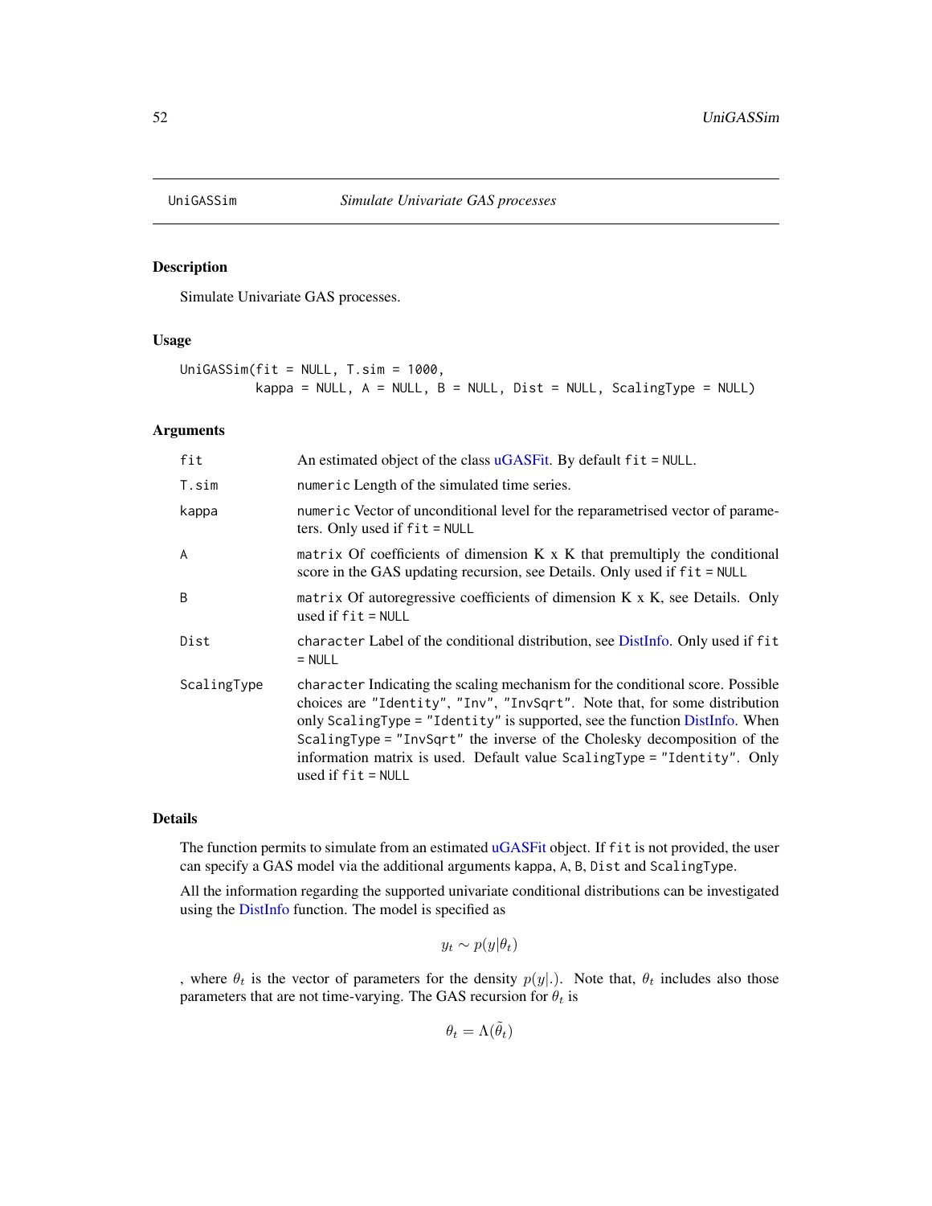## UniGASSim — *Simulate Univariate GAS processes*

### Description

Simulate Univariate GAS processes.

### Usage

```
UniGASSim(fit = NULL, T.sim = 1000,
          kappa = NULL, A = NULL, B = NULL, Dist = NULL, ScalingType = NULL)
```

### Arguments

| | |
|---|---|
| fit | An estimated object of the class uGASFit. By default `fit = NULL`. |
| T.sim | `numeric` Length of the simulated time series. |
| kappa | `numeric` Vector of unconditional level for the reparametrised vector of parameters. Only used if `fit = NULL` |
| A | `matrix` Of coefficients of dimension K x K that premultiply the conditional score in the GAS updating recursion, see Details. Only used if `fit = NULL` |
| B | `matrix` Of autoregressive coefficients of dimension K x K, see Details. Only used if `fit = NULL` |
| Dist | `character` Label of the conditional distribution, see DistInfo. Only used if `fit = NULL` |
| ScalingType | `character` Indicating the scaling mechanism for the conditional score. Possible choices are `"Identity"`, `"Inv"`, `"InvSqrt"`. Note that, for some distribution only `ScalingType = "Identity"` is supported, see the function DistInfo. When `ScalingType = "InvSqrt"` the inverse of the Cholesky decomposition of the information matrix is used. Default value `ScalingType = "Identity"`. Only used if `fit = NULL` |

### Details

The function permits to simulate from an estimated uGASFit object. If `fit` is not provided, the user can specify a GAS model via the additional arguments `kappa`, `A`, `B`, `Dist` and `ScalingType`.

All the information regarding the supported univariate conditional distributions can be investigated using the DistInfo function. The model is specified as

$$y_t \sim p(y|\theta_t)$$

, where $\theta_t$ is the vector of parameters for the density $p(y|.)$. Note that, $\theta_t$ includes also those parameters that are not time-varying. The GAS recursion for $\theta_t$ is

$$\theta_t = \Lambda(\tilde{\theta}_t)$$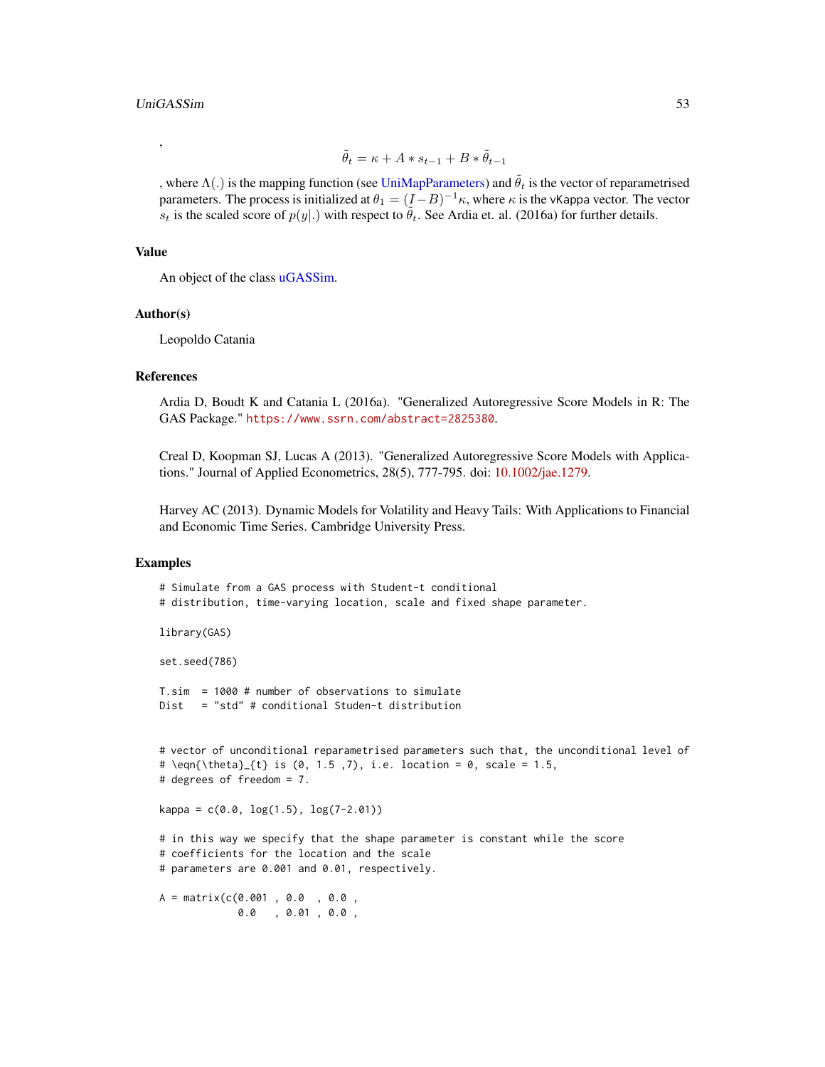,

$$\tilde{\theta}_t = \kappa + A * s_{t-1} + B * \tilde{\theta}_{t-1}$$

, where $\Lambda(.)$ is the mapping function (see UniMapParameters) and $\tilde{\theta}_t$ is the vector of reparametrised parameters. The process is initialized at $\theta_1 = (I - B)^{-1}\kappa$, where $\kappa$ is the vKappa vector. The vector $s_t$ is the scaled score of $p(y|.)$ with respect to $\tilde{\theta}_t$. See Ardia et. al. (2016a) for further details.

## Value

An object of the class uGASSim.

## Author(s)

Leopoldo Catania

## References

Ardia D, Boudt K and Catania L (2016a). "Generalized Autoregressive Score Models in R: The GAS Package." https://www.ssrn.com/abstract=2825380.

Creal D, Koopman SJ, Lucas A (2013). "Generalized Autoregressive Score Models with Applications." Journal of Applied Econometrics, 28(5), 777-795. doi: 10.1002/jae.1279.

Harvey AC (2013). Dynamic Models for Volatility and Heavy Tails: With Applications to Financial and Economic Time Series. Cambridge University Press.

## Examples

```
# Simulate from a GAS process with Student-t conditional
# distribution, time-varying location, scale and fixed shape parameter.

library(GAS)

set.seed(786)

T.sim  = 1000 # number of observations to simulate
Dist   = "std" # conditional Studen-t distribution


# vector of unconditional reparametrised parameters such that, the unconditional level of
# \eqn{\theta}_{t} is (0, 1.5 ,7), i.e. location = 0, scale = 1.5,
# degrees of freedom = 7.

kappa = c(0.0, log(1.5), log(7-2.01))

# in this way we specify that the shape parameter is constant while the score
# coefficients for the location and the scale
# parameters are 0.001 and 0.01, respectively.

A = matrix(c(0.001 , 0.0  , 0.0 ,
             0.0   , 0.01 , 0.0 ,
```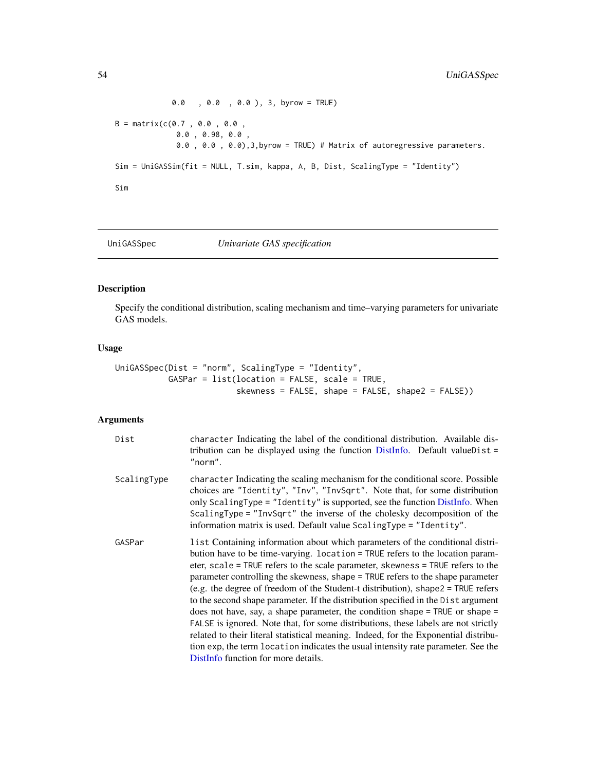```
             0.0   , 0.0  , 0.0 ), 3, byrow = TRUE)

B = matrix(c(0.7 , 0.0 , 0.0 ,
             0.0 , 0.98, 0.0 ,
             0.0 , 0.0 , 0.0),3,byrow = TRUE) # Matrix of autoregressive parameters.

Sim = UniGASSim(fit = NULL, T.sim, kappa, A, B, Dist, ScalingType = "Identity")

Sim
```

## UniGASSpec *Univariate GAS specification*

### Description

Specify the conditional distribution, scaling mechanism and time–varying parameters for univariate GAS models.

### Usage

```
UniGASSpec(Dist = "norm", ScalingType = "Identity",
           GASPar = list(location = FALSE, scale = TRUE,
                         skewness = FALSE, shape = FALSE, shape2 = FALSE))
```

### Arguments

**Dist** `character` Indicating the label of the conditional distribution. Available distribution can be displayed using the function DistInfo. Default value `Dist = "norm"`.

**ScalingType** `character` Indicating the scaling mechanism for the conditional score. Possible choices are `"Identity"`, `"Inv"`, `"InvSqrt"`. Note that, for some distribution only `ScalingType = "Identity"` is supported, see the function DistInfo. When `ScalingType = "InvSqrt"` the inverse of the cholesky decomposition of the information matrix is used. Default value `ScalingType = "Identity"`.

**GASPar** `list` Containing information about which parameters of the conditional distribution have to be time-varying. `location = TRUE` refers to the location parameter, `scale = TRUE` refers to the scale parameter, `skewness = TRUE` refers to the parameter controlling the skewness, `shape = TRUE` refers to the shape parameter (e.g. the degree of freedom of the Student-t distribution), `shape2 = TRUE` refers to the second shape parameter. If the distribution specified in the `Dist` argument does not have, say, a shape parameter, the condition `shape = TRUE` or `shape = FALSE` is ignored. Note that, for some distributions, these labels are not strictly related to their literal statistical meaning. Indeed, for the Exponential distribution `exp`, the term `location` indicates the usual intensity rate parameter. See the DistInfo function for more details.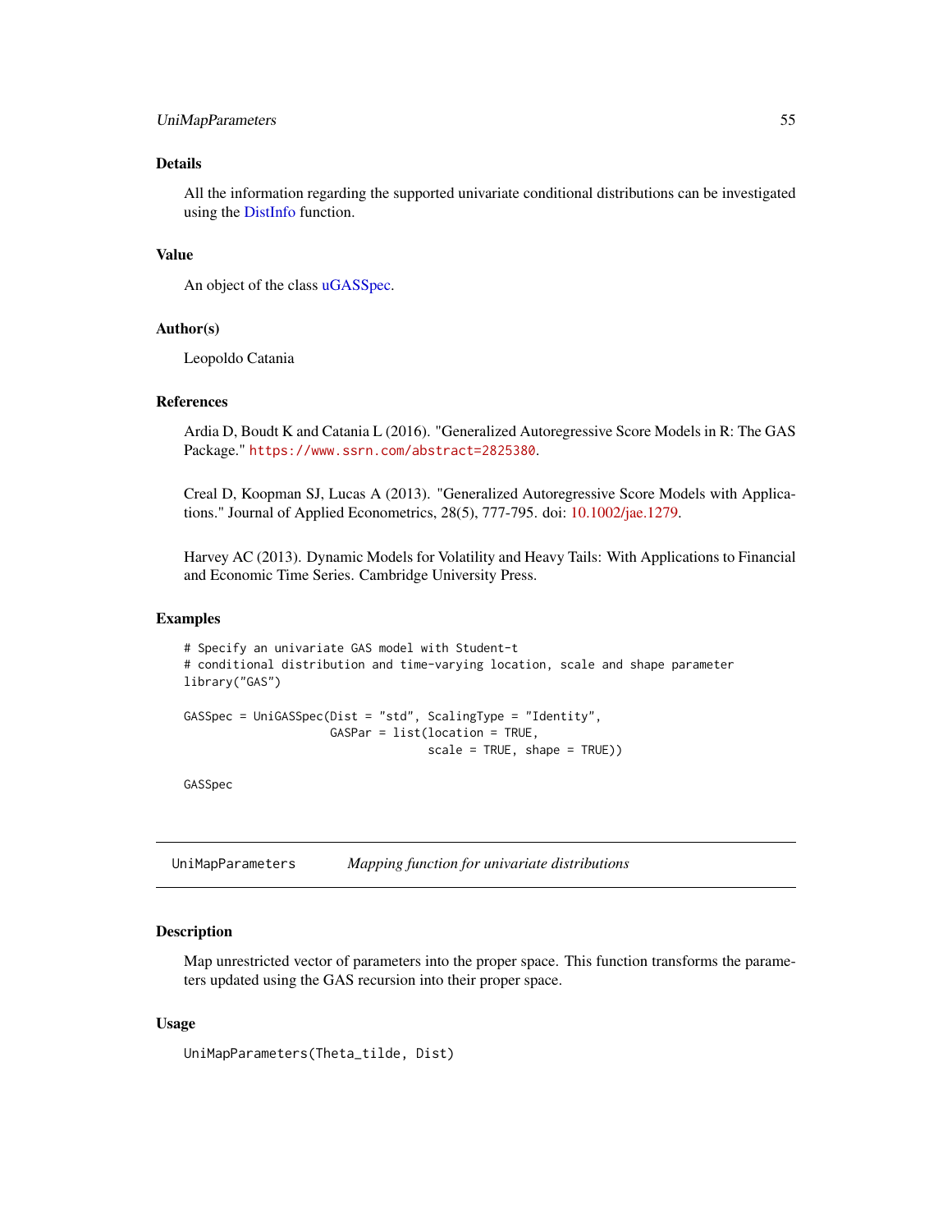### Details

All the information regarding the supported univariate conditional distributions can be investigated using the DistInfo function.

### Value

An object of the class uGASSpec.

### Author(s)

Leopoldo Catania

### References

Ardia D, Boudt K and Catania L (2016). "Generalized Autoregressive Score Models in R: The GAS Package." https://www.ssrn.com/abstract=2825380.

Creal D, Koopman SJ, Lucas A (2013). "Generalized Autoregressive Score Models with Applications." Journal of Applied Econometrics, 28(5), 777-795. doi: 10.1002/jae.1279.

Harvey AC (2013). Dynamic Models for Volatility and Heavy Tails: With Applications to Financial and Economic Time Series. Cambridge University Press.

### Examples

```
# Specify an univariate GAS model with Student-t
# conditional distribution and time-varying location, scale and shape parameter
library("GAS")

GASSpec = UniGASSpec(Dist = "std", ScalingType = "Identity",
                     GASPar = list(location = TRUE,
                                   scale = TRUE, shape = TRUE))

GASSpec
```

---

## UniMapParameters *Mapping function for univariate distributions*

### Description

Map unrestricted vector of parameters into the proper space. This function transforms the parameters updated using the GAS recursion into their proper space.

### Usage

```
UniMapParameters(Theta_tilde, Dist)
```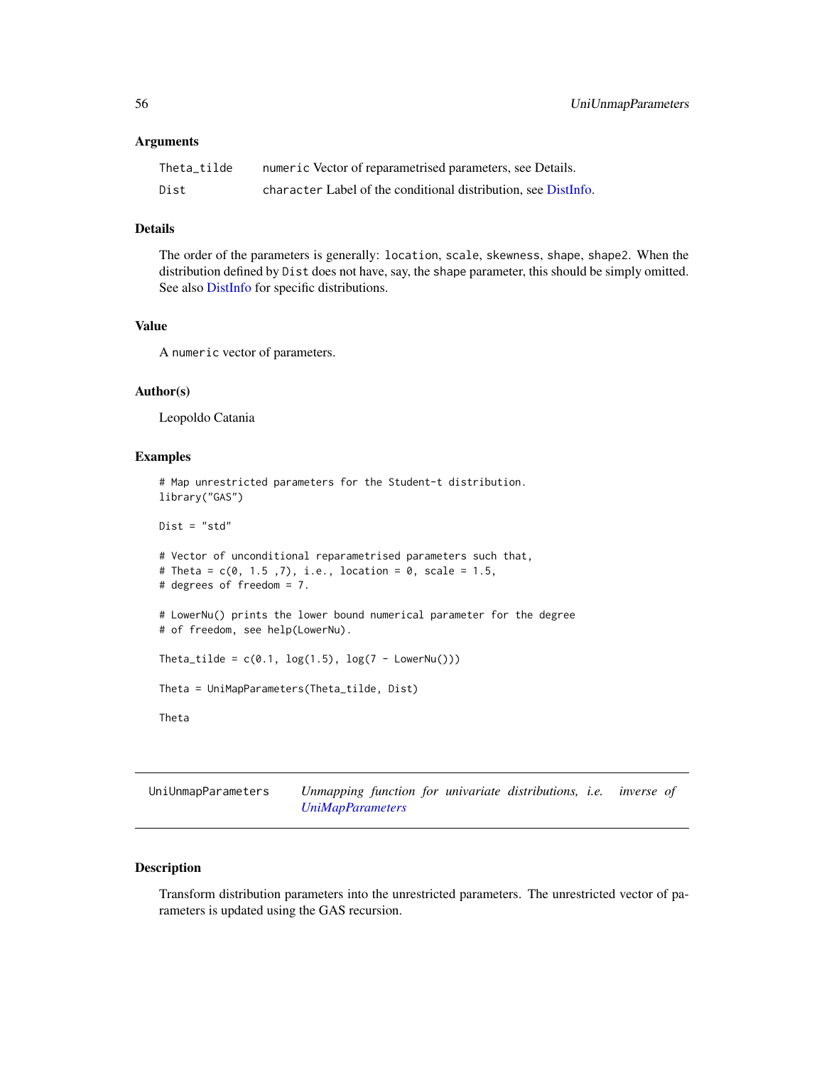### Arguments

| | |
|---|---|
| Theta_tilde | numeric Vector of reparametrised parameters, see Details. |
| Dist | character Label of the conditional distribution, see DistInfo. |

### Details

The order of the parameters is generally: location, scale, skewness, shape, shape2. When the distribution defined by Dist does not have, say, the shape parameter, this should be simply omitted. See also DistInfo for specific distributions.

### Value

A numeric vector of parameters.

### Author(s)

Leopoldo Catania

### Examples

```
# Map unrestricted parameters for the Student-t distribution.
library("GAS")

Dist = "std"

# Vector of unconditional reparametrised parameters such that,
# Theta = c(0, 1.5 ,7), i.e., location = 0, scale = 1.5,
# degrees of freedom = 7.

# LowerNu() prints the lower bound numerical parameter for the degree
# of freedom, see help(LowerNu).

Theta_tilde = c(0.1, log(1.5), log(7 - LowerNu()))

Theta = UniMapParameters(Theta_tilde, Dist)

Theta
```

---

## UniUnmapParameters — *Unmapping function for univariate distributions, i.e. inverse of UniMapParameters*

### Description

Transform distribution parameters into the unrestricted parameters. The unrestricted vector of parameters is updated using the GAS recursion.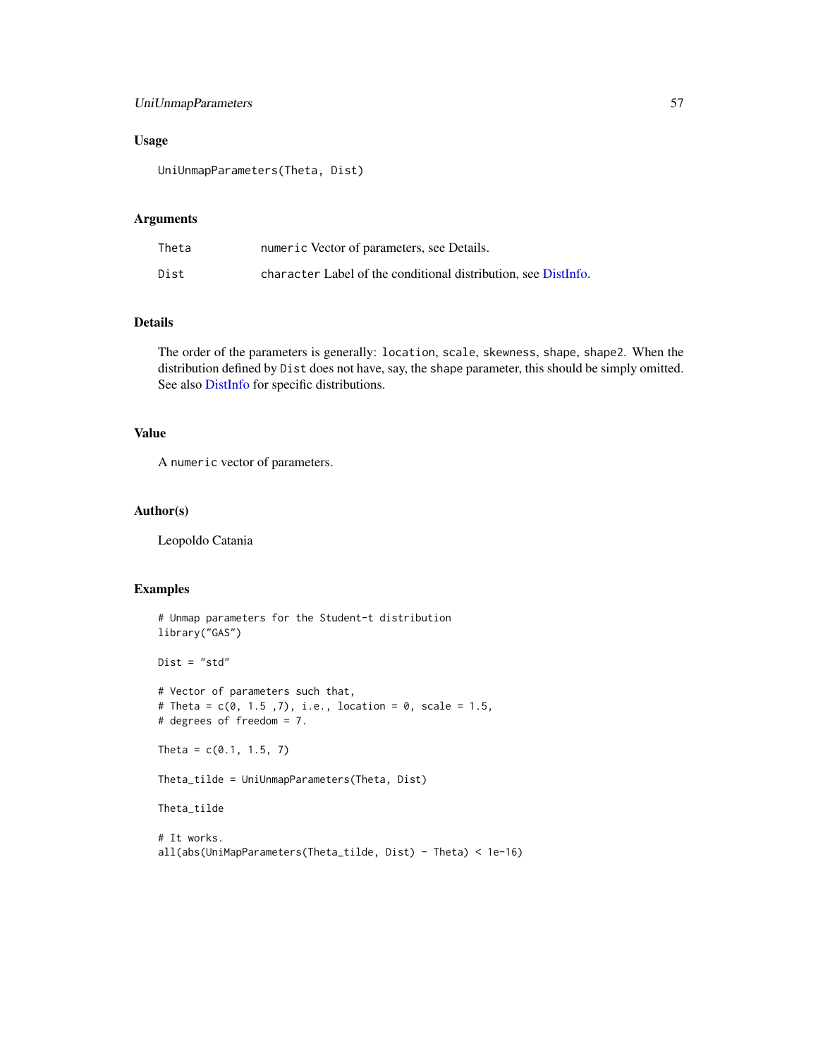## Usage

```
UniUnmapParameters(Theta, Dist)
```

## Arguments

| | |
|---|---|
| Theta | numeric Vector of parameters, see Details. |
| Dist | character Label of the conditional distribution, see DistInfo. |

## Details

The order of the parameters is generally: location, scale, skewness, shape, shape2. When the distribution defined by Dist does not have, say, the shape parameter, this should be simply omitted. See also DistInfo for specific distributions.

## Value

A numeric vector of parameters.

## Author(s)

Leopoldo Catania

## Examples

```
# Unmap parameters for the Student-t distribution
library("GAS")

Dist = "std"

# Vector of parameters such that,
# Theta = c(0, 1.5 ,7), i.e., location = 0, scale = 1.5,
# degrees of freedom = 7.

Theta = c(0.1, 1.5, 7)

Theta_tilde = UniUnmapParameters(Theta, Dist)

Theta_tilde

# It works.
all(abs(UniMapParameters(Theta_tilde, Dist) - Theta) < 1e-16)
```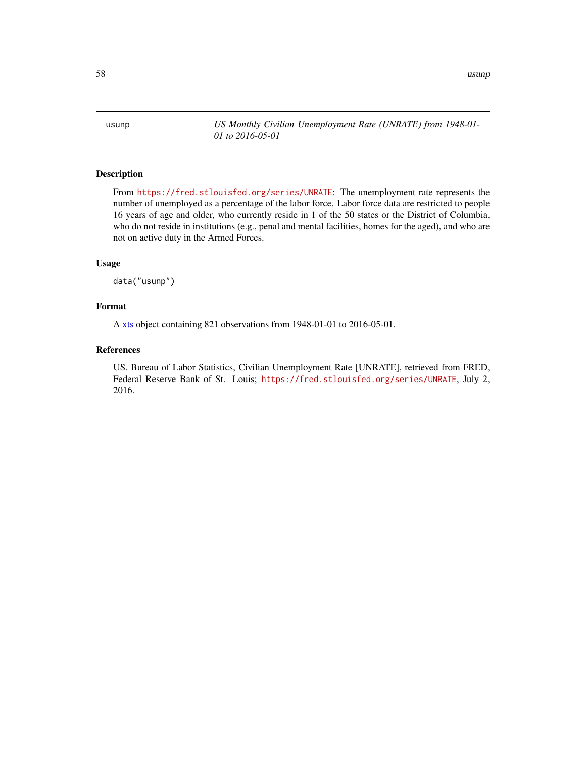usunp — *US Monthly Civilian Unemployment Rate (UNRATE) from 1948-01-01 to 2016-05-01*

## Description

From https://fred.stlouisfed.org/series/UNRATE: The unemployment rate represents the number of unemployed as a percentage of the labor force. Labor force data are restricted to people 16 years of age and older, who currently reside in 1 of the 50 states or the District of Columbia, who do not reside in institutions (e.g., penal and mental facilities, homes for the aged), and who are not on active duty in the Armed Forces.

## Usage

```
data("usunp")
```

## Format

A xts object containing 821 observations from 1948-01-01 to 2016-05-01.

## References

US. Bureau of Labor Statistics, Civilian Unemployment Rate [UNRATE], retrieved from FRED, Federal Reserve Bank of St. Louis; https://fred.stlouisfed.org/series/UNRATE, July 2, 2016.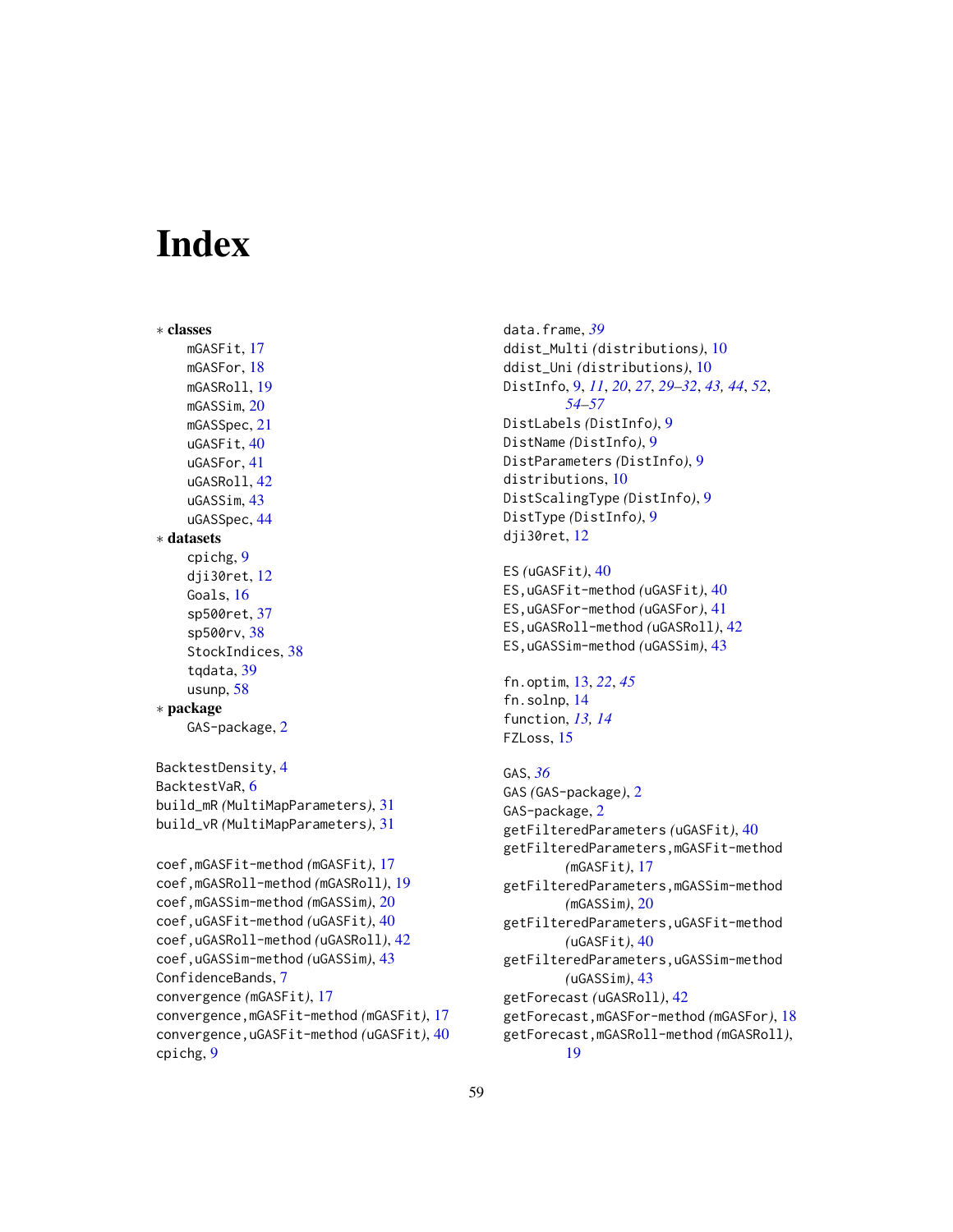# Index

∗ **classes**
- mGASFit, 17
- mGASFor, 18
- mGASRoll, 19
- mGASSim, 20
- mGASSpec, 21
- uGASFit, 40
- uGASFor, 41
- uGASRoll, 42
- uGASSim, 43
- uGASSpec, 44

∗ **datasets**
- cpichg, 9
- dji30ret, 12
- Goals, 16
- sp500ret, 37
- sp500rv, 38
- StockIndices, 38
- tqdata, 39
- usunp, 58

∗ **package**
- GAS-package, 2

BacktestDensity, 4
BacktestVaR, 6
build_mR *(MultiMapParameters)*, 31
build_vR *(MultiMapParameters)*, 31

coef,mGASFit-method *(mGASFit)*, 17
coef,mGASRoll-method *(mGASRoll)*, 19
coef,mGASSim-method *(mGASSim)*, 20
coef,uGASFit-method *(uGASFit)*, 40
coef,uGASRoll-method *(uGASRoll)*, 42
coef,uGASSim-method *(uGASSim)*, 43
ConfidenceBands, 7
convergence *(mGASFit)*, 17
convergence,mGASFit-method *(mGASFit)*, 17
convergence,uGASFit-method *(uGASFit)*, 40
cpichg, 9

data.frame, *39*
ddist_Multi *(distributions)*, 10
ddist_Uni *(distributions)*, 10
DistInfo, 9, *11*, *20*, *27*, *29–32*, *43*, *44*, *52*, *54–57*
DistLabels *(DistInfo)*, 9
DistName *(DistInfo)*, 9
DistParameters *(DistInfo)*, 9
distributions, 10
DistScalingType *(DistInfo)*, 9
DistType *(DistInfo)*, 9
dji30ret, 12

ES *(uGASFit)*, 40
ES,uGASFit-method *(uGASFit)*, 40
ES,uGASFor-method *(uGASFor)*, 41
ES,uGASRoll-method *(uGASRoll)*, 42
ES,uGASSim-method *(uGASSim)*, 43

fn.optim, 13, *22*, *45*
fn.solnp, 14
function, *13, 14*
FZLoss, 15

GAS, *36*
GAS *(GAS-package)*, 2
GAS-package, 2
getFilteredParameters *(uGASFit)*, 40
getFilteredParameters,mGASFit-method *(mGASFit)*, 17
getFilteredParameters,mGASSim-method *(mGASSim)*, 20
getFilteredParameters,uGASFit-method *(uGASFit)*, 40
getFilteredParameters,uGASSim-method *(uGASSim)*, 43
getForecast *(uGASRoll)*, 42
getForecast,mGASFor-method *(mGASFor)*, 18
getForecast,mGASRoll-method *(mGASRoll)*, 19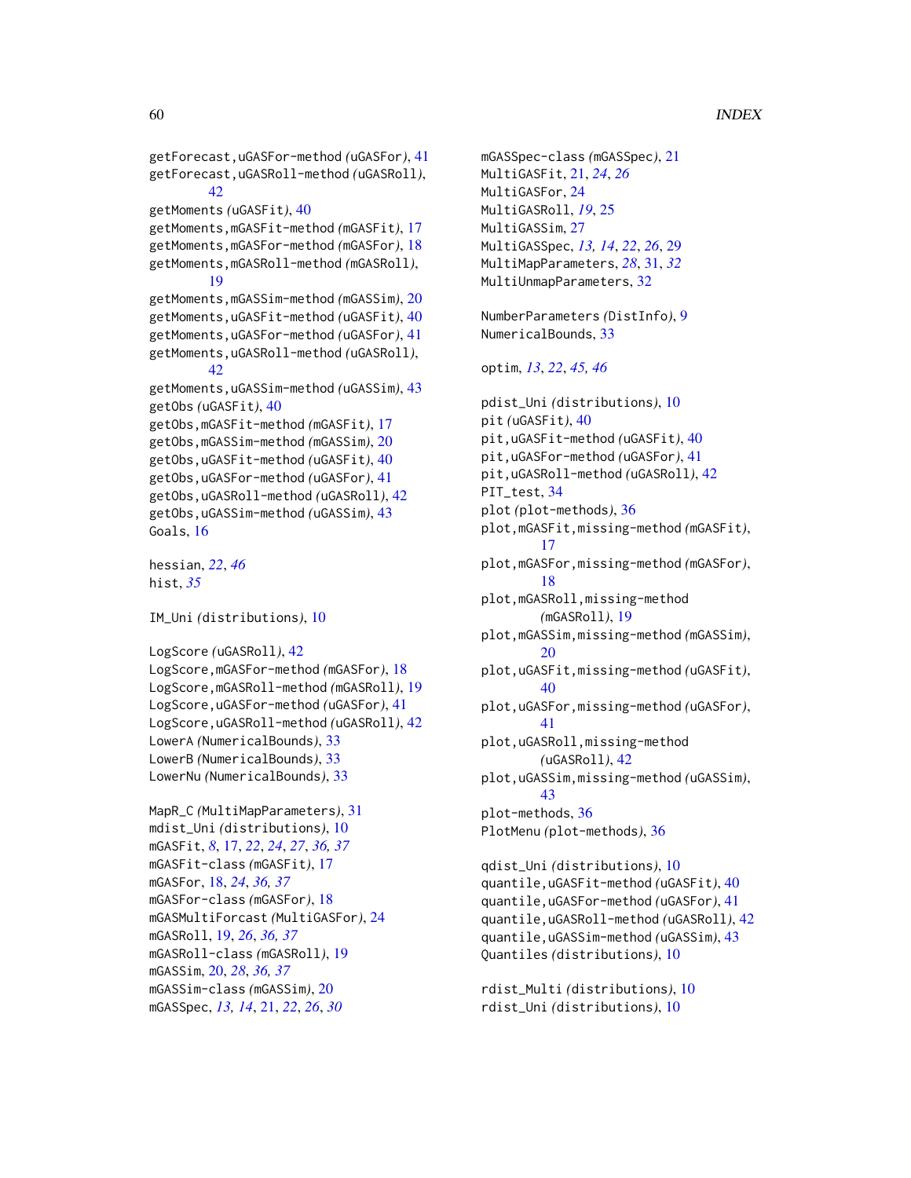getForecast,uGASFor-method *(uGASFor)*, 41
getForecast,uGASRoll-method *(uGASRoll)*, 42
getMoments *(uGASFit)*, 40
getMoments,mGASFit-method *(mGASFit)*, 17
getMoments,mGASFor-method *(mGASFor)*, 18
getMoments,mGASRoll-method *(mGASRoll)*, 19
getMoments,mGASSim-method *(mGASSim)*, 20
getMoments,uGASFit-method *(uGASFit)*, 40
getMoments,uGASFor-method *(uGASFor)*, 41
getMoments,uGASRoll-method *(uGASRoll)*, 42
getMoments,uGASSim-method *(uGASSim)*, 43
getObs *(uGASFit)*, 40
getObs,mGASFit-method *(mGASFit)*, 17
getObs,mGASSim-method *(mGASSim)*, 20
getObs,uGASFit-method *(uGASFit)*, 40
getObs,uGASFor-method *(uGASFor)*, 41
getObs,uGASRoll-method *(uGASRoll)*, 42
getObs,uGASSim-method *(uGASSim)*, 43
Goals, 16

hessian, *22*, *46*
hist, *35*

IM_Uni *(distributions)*, 10

LogScore *(uGASRoll)*, 42
LogScore,mGASFor-method *(mGASFor)*, 18
LogScore,mGASRoll-method *(mGASRoll)*, 19
LogScore,uGASFor-method *(uGASFor)*, 41
LogScore,uGASRoll-method *(uGASRoll)*, 42
LowerA *(NumericalBounds)*, 33
LowerB *(NumericalBounds)*, 33
LowerNu *(NumericalBounds)*, 33

MapR_C *(MultiMapParameters)*, 31
mdist_Uni *(distributions)*, 10
mGASFit, *8*, 17, *22*, *24*, *27*, *36, 37*
mGASFit-class *(mGASFit)*, 17
mGASFor, 18, *24*, *36, 37*
mGASFor-class *(mGASFor)*, 18
mGASMultiForcast *(MultiGASFor)*, 24
mGASRoll, 19, *26*, *36, 37*
mGASRoll-class *(mGASRoll)*, 19
mGASSim, 20, *28*, *36, 37*
mGASSim-class *(mGASSim)*, 20
mGASSpec, *13, 14*, 21, *22*, *26*, *30*
mGASSpec-class *(mGASSpec)*, 21
MultiGASFit, 21, *24*, *26*
MultiGASFor, 24
MultiGASRoll, *19*, 25
MultiGASSim, 27
MultiGASSpec, *13, 14*, *22*, *26*, 29
MultiMapParameters, *28*, 31, *32*
MultiUnmapParameters, 32

NumberParameters *(DistInfo)*, 9
NumericalBounds, 33

optim, *13*, *22*, *45, 46*

pdist_Uni *(distributions)*, 10
pit *(uGASFit)*, 40
pit,uGASFit-method *(uGASFit)*, 40
pit,uGASFor-method *(uGASFor)*, 41
pit,uGASRoll-method *(uGASRoll)*, 42
PIT_test, 34
plot *(plot-methods)*, 36
plot,mGASFit,missing-method *(mGASFit)*, 17
plot,mGASFor,missing-method *(mGASFor)*, 18
plot,mGASRoll,missing-method *(mGASRoll)*, 19
plot,mGASSim,missing-method *(mGASSim)*, 20
plot,uGASFit,missing-method *(uGASFit)*, 40
plot,uGASFor,missing-method *(uGASFor)*, 41
plot,uGASRoll,missing-method *(uGASRoll)*, 42
plot,uGASSim,missing-method *(uGASSim)*, 43
plot-methods, 36
PlotMenu *(plot-methods)*, 36

qdist_Uni *(distributions)*, 10
quantile,uGASFit-method *(uGASFit)*, 40
quantile,uGASFor-method *(uGASFor)*, 41
quantile,uGASRoll-method *(uGASRoll)*, 42
quantile,uGASSim-method *(uGASSim)*, 43
Quantiles *(distributions)*, 10

rdist_Multi *(distributions)*, 10
rdist_Uni *(distributions)*, 10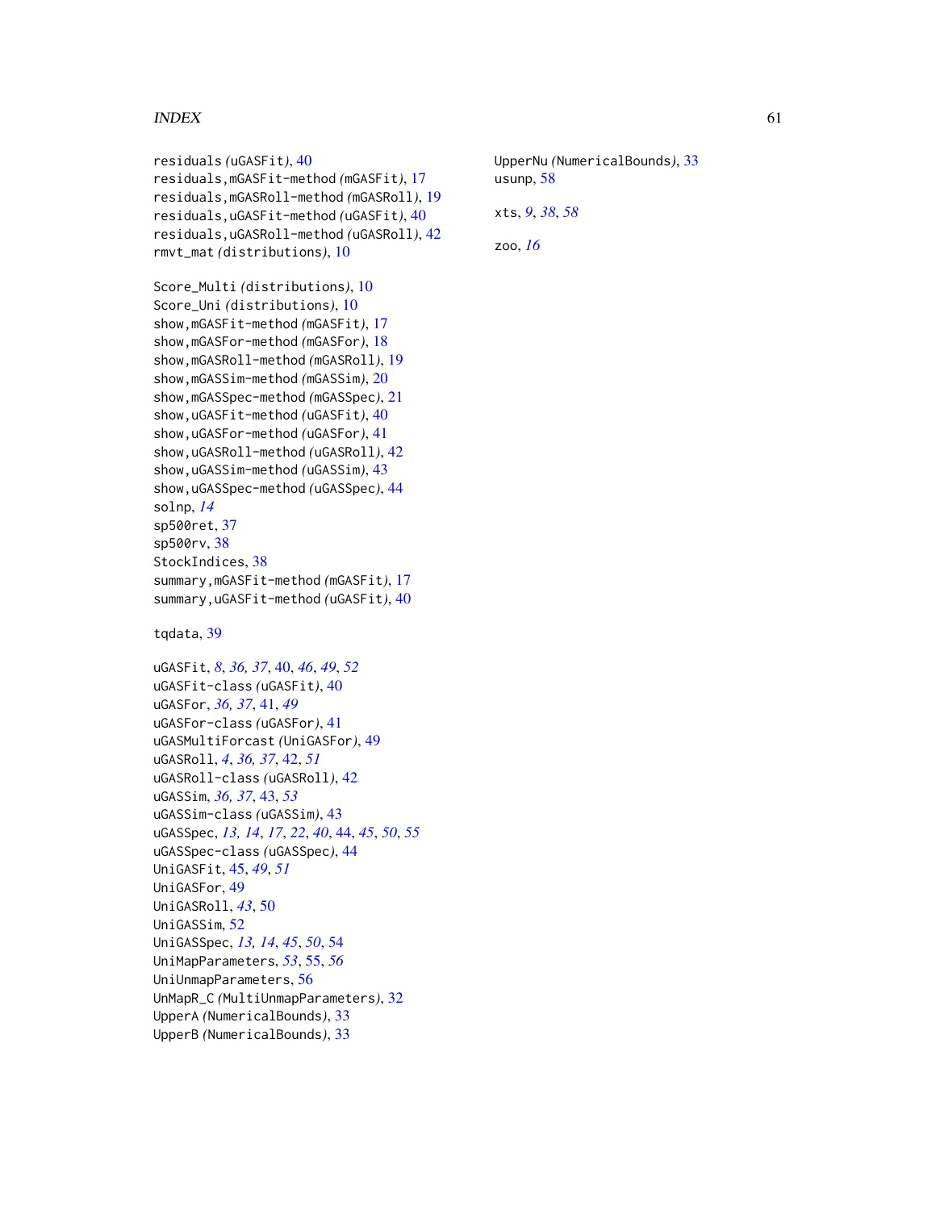residuals (uGASFit), 40
residuals,mGASFit-method (mGASFit), 17
residuals,mGASRoll-method (mGASRoll), 19
residuals,uGASFit-method (uGASFit), 40
residuals,uGASRoll-method (uGASRoll), 42
rmvt_mat (distributions), 10

Score_Multi (distributions), 10
Score_Uni (distributions), 10
show,mGASFit-method (mGASFit), 17
show,mGASFor-method (mGASFor), 18
show,mGASRoll-method (mGASRoll), 19
show,mGASSim-method (mGASSim), 20
show,mGASSpec-method (mGASSpec), 21
show,uGASFit-method (uGASFit), 40
show,uGASFor-method (uGASFor), 41
show,uGASRoll-method (uGASRoll), 42
show,uGASSim-method (uGASSim), 43
show,uGASSpec-method (uGASSpec), 44
solnp, *14*
sp500ret, 37
sp500rv, 38
StockIndices, 38
summary,mGASFit-method (mGASFit), 17
summary,uGASFit-method (uGASFit), 40

tqdata, 39

uGASFit, *8*, *36, 37*, 40, *46*, *49*, *52*
uGASFit-class (uGASFit), 40
uGASFor, *36, 37*, 41, *49*
uGASFor-class (uGASFor), 41
uGASMultiForcast (UniGASFor), 49
uGASRoll, *4*, *36, 37*, 42, *51*
uGASRoll-class (uGASRoll), 42
uGASSim, *36, 37*, 43, *53*
uGASSim-class (uGASSim), 43
uGASSpec, *13, 14*, *17*, *22*, *40*, 44, *45*, *50*, *55*
uGASSpec-class (uGASSpec), 44
UniGASFit, 45, *49*, *51*
UniGASFor, 49
UniGASRoll, *43*, 50
UniGASSim, 52
UniGASSpec, *13, 14*, *45*, *50*, 54
UniMapParameters, *53*, 55, *56*
UniUnmapParameters, 56
UnMapR_C (MultiUnmapParameters), 32
UpperA (NumericalBounds), 33
UpperB (NumericalBounds), 33
UpperNu (NumericalBounds), 33
usunp, 58

xts, *9*, *38*, *58*

zoo, *16*